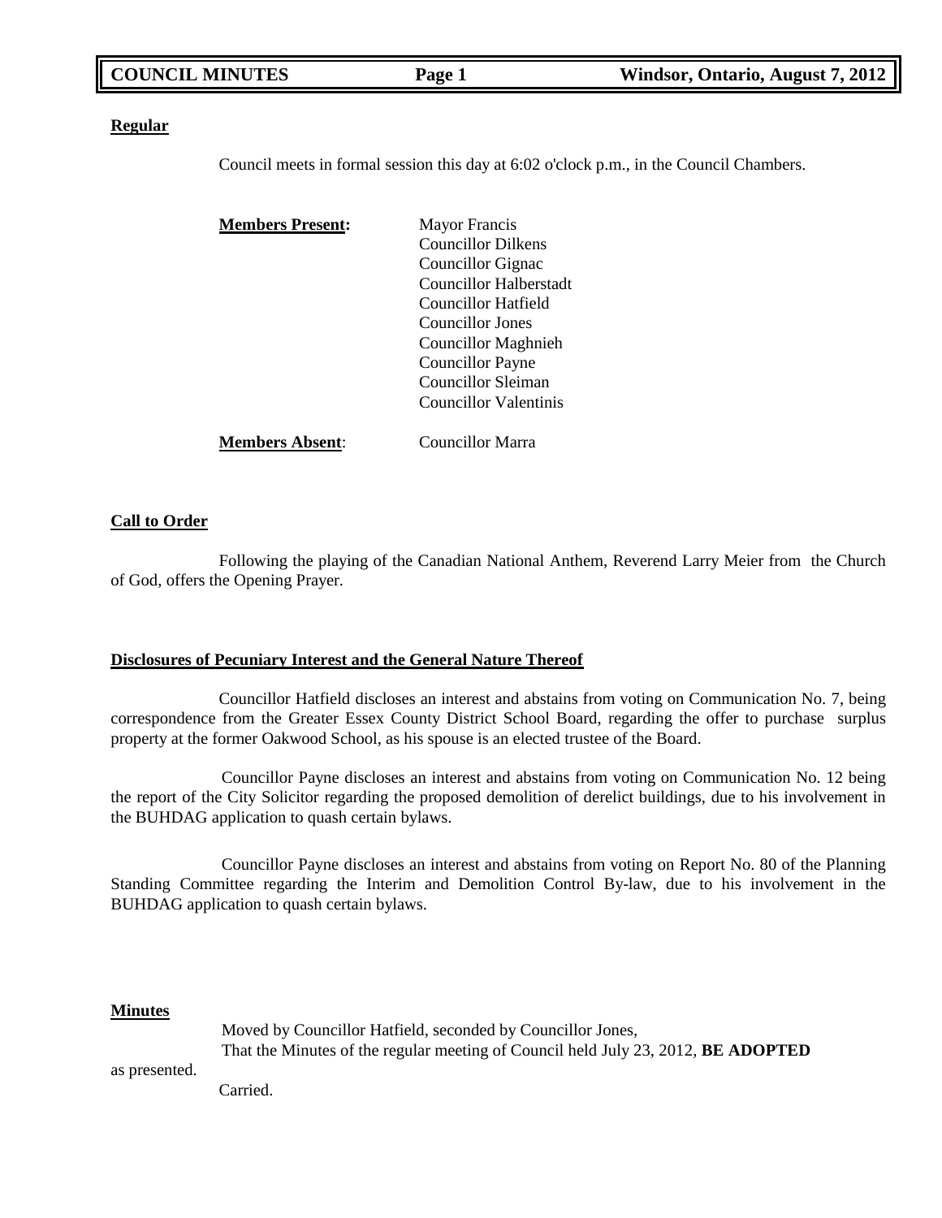**Regular**

Council meets in formal session this day at 6:02 o'clock p.m., in the Council Chambers.

**Members Present:**
Mayor Francis
Councillor Dilkens
Councillor Gignac
Councillor Halberstadt
Councillor Hatfield
Councillor Jones
Councillor Maghnieh
Councillor Payne
Councillor Sleiman
Councillor Valentinis

**Members Absent**: Councillor Marra

**Call to Order**

Following the playing of the Canadian National Anthem, Reverend Larry Meier from the Church of God, offers the Opening Prayer.

**Disclosures of Pecuniary Interest and the General Nature Thereof**

Councillor Hatfield discloses an interest and abstains from voting on Communication No. 7, being correspondence from the Greater Essex County District School Board, regarding the offer to purchase surplus property at the former Oakwood School, as his spouse is an elected trustee of the Board.

Councillor Payne discloses an interest and abstains from voting on Communication No. 12 being the report of the City Solicitor regarding the proposed demolition of derelict buildings, due to his involvement in the BUHDAG application to quash certain bylaws.

Councillor Payne discloses an interest and abstains from voting on Report No. 80 of the Planning Standing Committee regarding the Interim and Demolition Control By-law, due to his involvement in the BUHDAG application to quash certain bylaws.

**Minutes**

Moved by Councillor Hatfield, seconded by Councillor Jones,
That the Minutes of the regular meeting of Council held July 23, 2012, **BE ADOPTED** as presented.
Carried.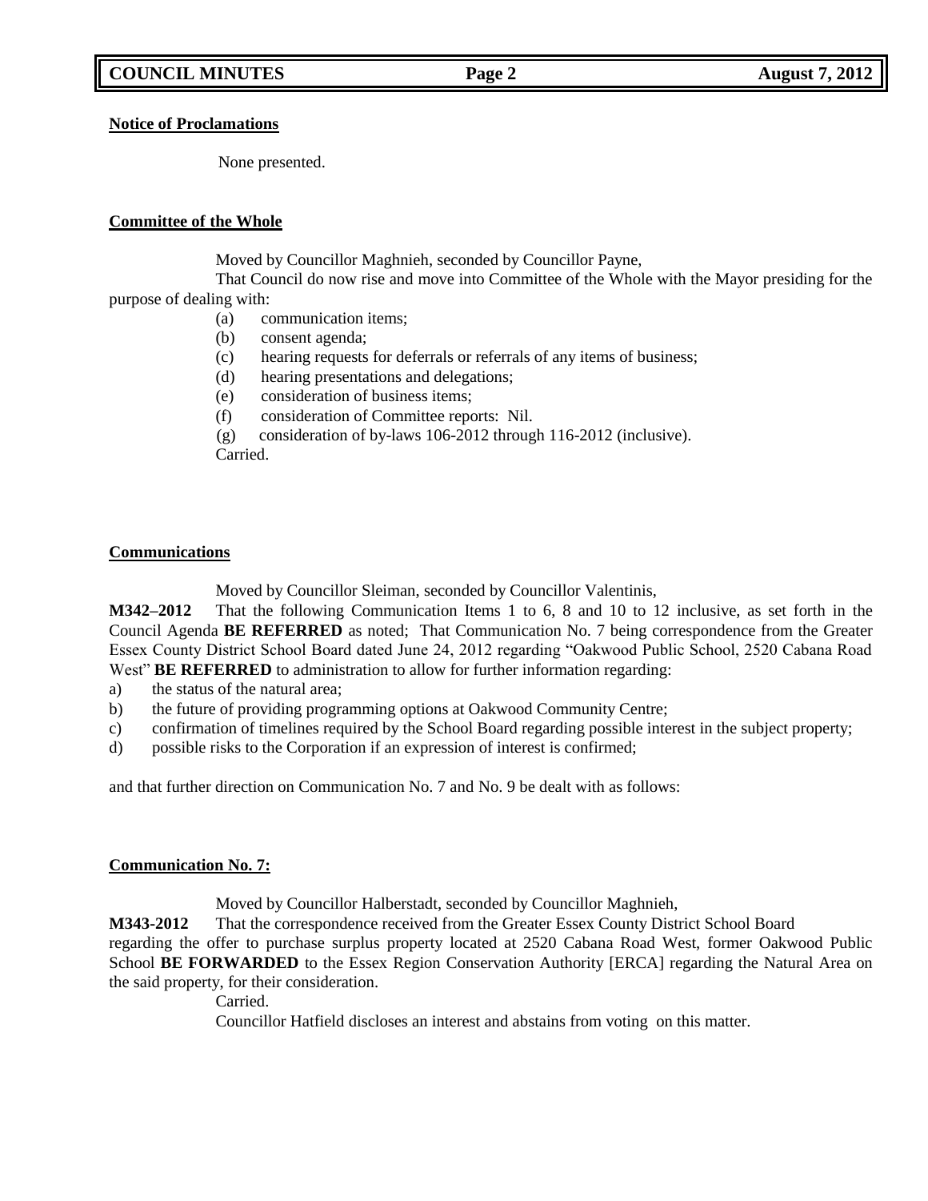**Notice of Proclamations**

None presented.

**Committee of the Whole**

Moved by Councillor Maghnieh, seconded by Councillor Payne,

That Council do now rise and move into Committee of the Whole with the Mayor presiding for the purpose of dealing with:

(a) communication items;
(b) consent agenda;
(c) hearing requests for deferrals or referrals of any items of business;
(d) hearing presentations and delegations;
(e) consideration of business items;
(f) consideration of Committee reports: Nil.
(g) consideration of by-laws 106-2012 through 116-2012 (inclusive).

Carried.

**Communications**

Moved by Councillor Sleiman, seconded by Councillor Valentinis,

**M342–2012** That the following Communication Items 1 to 6, 8 and 10 to 12 inclusive, as set forth in the Council Agenda **BE REFERRED** as noted; That Communication No. 7 being correspondence from the Greater Essex County District School Board dated June 24, 2012 regarding "Oakwood Public School, 2520 Cabana Road West" **BE REFERRED** to administration to allow for further information regarding:

a) the status of the natural area;
b) the future of providing programming options at Oakwood Community Centre;
c) confirmation of timelines required by the School Board regarding possible interest in the subject property;
d) possible risks to the Corporation if an expression of interest is confirmed;

and that further direction on Communication No. 7 and No. 9 be dealt with as follows:

**Communication No. 7:**

Moved by Councillor Halberstadt, seconded by Councillor Maghnieh,

**M343-2012** That the correspondence received from the Greater Essex County District School Board regarding the offer to purchase surplus property located at 2520 Cabana Road West, former Oakwood Public School **BE FORWARDED** to the Essex Region Conservation Authority [ERCA] regarding the Natural Area on the said property, for their consideration.

Carried.

Councillor Hatfield discloses an interest and abstains from voting on this matter.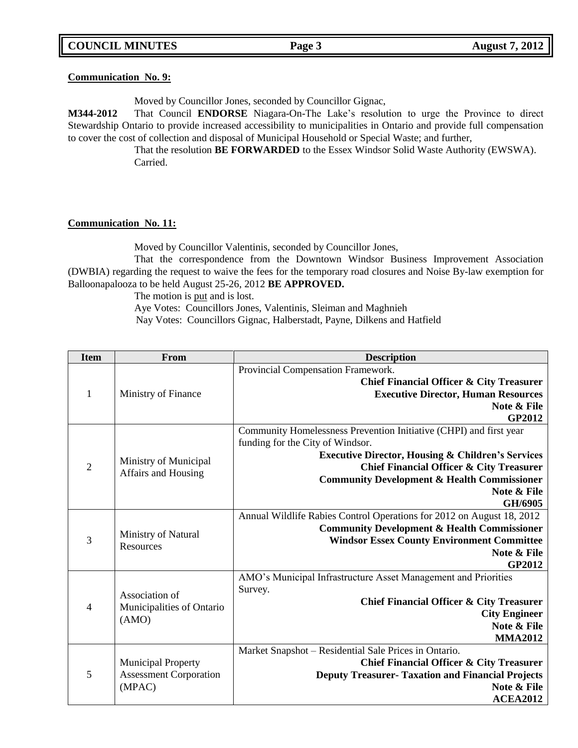**Communication No. 9:**

Moved by Councillor Jones, seconded by Councillor Gignac,

**M344-2012** That Council **ENDORSE** Niagara-On-The Lake's resolution to urge the Province to direct Stewardship Ontario to provide increased accessibility to municipalities in Ontario and provide full compensation to cover the cost of collection and disposal of Municipal Household or Special Waste; and further,

That the resolution **BE FORWARDED** to the Essex Windsor Solid Waste Authority (EWSWA).
Carried.

**Communication No. 11:**

Moved by Councillor Valentinis, seconded by Councillor Jones,

That the correspondence from the Downtown Windsor Business Improvement Association (DWBIA) regarding the request to waive the fees for the temporary road closures and Noise By-law exemption for Balloonapalooza to be held August 25-26, 2012 **BE APPROVED.**

The motion is put and is lost.

Aye Votes: Councillors Jones, Valentinis, Sleiman and Maghnieh

Nay Votes: Councillors Gignac, Halberstadt, Payne, Dilkens and Hatfield

| Item | From | Description |
|---|---|---|
| 1 | Ministry of Finance | Provincial Compensation Framework.<br>**Chief Financial Officer & City Treasurer**<br>**Executive Director, Human Resources**<br>**Note & File**<br>**GP2012** |
| 2 | Ministry of Municipal Affairs and Housing | Community Homelessness Prevention Initiative (CHPI) and first year funding for the City of Windsor.<br>**Executive Director, Housing & Children's Services**<br>**Chief Financial Officer & City Treasurer**<br>**Community Development & Health Commissioner**<br>**Note & File**<br>**GH/6905** |
| 3 | Ministry of Natural Resources | Annual Wildlife Rabies Control Operations for 2012 on August 18, 2012<br>**Community Development & Health Commissioner**<br>**Windsor Essex County Environment Committee**<br>**Note & File**<br>**GP2012** |
| 4 | Association of Municipalities of Ontario (AMO) | AMO's Municipal Infrastructure Asset Management and Priorities Survey.<br>**Chief Financial Officer & City Treasurer**<br>**City Engineer**<br>**Note & File**<br>**MMA2012** |
| 5 | Municipal Property Assessment Corporation (MPAC) | Market Snapshot – Residential Sale Prices in Ontario.<br>**Chief Financial Officer & City Treasurer**<br>**Deputy Treasurer- Taxation and Financial Projects**<br>**Note & File**<br>**ACEA2012** |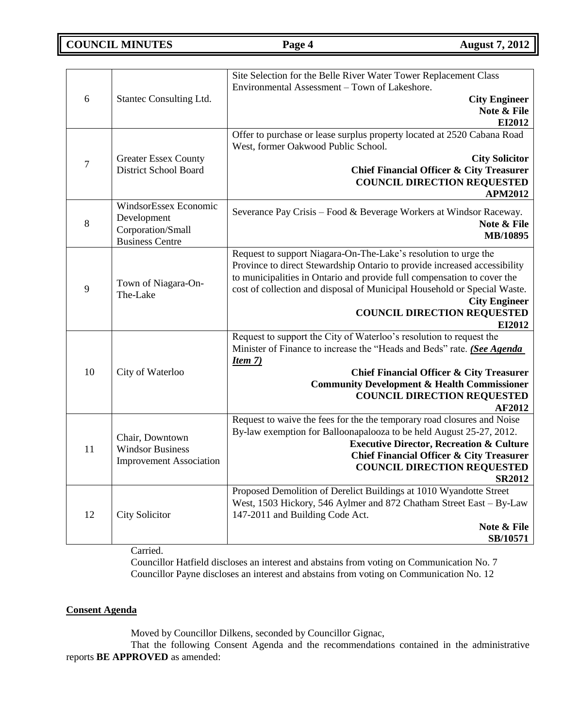| | | |
|---|---|---|
| 6 | Stantec Consulting Ltd. | Site Selection for the Belle River Water Tower Replacement Class Environmental Assessment – Town of Lakeshore. **City Engineer** **Note & File** **EI2012** |
| 7 | Greater Essex County District School Board | Offer to purchase or lease surplus property located at 2520 Cabana Road West, former Oakwood Public School. **City Solicitor** **Chief Financial Officer & City Treasurer** **COUNCIL DIRECTION REQUESTED** **APM2012** |
| 8 | WindsorEssex Economic Development Corporation/Small Business Centre | Severance Pay Crisis – Food & Beverage Workers at Windsor Raceway. **Note & File** **MB/10895** |
| 9 | Town of Niagara-On-The-Lake | Request to support Niagara-On-The-Lake's resolution to urge the Province to direct Stewardship Ontario to provide increased accessibility to municipalities in Ontario and provide full compensation to cover the cost of collection and disposal of Municipal Household or Special Waste. **City Engineer** **COUNCIL DIRECTION REQUESTED** **EI2012** |
| 10 | City of Waterloo | Request to support the City of Waterloo's resolution to request the Minister of Finance to increase the "Heads and Beds" rate. ***(See Agenda Item 7)*** **Chief Financial Officer & City Treasurer** **Community Development & Health Commissioner** **COUNCIL DIRECTION REQUESTED** **AF2012** |
| 11 | Chair, Downtown Windsor Business Improvement Association | Request to waive the fees for the the temporary road closures and Noise By-law exemption for Balloonapalooza to be held August 25-27, 2012. **Executive Director, Recreation & Culture** **Chief Financial Officer & City Treasurer** **COUNCIL DIRECTION REQUESTED** **SR2012** |
| 12 | City Solicitor | Proposed Demolition of Derelict Buildings at 1010 Wyandotte Street West, 1503 Hickory, 546 Aylmer and 872 Chatham Street East – By-Law 147-2011 and Building Code Act. **Note & File** **SB/10571** |

Carried.

Councillor Hatfield discloses an interest and abstains from voting on Communication No. 7
Councillor Payne discloses an interest and abstains from voting on Communication No. 12

**Consent Agenda**

Moved by Councillor Dilkens, seconded by Councillor Gignac,

That the following Consent Agenda and the recommendations contained in the administrative reports **BE APPROVED** as amended: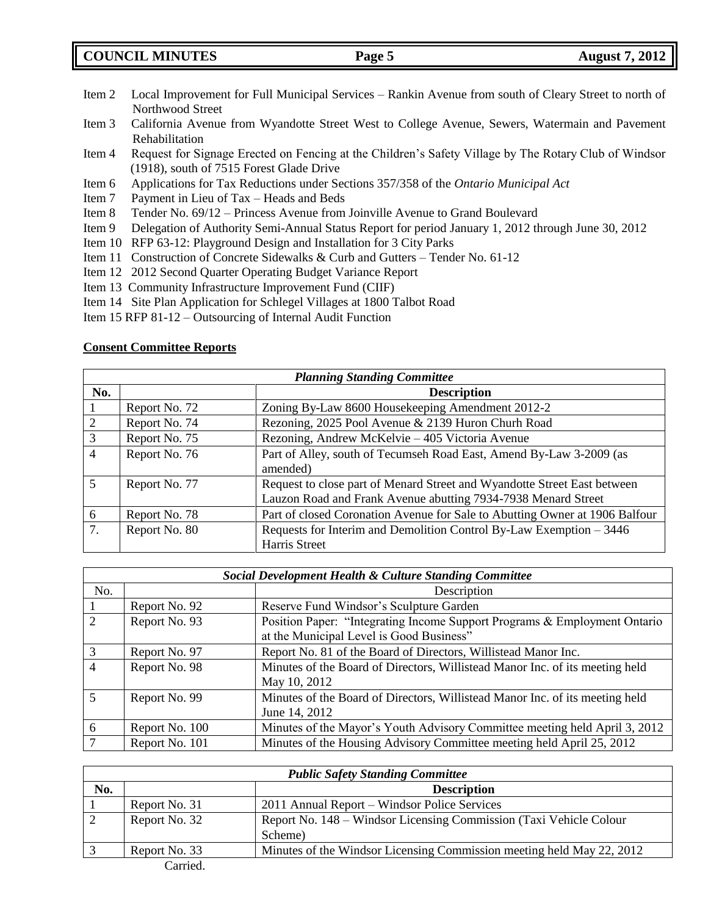Item 2 Local Improvement for Full Municipal Services – Rankin Avenue from south of Cleary Street to north of Northwood Street

Item 3 California Avenue from Wyandotte Street West to College Avenue, Sewers, Watermain and Pavement Rehabilitation

Item 4 Request for Signage Erected on Fencing at the Children's Safety Village by The Rotary Club of Windsor (1918), south of 7515 Forest Glade Drive

Item 6 Applications for Tax Reductions under Sections 357/358 of the *Ontario Municipal Act*

Item 7 Payment in Lieu of Tax – Heads and Beds

Item 8 Tender No. 69/12 – Princess Avenue from Joinville Avenue to Grand Boulevard

Item 9 Delegation of Authority Semi-Annual Status Report for period January 1, 2012 through June 30, 2012

Item 10 RFP 63-12: Playground Design and Installation for 3 City Parks

Item 11 Construction of Concrete Sidewalks & Curb and Gutters – Tender No. 61-12

Item 12 2012 Second Quarter Operating Budget Variance Report

Item 13 Community Infrastructure Improvement Fund (CIIF)

Item 14 Site Plan Application for Schlegel Villages at 1800 Talbot Road

Item 15 RFP 81-12 – Outsourcing of Internal Audit Function

**Consent Committee Reports**

| ***Planning Standing Committee*** | | |
|---|---|---|
| **No.** | | **Description** |
| 1 | Report No. 72 | Zoning By-Law 8600 Housekeeping Amendment 2012-2 |
| 2 | Report No. 74 | Rezoning, 2025 Pool Avenue & 2139 Huron Churh Road |
| 3 | Report No. 75 | Rezoning, Andrew McKelvie – 405 Victoria Avenue |
| 4 | Report No. 76 | Part of Alley, south of Tecumseh Road East, Amend By-Law 3-2009 (as amended) |
| 5 | Report No. 77 | Request to close part of Menard Street and Wyandotte Street East between Lauzon Road and Frank Avenue abutting 7934-7938 Menard Street |
| 6 | Report No. 78 | Part of closed Coronation Avenue for Sale to Abutting Owner at 1906 Balfour |
| 7. | Report No. 80 | Requests for Interim and Demolition Control By-Law Exemption – 3446 Harris Street |

| ***Social Development Health & Culture Standing Committee*** | | |
|---|---|---|
| No. | | Description |
| 1 | Report No. 92 | Reserve Fund Windsor's Sculpture Garden |
| 2 | Report No. 93 | Position Paper: "Integrating Income Support Programs & Employment Ontario at the Municipal Level is Good Business" |
| 3 | Report No. 97 | Report No. 81 of the Board of Directors, Willistead Manor Inc. |
| 4 | Report No. 98 | Minutes of the Board of Directors, Willistead Manor Inc. of its meeting held May 10, 2012 |
| 5 | Report No. 99 | Minutes of the Board of Directors, Willistead Manor Inc. of its meeting held June 14, 2012 |
| 6 | Report No. 100 | Minutes of the Mayor's Youth Advisory Committee meeting held April 3, 2012 |
| 7 | Report No. 101 | Minutes of the Housing Advisory Committee meeting held April 25, 2012 |

| ***Public Safety Standing Committee*** | | |
|---|---|---|
| **No.** | | **Description** |
| 1 | Report No. 31 | 2011 Annual Report – Windsor Police Services |
| 2 | Report No. 32 | Report No. 148 – Windsor Licensing Commission (Taxi Vehicle Colour Scheme) |
| 3 | Report No. 33 | Minutes of the Windsor Licensing Commission meeting held May 22, 2012 |

Carried.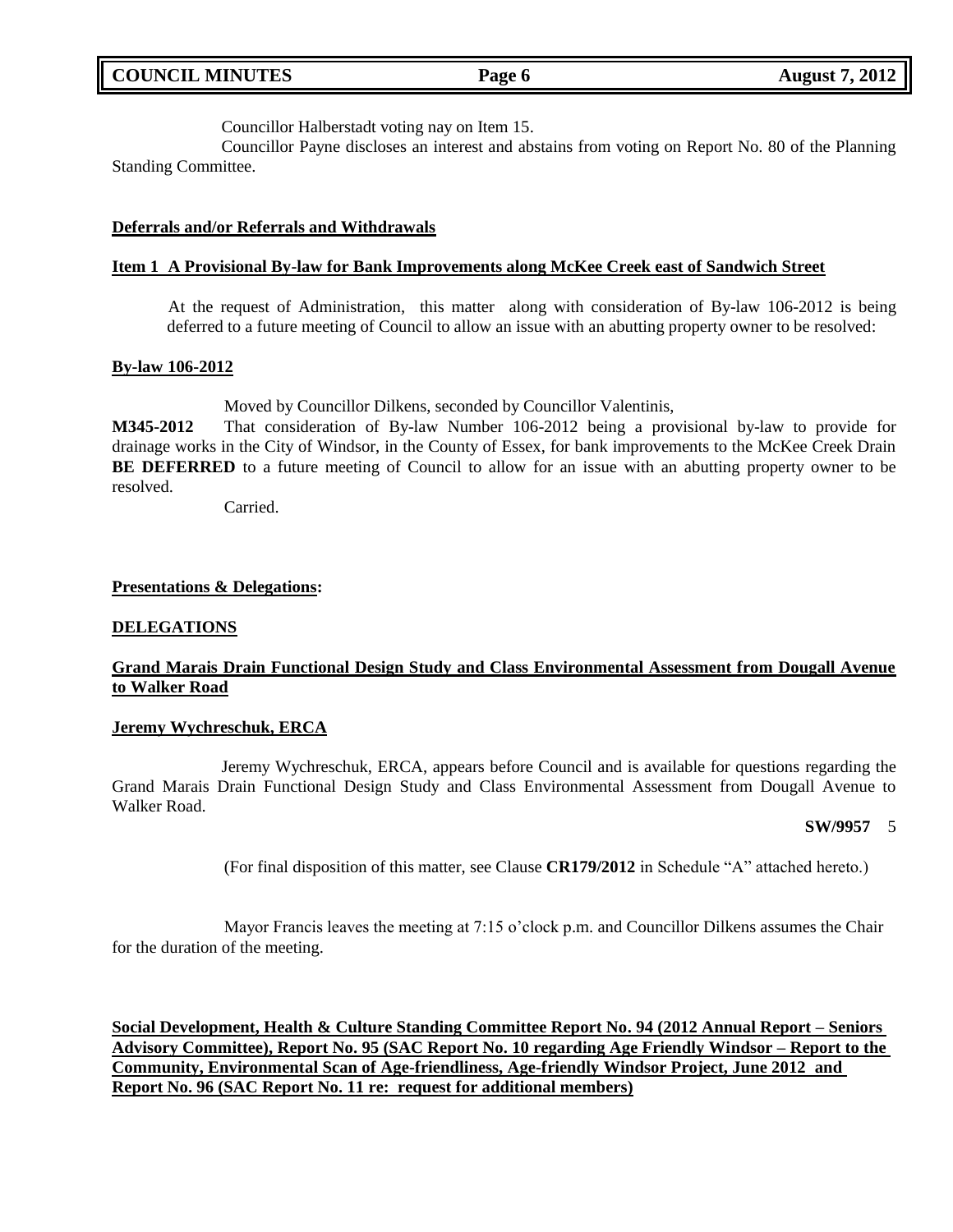Councillor Halberstadt voting nay on Item 15.

Councillor Payne discloses an interest and abstains from voting on Report No. 80 of the Planning Standing Committee.

## Deferrals and/or Referrals and Withdrawals

### Item 1 A Provisional By-law for Bank Improvements along McKee Creek east of Sandwich Street

At the request of Administration, this matter along with consideration of By-law 106-2012 is being deferred to a future meeting of Council to allow an issue with an abutting property owner to be resolved:

### By-law 106-2012

Moved by Councillor Dilkens, seconded by Councillor Valentinis,

**M345-2012** That consideration of By-law Number 106-2012 being a provisional by-law to provide for drainage works in the City of Windsor, in the County of Essex, for bank improvements to the McKee Creek Drain **BE DEFERRED** to a future meeting of Council to allow for an issue with an abutting property owner to be resolved.

Carried.

## Presentations & Delegations:

## DELEGATIONS

### Grand Marais Drain Functional Design Study and Class Environmental Assessment from Dougall Avenue to Walker Road

### Jeremy Wychreschuk, ERCA

Jeremy Wychreschuk, ERCA, appears before Council and is available for questions regarding the Grand Marais Drain Functional Design Study and Class Environmental Assessment from Dougall Avenue to Walker Road.

**SW/9957** 5

(For final disposition of this matter, see Clause **CR179/2012** in Schedule "A" attached hereto.)

Mayor Francis leaves the meeting at 7:15 o'clock p.m. and Councillor Dilkens assumes the Chair for the duration of the meeting.

### Social Development, Health & Culture Standing Committee Report No. 94 (2012 Annual Report – Seniors Advisory Committee), Report No. 95 (SAC Report No. 10 regarding Age Friendly Windsor – Report to the Community, Environmental Scan of Age-friendliness, Age-friendly Windsor Project, June 2012 and Report No. 96 (SAC Report No. 11 re: request for additional members)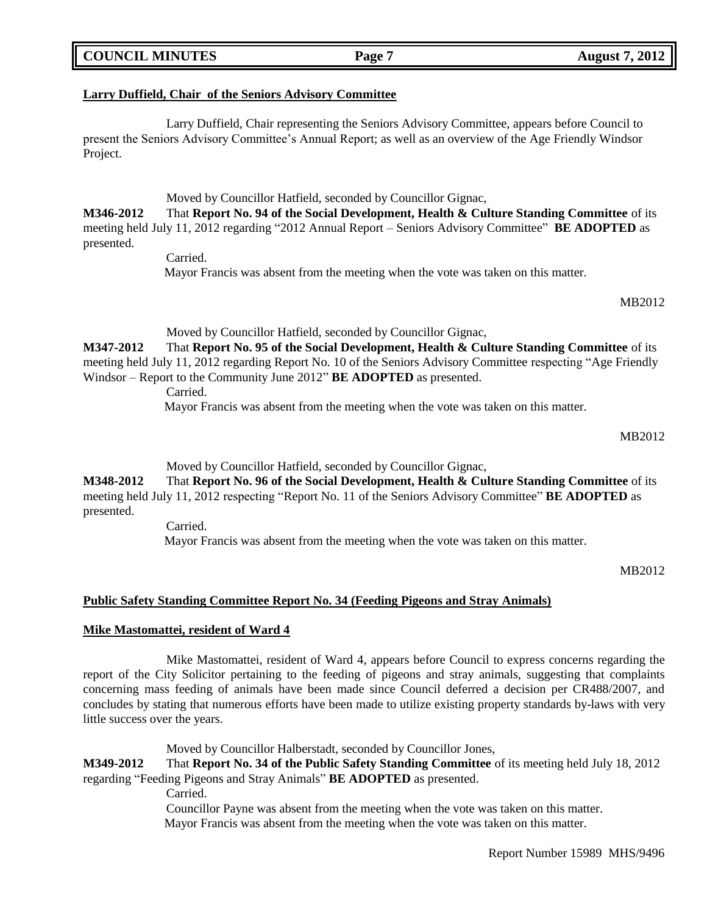**Larry Duffield, Chair of the Seniors Advisory Committee**

Larry Duffield, Chair representing the Seniors Advisory Committee, appears before Council to present the Seniors Advisory Committee's Annual Report; as well as an overview of the Age Friendly Windsor Project.

Moved by Councillor Hatfield, seconded by Councillor Gignac,

**M346-2012** That **Report No. 94 of the Social Development, Health & Culture Standing Committee** of its meeting held July 11, 2012 regarding "2012 Annual Report – Seniors Advisory Committee" **BE ADOPTED** as presented.

Carried.

Mayor Francis was absent from the meeting when the vote was taken on this matter.

MB2012

Moved by Councillor Hatfield, seconded by Councillor Gignac,

**M347-2012** That **Report No. 95 of the Social Development, Health & Culture Standing Committee** of its meeting held July 11, 2012 regarding Report No. 10 of the Seniors Advisory Committee respecting "Age Friendly Windsor – Report to the Community June 2012" **BE ADOPTED** as presented.

Carried.

Mayor Francis was absent from the meeting when the vote was taken on this matter.

MB2012

Moved by Councillor Hatfield, seconded by Councillor Gignac,

**M348-2012** That **Report No. 96 of the Social Development, Health & Culture Standing Committee** of its meeting held July 11, 2012 respecting "Report No. 11 of the Seniors Advisory Committee" **BE ADOPTED** as presented.

Carried.

Mayor Francis was absent from the meeting when the vote was taken on this matter.

MB2012

**Public Safety Standing Committee Report No. 34 (Feeding Pigeons and Stray Animals)**

**Mike Mastomattei, resident of Ward 4**

Mike Mastomattei, resident of Ward 4, appears before Council to express concerns regarding the report of the City Solicitor pertaining to the feeding of pigeons and stray animals, suggesting that complaints concerning mass feeding of animals have been made since Council deferred a decision per CR488/2007, and concludes by stating that numerous efforts have been made to utilize existing property standards by-laws with very little success over the years.

Moved by Councillor Halberstadt, seconded by Councillor Jones,

**M349-2012** That **Report No. 34 of the Public Safety Standing Committee** of its meeting held July 18, 2012 regarding "Feeding Pigeons and Stray Animals" **BE ADOPTED** as presented.

Carried.

Councillor Payne was absent from the meeting when the vote was taken on this matter.

Mayor Francis was absent from the meeting when the vote was taken on this matter.

Report Number 15989 MHS/9496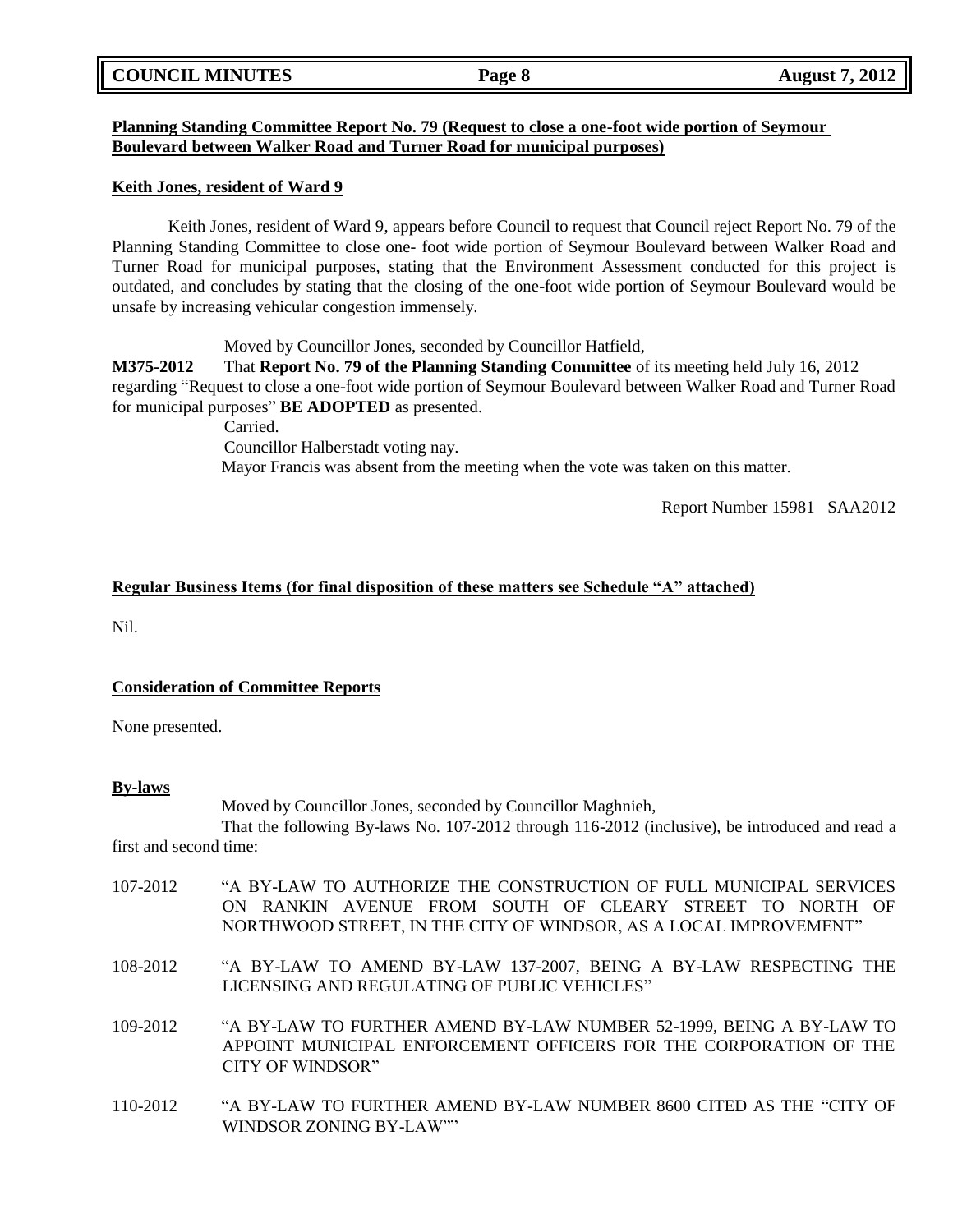**Planning Standing Committee Report No. 79 (Request to close a one-foot wide portion of Seymour Boulevard between Walker Road and Turner Road for municipal purposes)**

**Keith Jones, resident of Ward 9**

Keith Jones, resident of Ward 9, appears before Council to request that Council reject Report No. 79 of the Planning Standing Committee to close one- foot wide portion of Seymour Boulevard between Walker Road and Turner Road for municipal purposes, stating that the Environment Assessment conducted for this project is outdated, and concludes by stating that the closing of the one-foot wide portion of Seymour Boulevard would be unsafe by increasing vehicular congestion immensely.

Moved by Councillor Jones, seconded by Councillor Hatfield,

**M375-2012** That **Report No. 79 of the Planning Standing Committee** of its meeting held July 16, 2012 regarding "Request to close a one-foot wide portion of Seymour Boulevard between Walker Road and Turner Road for municipal purposes" **BE ADOPTED** as presented.

Carried.

Councillor Halberstadt voting nay.

Mayor Francis was absent from the meeting when the vote was taken on this matter.

Report Number 15981 SAA2012

**Regular Business Items (for final disposition of these matters see Schedule "A" attached)**

Nil.

**Consideration of Committee Reports**

None presented.

**By-laws**

Moved by Councillor Jones, seconded by Councillor Maghnieh,

That the following By-laws No. 107-2012 through 116-2012 (inclusive), be introduced and read a first and second time:

107-2012 "A BY-LAW TO AUTHORIZE THE CONSTRUCTION OF FULL MUNICIPAL SERVICES ON RANKIN AVENUE FROM SOUTH OF CLEARY STREET TO NORTH OF NORTHWOOD STREET, IN THE CITY OF WINDSOR, AS A LOCAL IMPROVEMENT"

108-2012 "A BY-LAW TO AMEND BY-LAW 137-2007, BEING A BY-LAW RESPECTING THE LICENSING AND REGULATING OF PUBLIC VEHICLES"

109-2012 "A BY-LAW TO FURTHER AMEND BY-LAW NUMBER 52-1999, BEING A BY-LAW TO APPOINT MUNICIPAL ENFORCEMENT OFFICERS FOR THE CORPORATION OF THE CITY OF WINDSOR"

110-2012 "A BY-LAW TO FURTHER AMEND BY-LAW NUMBER 8600 CITED AS THE "CITY OF WINDSOR ZONING BY-LAW""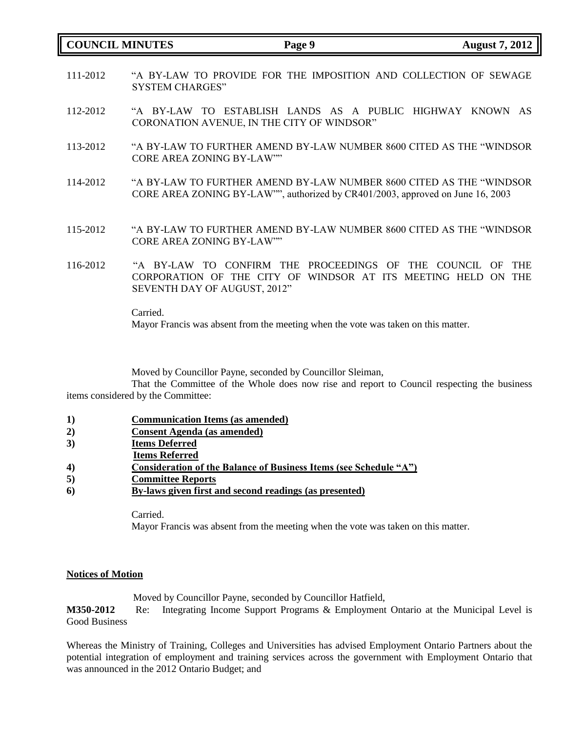111-2012 "A BY-LAW TO PROVIDE FOR THE IMPOSITION AND COLLECTION OF SEWAGE SYSTEM CHARGES"

112-2012 "A BY-LAW TO ESTABLISH LANDS AS A PUBLIC HIGHWAY KNOWN AS CORONATION AVENUE, IN THE CITY OF WINDSOR"

113-2012 "A BY-LAW TO FURTHER AMEND BY-LAW NUMBER 8600 CITED AS THE "WINDSOR CORE AREA ZONING BY-LAW""

114-2012 "A BY-LAW TO FURTHER AMEND BY-LAW NUMBER 8600 CITED AS THE "WINDSOR CORE AREA ZONING BY-LAW"", authorized by CR401/2003, approved on June 16, 2003

115-2012 "A BY-LAW TO FURTHER AMEND BY-LAW NUMBER 8600 CITED AS THE "WINDSOR CORE AREA ZONING BY-LAW""

116-2012 "A BY-LAW TO CONFIRM THE PROCEEDINGS OF THE COUNCIL OF THE CORPORATION OF THE CITY OF WINDSOR AT ITS MEETING HELD ON THE SEVENTH DAY OF AUGUST, 2012"

Carried.
Mayor Francis was absent from the meeting when the vote was taken on this matter.

Moved by Councillor Payne, seconded by Councillor Sleiman,

That the Committee of the Whole does now rise and report to Council respecting the business items considered by the Committee:

1) **Communication Items (as amended)**
2) **Consent Agenda (as amended)**
3) **Items Deferred**
   **Items Referred**
4) **Consideration of the Balance of Business Items (see Schedule "A")**
5) **Committee Reports**
6) **By-laws given first and second readings (as presented)**

Carried.
Mayor Francis was absent from the meeting when the vote was taken on this matter.

## Notices of Motion

Moved by Councillor Payne, seconded by Councillor Hatfield,

**M350-2012** Re: Integrating Income Support Programs & Employment Ontario at the Municipal Level is Good Business

Whereas the Ministry of Training, Colleges and Universities has advised Employment Ontario Partners about the potential integration of employment and training services across the government with Employment Ontario that was announced in the 2012 Ontario Budget; and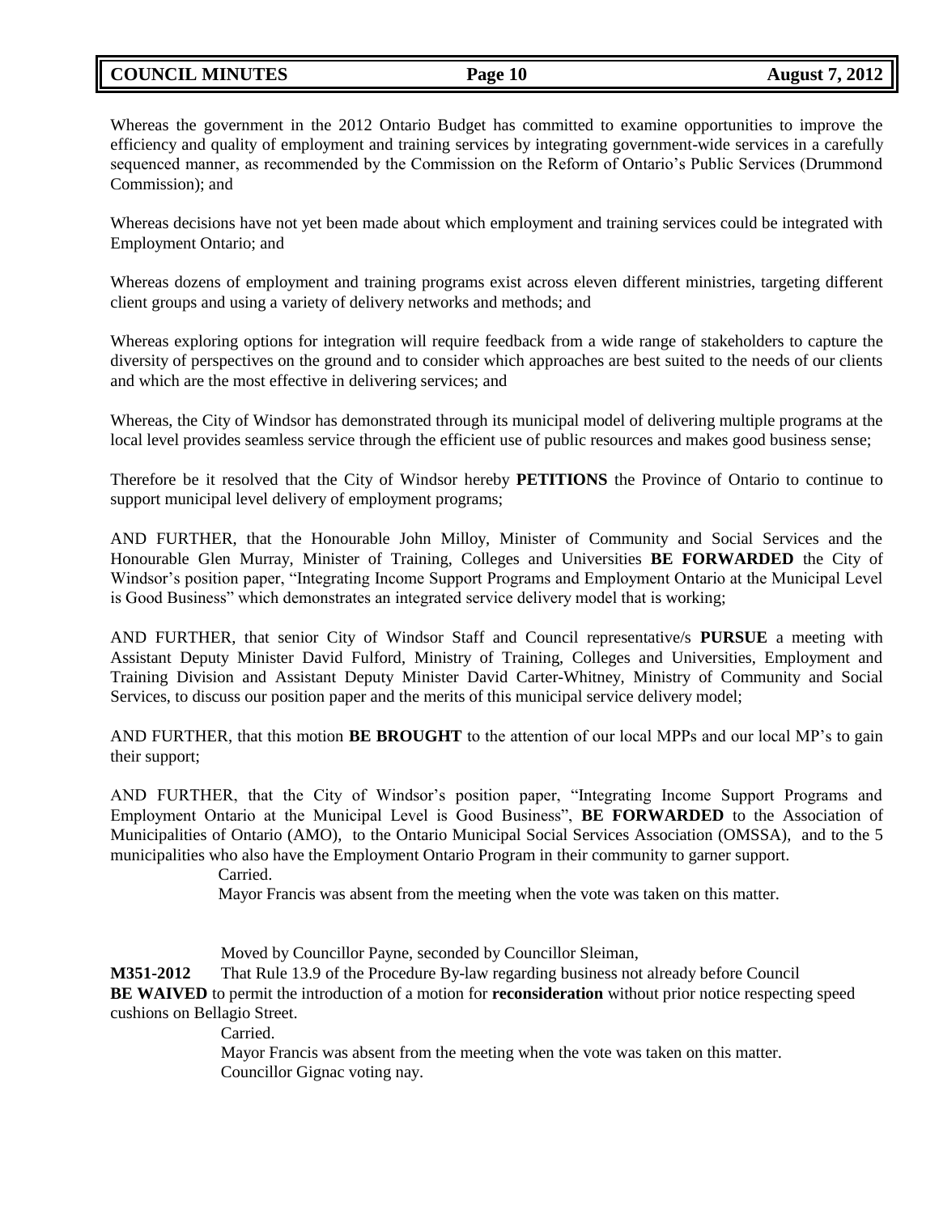Whereas the government in the 2012 Ontario Budget has committed to examine opportunities to improve the efficiency and quality of employment and training services by integrating government-wide services in a carefully sequenced manner, as recommended by the Commission on the Reform of Ontario's Public Services (Drummond Commission); and

Whereas decisions have not yet been made about which employment and training services could be integrated with Employment Ontario; and

Whereas dozens of employment and training programs exist across eleven different ministries, targeting different client groups and using a variety of delivery networks and methods; and

Whereas exploring options for integration will require feedback from a wide range of stakeholders to capture the diversity of perspectives on the ground and to consider which approaches are best suited to the needs of our clients and which are the most effective in delivering services; and

Whereas, the City of Windsor has demonstrated through its municipal model of delivering multiple programs at the local level provides seamless service through the efficient use of public resources and makes good business sense;

Therefore be it resolved that the City of Windsor hereby **PETITIONS** the Province of Ontario to continue to support municipal level delivery of employment programs;

AND FURTHER, that the Honourable John Milloy, Minister of Community and Social Services and the Honourable Glen Murray, Minister of Training, Colleges and Universities **BE FORWARDED** the City of Windsor's position paper, "Integrating Income Support Programs and Employment Ontario at the Municipal Level is Good Business" which demonstrates an integrated service delivery model that is working;

AND FURTHER, that senior City of Windsor Staff and Council representative/s **PURSUE** a meeting with Assistant Deputy Minister David Fulford, Ministry of Training, Colleges and Universities, Employment and Training Division and Assistant Deputy Minister David Carter-Whitney, Ministry of Community and Social Services, to discuss our position paper and the merits of this municipal service delivery model;

AND FURTHER, that this motion **BE BROUGHT** to the attention of our local MPPs and our local MP's to gain their support;

AND FURTHER, that the City of Windsor's position paper, "Integrating Income Support Programs and Employment Ontario at the Municipal Level is Good Business", **BE FORWARDED** to the Association of Municipalities of Ontario (AMO), to the Ontario Municipal Social Services Association (OMSSA), and to the 5 municipalities who also have the Employment Ontario Program in their community to garner support.

Carried.

Mayor Francis was absent from the meeting when the vote was taken on this matter.

Moved by Councillor Payne, seconded by Councillor Sleiman,

**M351-2012** That Rule 13.9 of the Procedure By-law regarding business not already before Council **BE WAIVED** to permit the introduction of a motion for **reconsideration** without prior notice respecting speed cushions on Bellagio Street.

Carried.

Mayor Francis was absent from the meeting when the vote was taken on this matter.
Councillor Gignac voting nay.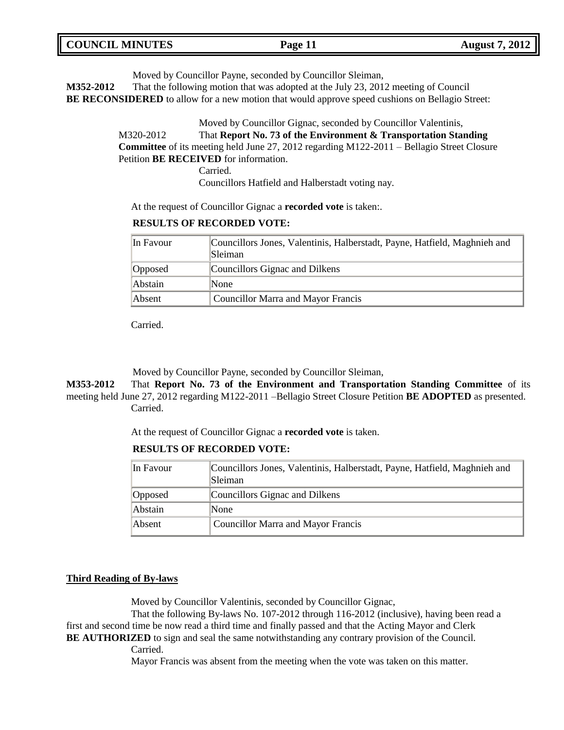Moved by Councillor Payne, seconded by Councillor Sleiman,

**M352-2012** That the following motion that was adopted at the July 23, 2012 meeting of Council **BE RECONSIDERED** to allow for a new motion that would approve speed cushions on Bellagio Street:

> Moved by Councillor Gignac, seconded by Councillor Valentinis,
>
> M320-2012 That **Report No. 73 of the Environment & Transportation Standing Committee** of its meeting held June 27, 2012 regarding M122-2011 – Bellagio Street Closure Petition **BE RECEIVED** for information.
>
> Carried.
>
> Councillors Hatfield and Halberstadt voting nay.

At the request of Councillor Gignac a **recorded vote** is taken:.

**RESULTS OF RECORDED VOTE:**

| In Favour | Councillors Jones, Valentinis, Halberstadt, Payne, Hatfield, Maghnieh and Sleiman |
|---|---|
| Opposed | Councillors Gignac and Dilkens |
| Abstain | None |
| Absent | Councillor Marra and Mayor Francis |

Carried.

Moved by Councillor Payne, seconded by Councillor Sleiman,

**M353-2012** That **Report No. 73 of the Environment and Transportation Standing Committee** of its meeting held June 27, 2012 regarding M122-2011 –Bellagio Street Closure Petition **BE ADOPTED** as presented.

Carried.

At the request of Councillor Gignac a **recorded vote** is taken.

**RESULTS OF RECORDED VOTE:**

| In Favour | Councillors Jones, Valentinis, Halberstadt, Payne, Hatfield, Maghnieh and Sleiman |
|---|---|
| Opposed | Councillors Gignac and Dilkens |
| Abstain | None |
| Absent | Councillor Marra and Mayor Francis |

**Third Reading of By-laws**

Moved by Councillor Valentinis, seconded by Councillor Gignac,

That the following By-laws No. 107-2012 through 116-2012 (inclusive), having been read a first and second time be now read a third time and finally passed and that the Acting Mayor and Clerk **BE AUTHORIZED** to sign and seal the same notwithstanding any contrary provision of the Council.

Carried.

Mayor Francis was absent from the meeting when the vote was taken on this matter.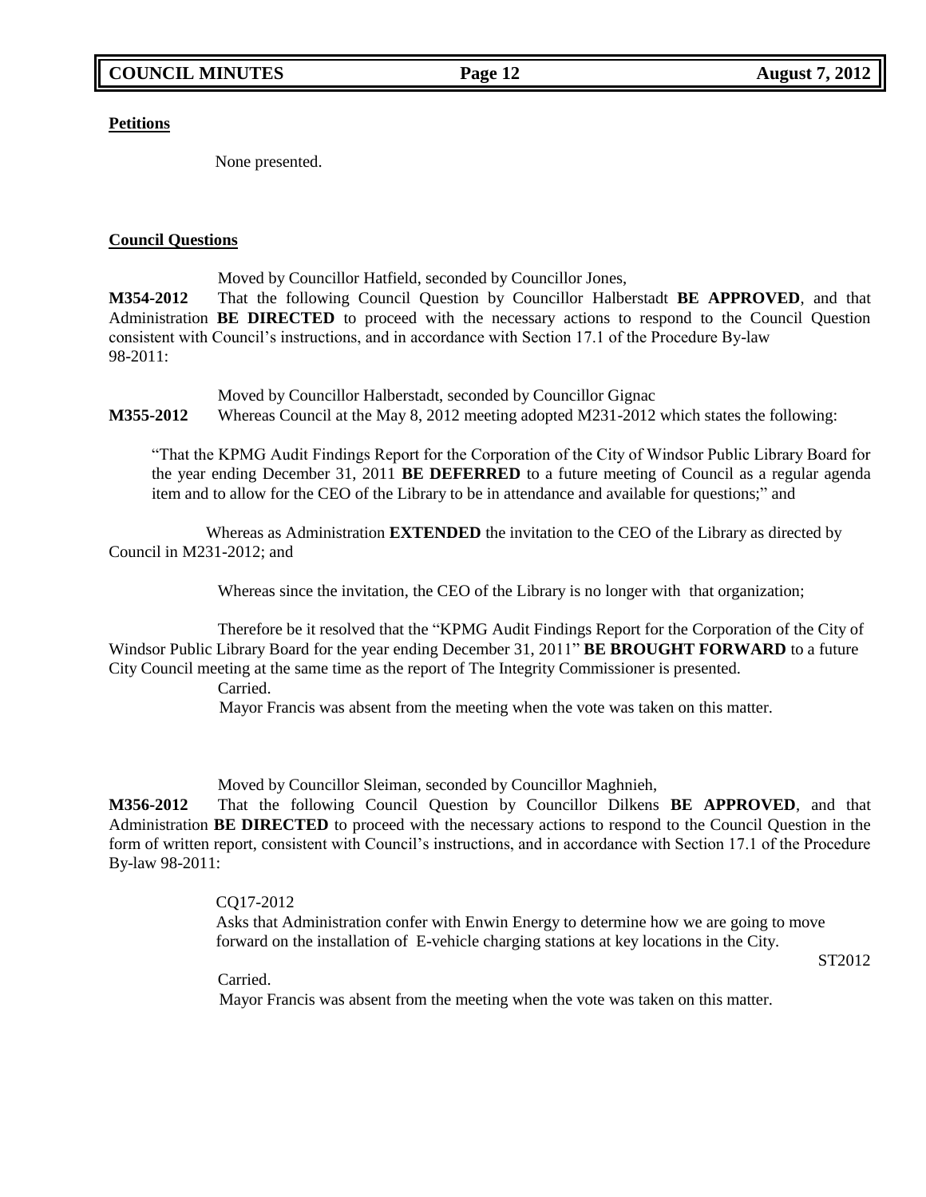**Petitions**

None presented.

**Council Questions**

Moved by Councillor Hatfield, seconded by Councillor Jones,

**M354-2012** That the following Council Question by Councillor Halberstadt **BE APPROVED**, and that Administration **BE DIRECTED** to proceed with the necessary actions to respond to the Council Question consistent with Council's instructions, and in accordance with Section 17.1 of the Procedure By-law 98-2011:

Moved by Councillor Halberstadt, seconded by Councillor Gignac

**M355-2012** Whereas Council at the May 8, 2012 meeting adopted M231-2012 which states the following:

"That the KPMG Audit Findings Report for the Corporation of the City of Windsor Public Library Board for the year ending December 31, 2011 **BE DEFERRED** to a future meeting of Council as a regular agenda item and to allow for the CEO of the Library to be in attendance and available for questions;" and

Whereas as Administration **EXTENDED** the invitation to the CEO of the Library as directed by Council in M231-2012; and

Whereas since the invitation, the CEO of the Library is no longer with that organization;

Therefore be it resolved that the "KPMG Audit Findings Report for the Corporation of the City of Windsor Public Library Board for the year ending December 31, 2011" **BE BROUGHT FORWARD** to a future City Council meeting at the same time as the report of The Integrity Commissioner is presented.

Carried.

Mayor Francis was absent from the meeting when the vote was taken on this matter.

Moved by Councillor Sleiman, seconded by Councillor Maghnieh,

**M356-2012** That the following Council Question by Councillor Dilkens **BE APPROVED**, and that Administration **BE DIRECTED** to proceed with the necessary actions to respond to the Council Question in the form of written report, consistent with Council's instructions, and in accordance with Section 17.1 of the Procedure By-law 98-2011:

CQ17-2012

Asks that Administration confer with Enwin Energy to determine how we are going to move forward on the installation of E-vehicle charging stations at key locations in the City.

ST2012

Carried.

Mayor Francis was absent from the meeting when the vote was taken on this matter.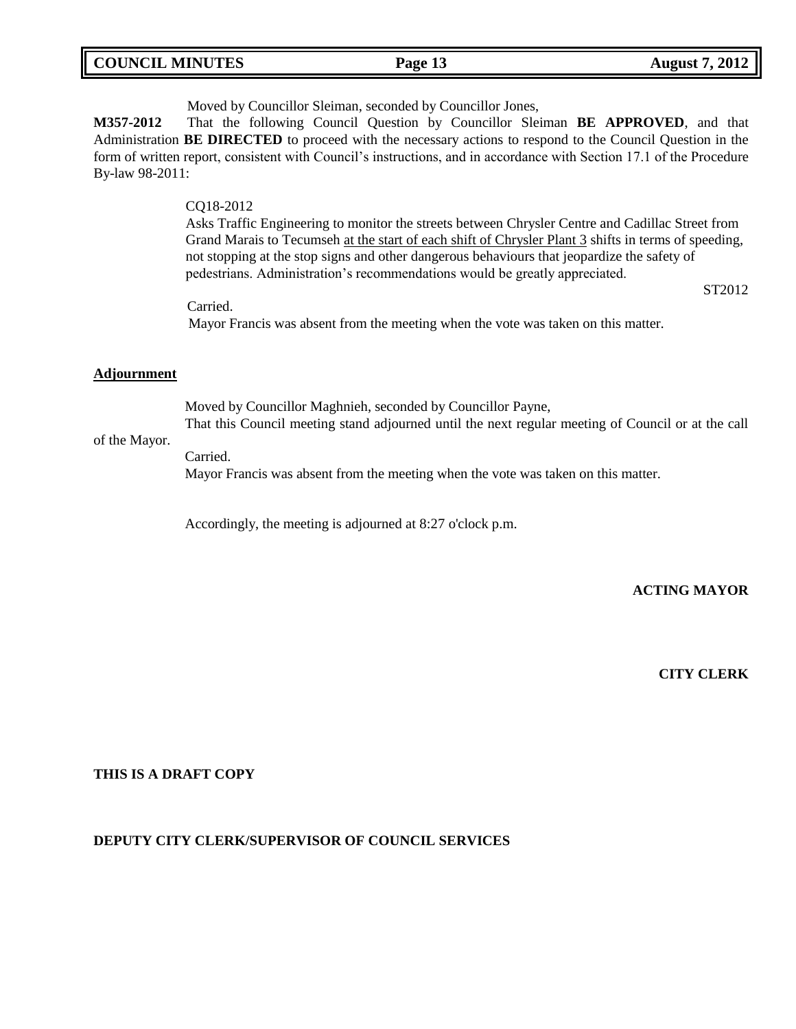Moved by Councillor Sleiman, seconded by Councillor Jones,

**M357-2012** That the following Council Question by Councillor Sleiman **BE APPROVED**, and that Administration **BE DIRECTED** to proceed with the necessary actions to respond to the Council Question in the form of written report, consistent with Council's instructions, and in accordance with Section 17.1 of the Procedure By-law 98-2011:

CQ18-2012
Asks Traffic Engineering to monitor the streets between Chrysler Centre and Cadillac Street from Grand Marais to Tecumseh <u>at the start of each shift of Chrysler Plant 3</u> shifts in terms of speeding, not stopping at the stop signs and other dangerous behaviours that jeopardize the safety of pedestrians. Administration's recommendations would be greatly appreciated.

ST2012

Carried.
Mayor Francis was absent from the meeting when the vote was taken on this matter.

## Adjournment

Moved by Councillor Maghnieh, seconded by Councillor Payne,
That this Council meeting stand adjourned until the next regular meeting of Council or at the call of the Mayor.

Carried.
Mayor Francis was absent from the meeting when the vote was taken on this matter.

Accordingly, the meeting is adjourned at 8:27 o'clock p.m.

**ACTING MAYOR**

**CITY CLERK**

**THIS IS A DRAFT COPY**

**DEPUTY CITY CLERK/SUPERVISOR OF COUNCIL SERVICES**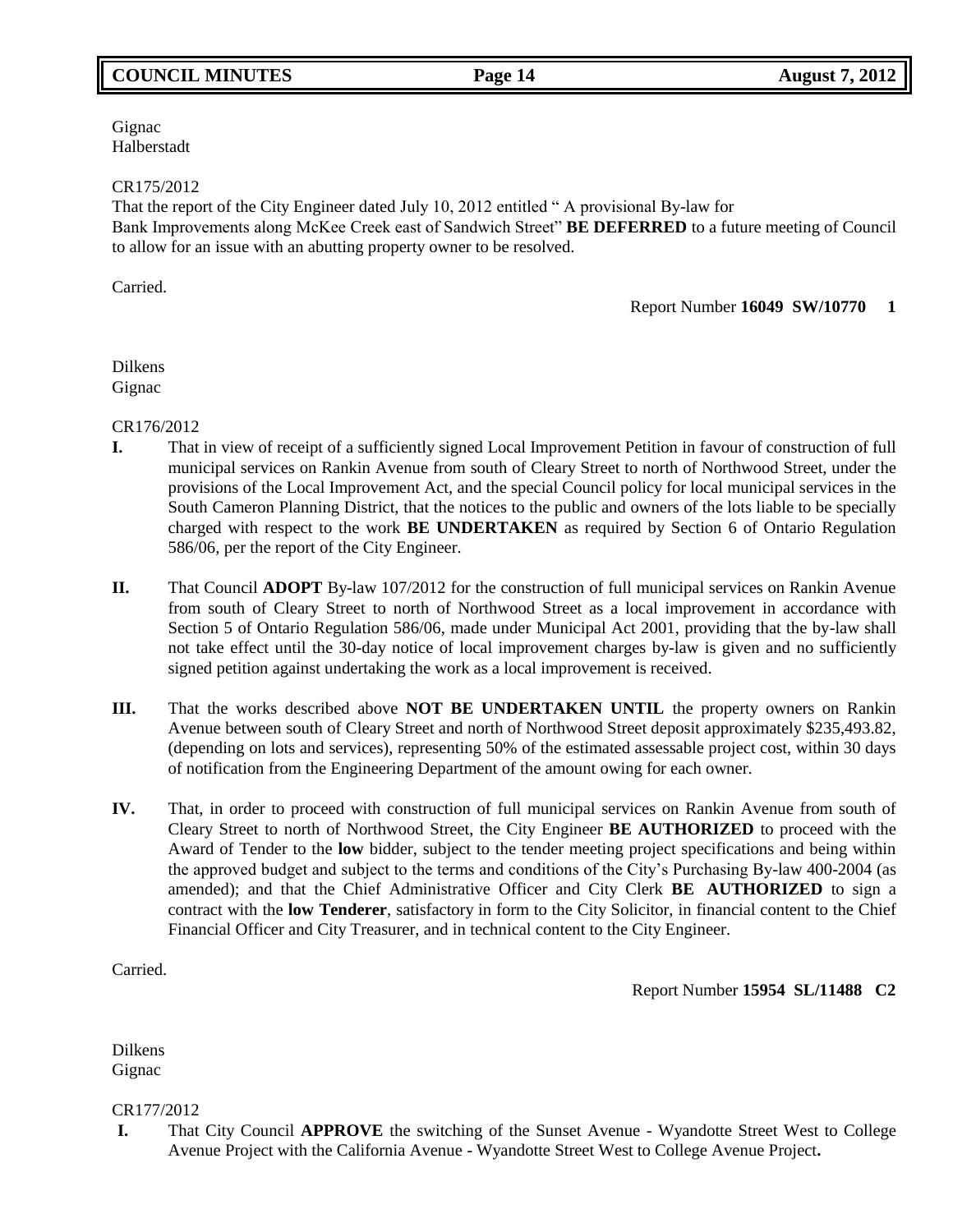Gignac
Halberstadt

CR175/2012
That the report of the City Engineer dated July 10, 2012 entitled " A provisional By-law for Bank Improvements along McKee Creek east of Sandwich Street" **BE DEFERRED** to a future meeting of Council to allow for an issue with an abutting property owner to be resolved.

Carried.

Report Number **16049 SW/10770 1**

Dilkens
Gignac

CR176/2012

**I.** That in view of receipt of a sufficiently signed Local Improvement Petition in favour of construction of full municipal services on Rankin Avenue from south of Cleary Street to north of Northwood Street, under the provisions of the Local Improvement Act, and the special Council policy for local municipal services in the South Cameron Planning District, that the notices to the public and owners of the lots liable to be specially charged with respect to the work **BE UNDERTAKEN** as required by Section 6 of Ontario Regulation 586/06, per the report of the City Engineer.

**II.** That Council **ADOPT** By-law 107/2012 for the construction of full municipal services on Rankin Avenue from south of Cleary Street to north of Northwood Street as a local improvement in accordance with Section 5 of Ontario Regulation 586/06, made under Municipal Act 2001, providing that the by-law shall not take effect until the 30-day notice of local improvement charges by-law is given and no sufficiently signed petition against undertaking the work as a local improvement is received.

**III.** That the works described above **NOT BE UNDERTAKEN UNTIL** the property owners on Rankin Avenue between south of Cleary Street and north of Northwood Street deposit approximately $235,493.82, (depending on lots and services), representing 50% of the estimated assessable project cost, within 30 days of notification from the Engineering Department of the amount owing for each owner.

**IV.** That, in order to proceed with construction of full municipal services on Rankin Avenue from south of Cleary Street to north of Northwood Street, the City Engineer **BE AUTHORIZED** to proceed with the Award of Tender to the **low** bidder, subject to the tender meeting project specifications and being within the approved budget and subject to the terms and conditions of the City's Purchasing By-law 400-2004 (as amended); and that the Chief Administrative Officer and City Clerk **BE AUTHORIZED** to sign a contract with the **low Tenderer**, satisfactory in form to the City Solicitor, in financial content to the Chief Financial Officer and City Treasurer, and in technical content to the City Engineer.

Carried.

Report Number **15954 SL/11488 C2**

Dilkens
Gignac

CR177/2012

**I.** That City Council **APPROVE** the switching of the Sunset Avenue - Wyandotte Street West to College Avenue Project with the California Avenue - Wyandotte Street West to College Avenue Project**.**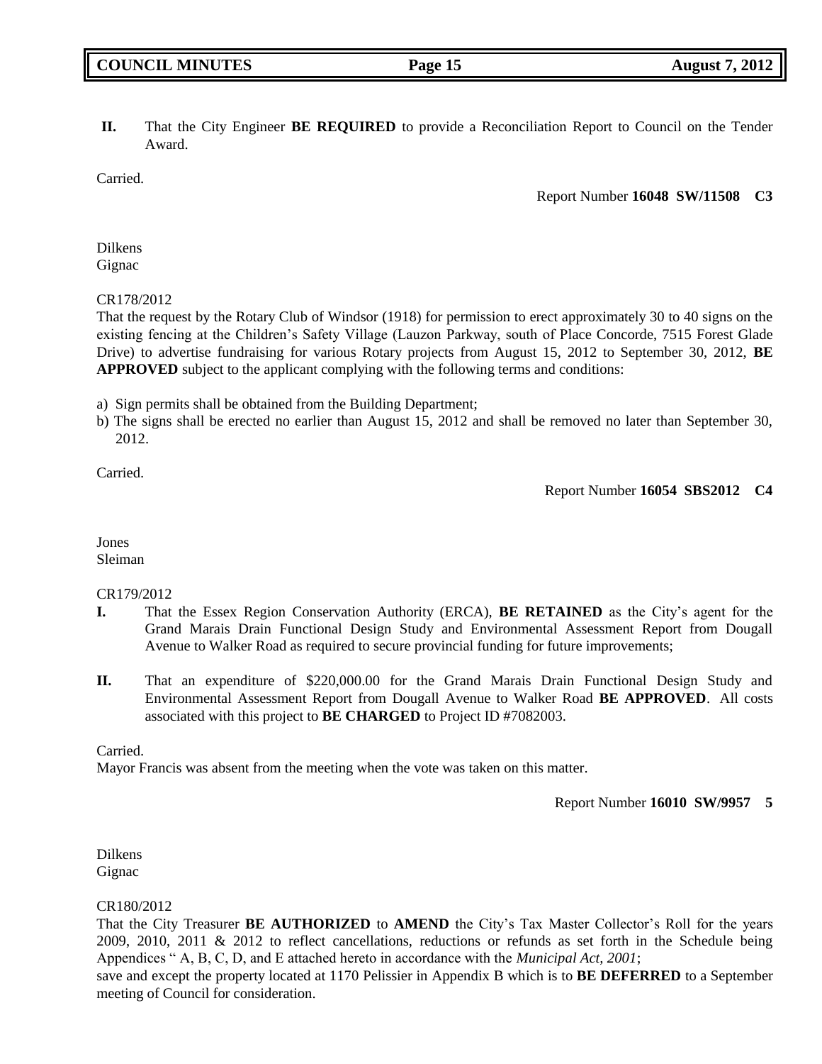**II.** That the City Engineer **BE REQUIRED** to provide a Reconciliation Report to Council on the Tender Award.

Carried.

Report Number **16048 SW/11508 C3**

Dilkens
Gignac

CR178/2012
That the request by the Rotary Club of Windsor (1918) for permission to erect approximately 30 to 40 signs on the existing fencing at the Children's Safety Village (Lauzon Parkway, south of Place Concorde, 7515 Forest Glade Drive) to advertise fundraising for various Rotary projects from August 15, 2012 to September 30, 2012, **BE APPROVED** subject to the applicant complying with the following terms and conditions:

a) Sign permits shall be obtained from the Building Department;
b) The signs shall be erected no earlier than August 15, 2012 and shall be removed no later than September 30, 2012.

Carried.

Report Number **16054 SBS2012 C4**

Jones
Sleiman

CR179/2012

**I.** That the Essex Region Conservation Authority (ERCA), **BE RETAINED** as the City's agent for the Grand Marais Drain Functional Design Study and Environmental Assessment Report from Dougall Avenue to Walker Road as required to secure provincial funding for future improvements;

**II.** That an expenditure of $220,000.00 for the Grand Marais Drain Functional Design Study and Environmental Assessment Report from Dougall Avenue to Walker Road **BE APPROVED**. All costs associated with this project to **BE CHARGED** to Project ID #7082003.

Carried.
Mayor Francis was absent from the meeting when the vote was taken on this matter.

Report Number **16010 SW/9957 5**

Dilkens
Gignac

CR180/2012
That the City Treasurer **BE AUTHORIZED** to **AMEND** the City's Tax Master Collector's Roll for the years 2009, 2010, 2011 & 2012 to reflect cancellations, reductions or refunds as set forth in the Schedule being Appendices " A, B, C, D, and E attached hereto in accordance with the *Municipal Act, 2001*;
save and except the property located at 1170 Pelissier in Appendix B which is to **BE DEFERRED** to a September meeting of Council for consideration.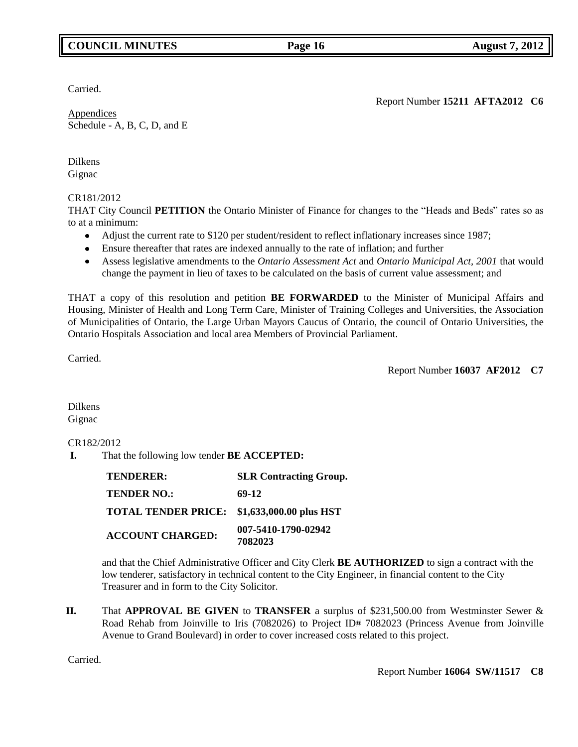Carried.

Report Number **15211 AFTA2012 C6**

Appendices
Schedule - A, B, C, D, and E

Dilkens
Gignac

CR181/2012
THAT City Council **PETITION** the Ontario Minister of Finance for changes to the "Heads and Beds" rates so as to at a minimum:

- Adjust the current rate to $120 per student/resident to reflect inflationary increases since 1987;
- Ensure thereafter that rates are indexed annually to the rate of inflation; and further
- Assess legislative amendments to the *Ontario Assessment Act* and *Ontario Municipal Act, 2001* that would change the payment in lieu of taxes to be calculated on the basis of current value assessment; and

THAT a copy of this resolution and petition **BE FORWARDED** to the Minister of Municipal Affairs and Housing, Minister of Health and Long Term Care, Minister of Training Colleges and Universities, the Association of Municipalities of Ontario, the Large Urban Mayors Caucus of Ontario, the council of Ontario Universities, the Ontario Hospitals Association and local area Members of Provincial Parliament.

Carried.

Report Number **16037 AF2012 C7**

Dilkens
Gignac

CR182/2012

**I.** That the following low tender **BE ACCEPTED:**

| | |
|---|---|
| **TENDERER:** | **SLR Contracting Group.** |
| **TENDER NO.:** | **69-12** |
| **TOTAL TENDER PRICE:** | **$1,633,000.00 plus HST** |
| **ACCOUNT CHARGED:** | **007-5410-1790-02942 7082023** |

and that the Chief Administrative Officer and City Clerk **BE AUTHORIZED** to sign a contract with the low tenderer, satisfactory in technical content to the City Engineer, in financial content to the City Treasurer and in form to the City Solicitor.

**II.** That **APPROVAL BE GIVEN** to **TRANSFER** a surplus of $231,500.00 from Westminster Sewer & Road Rehab from Joinville to Iris (7082026) to Project ID# 7082023 (Princess Avenue from Joinville Avenue to Grand Boulevard) in order to cover increased costs related to this project.

Carried.

Report Number **16064 SW/11517 C8**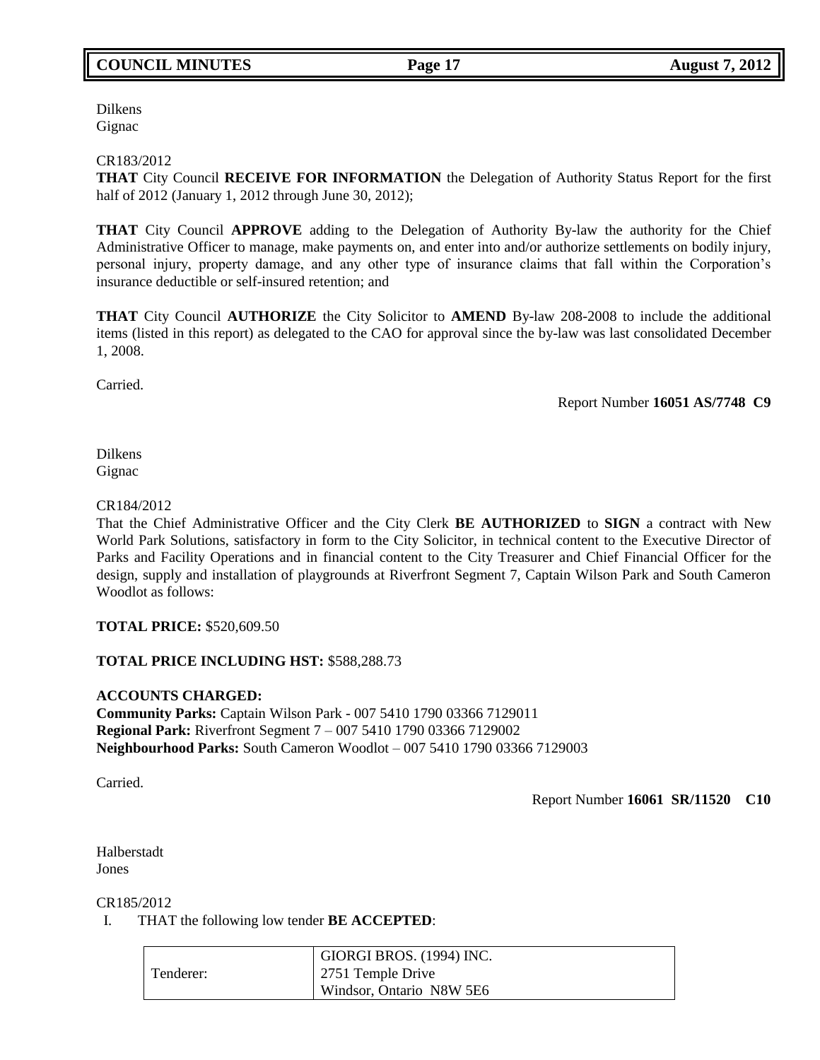Dilkens
Gignac

CR183/2012
**THAT** City Council **RECEIVE FOR INFORMATION** the Delegation of Authority Status Report for the first half of 2012 (January 1, 2012 through June 30, 2012);

**THAT** City Council **APPROVE** adding to the Delegation of Authority By-law the authority for the Chief Administrative Officer to manage, make payments on, and enter into and/or authorize settlements on bodily injury, personal injury, property damage, and any other type of insurance claims that fall within the Corporation's insurance deductible or self-insured retention; and

**THAT** City Council **AUTHORIZE** the City Solicitor to **AMEND** By-law 208-2008 to include the additional items (listed in this report) as delegated to the CAO for approval since the by-law was last consolidated December 1, 2008.

Carried.

Report Number **16051 AS/7748 C9**

Dilkens
Gignac

CR184/2012
That the Chief Administrative Officer and the City Clerk **BE AUTHORIZED** to **SIGN** a contract with New World Park Solutions, satisfactory in form to the City Solicitor, in technical content to the Executive Director of Parks and Facility Operations and in financial content to the City Treasurer and Chief Financial Officer for the design, supply and installation of playgrounds at Riverfront Segment 7, Captain Wilson Park and South Cameron Woodlot as follows:

**TOTAL PRICE:** $520,609.50

**TOTAL PRICE INCLUDING HST:** $588,288.73

**ACCOUNTS CHARGED:**
**Community Parks:** Captain Wilson Park - 007 5410 1790 03366 7129011
**Regional Park:** Riverfront Segment 7 – 007 5410 1790 03366 7129002
**Neighbourhood Parks:** South Cameron Woodlot – 007 5410 1790 03366 7129003

Carried.

Report Number **16061 SR/11520 C10**

Halberstadt
Jones

CR185/2012

I. THAT the following low tender **BE ACCEPTED**:

| | |
|---|---|
| Tenderer: | GIORGI BROS. (1994) INC.<br>2751 Temple Drive<br>Windsor, Ontario N8W 5E6 |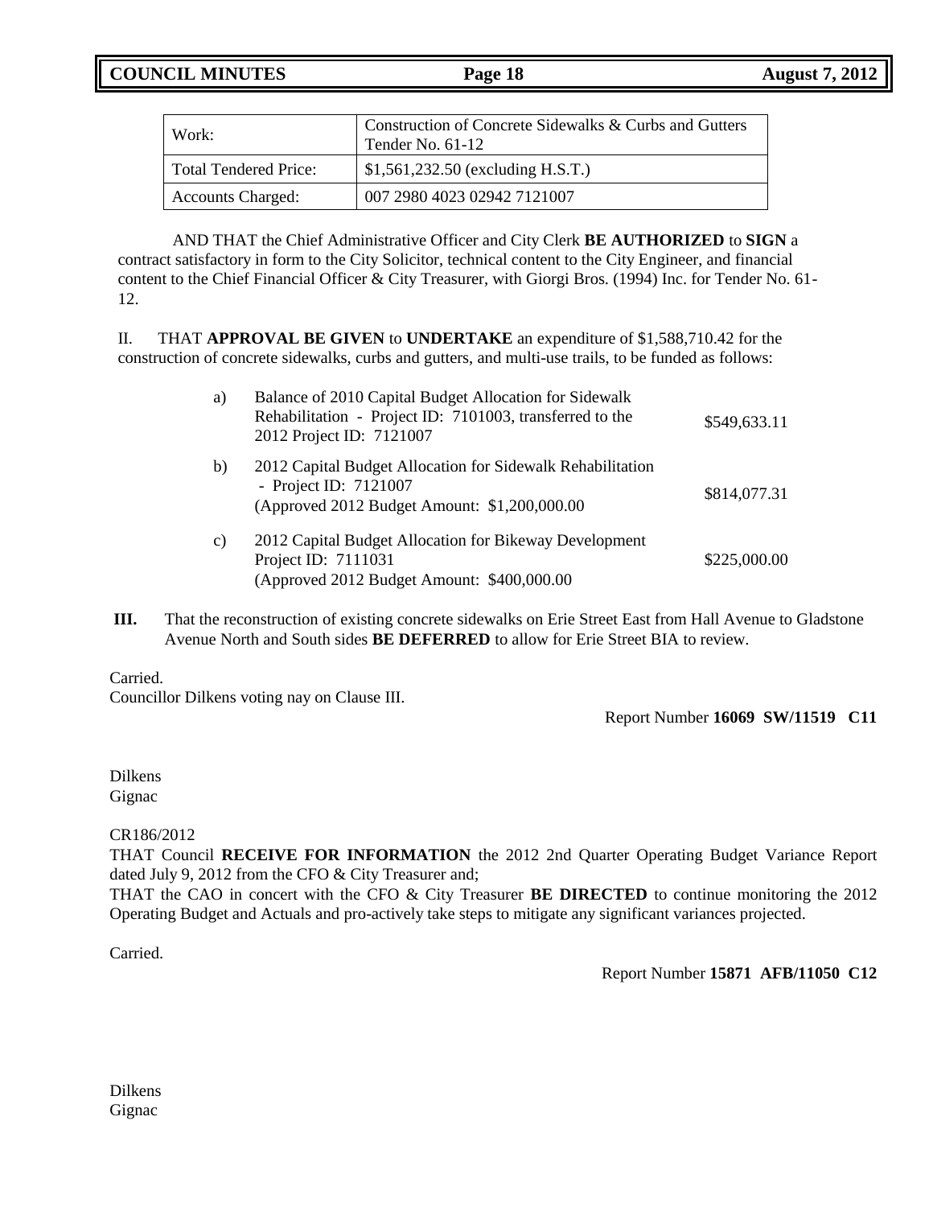| Work: | Construction of Concrete Sidewalks & Curbs and Gutters Tender No. 61-12 |
|---|---|
| Total Tendered Price: | $1,561,232.50 (excluding H.S.T.) |
| Accounts Charged: | 007 2980 4023 02942 7121007 |

AND THAT the Chief Administrative Officer and City Clerk **BE AUTHORIZED** to **SIGN** a contract satisfactory in form to the City Solicitor, technical content to the City Engineer, and financial content to the Chief Financial Officer & City Treasurer, with Giorgi Bros. (1994) Inc. for Tender No. 61-12.

II. THAT **APPROVAL BE GIVEN** to **UNDERTAKE** an expenditure of $1,588,710.42 for the construction of concrete sidewalks, curbs and gutters, and multi-use trails, to be funded as follows:

| | | |
|---|---|---|
| a) | Balance of 2010 Capital Budget Allocation for Sidewalk Rehabilitation - Project ID: 7101003, transferred to the 2012 Project ID: 7121007 | $549,633.11 |
| b) | 2012 Capital Budget Allocation for Sidewalk Rehabilitation - Project ID: 7121007 (Approved 2012 Budget Amount: $1,200,000.00 | $814,077.31 |
| c) | 2012 Capital Budget Allocation for Bikeway Development Project ID: 7111031 (Approved 2012 Budget Amount: $400,000.00 | $225,000.00 |

**III.** That the reconstruction of existing concrete sidewalks on Erie Street East from Hall Avenue to Gladstone Avenue North and South sides **BE DEFERRED** to allow for Erie Street BIA to review.

Carried.
Councillor Dilkens voting nay on Clause III.

Report Number **16069 SW/11519 C11**

Dilkens
Gignac

CR186/2012
THAT Council **RECEIVE FOR INFORMATION** the 2012 2nd Quarter Operating Budget Variance Report dated July 9, 2012 from the CFO & City Treasurer and;
THAT the CAO in concert with the CFO & City Treasurer **BE DIRECTED** to continue monitoring the 2012 Operating Budget and Actuals and pro-actively take steps to mitigate any significant variances projected.

Carried.

Report Number **15871 AFB/11050 C12**

Dilkens
Gignac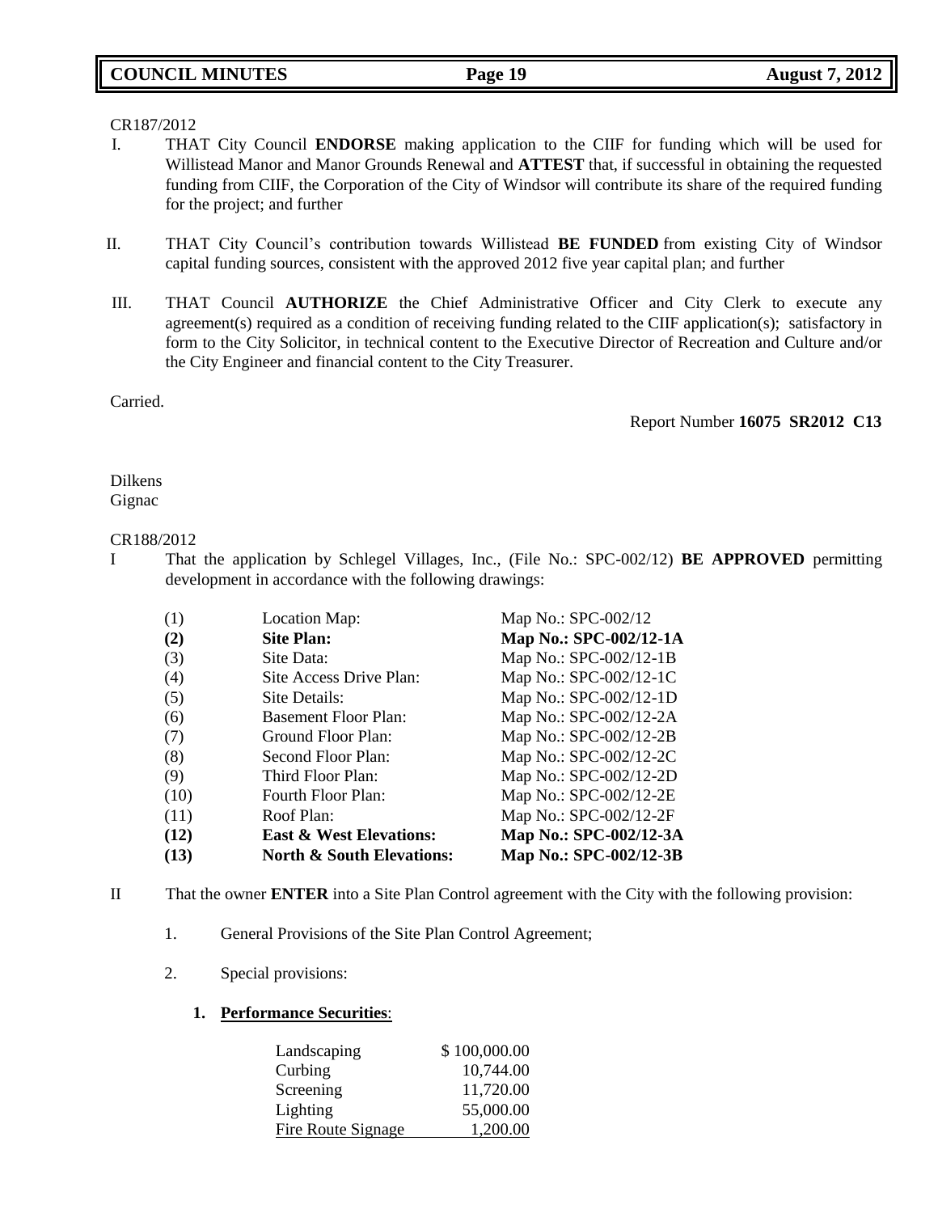CR187/2012

I. THAT City Council **ENDORSE** making application to the CIIF for funding which will be used for Willistead Manor and Manor Grounds Renewal and **ATTEST** that, if successful in obtaining the requested funding from CIIF, the Corporation of the City of Windsor will contribute its share of the required funding for the project; and further

II. THAT City Council's contribution towards Willistead **BE FUNDED** from existing City of Windsor capital funding sources, consistent with the approved 2012 five year capital plan; and further

III. THAT Council **AUTHORIZE** the Chief Administrative Officer and City Clerk to execute any agreement(s) required as a condition of receiving funding related to the CIIF application(s); satisfactory in form to the City Solicitor, in technical content to the Executive Director of Recreation and Culture and/or the City Engineer and financial content to the City Treasurer.

Carried.

Report Number **16075 SR2012 C13**

Dilkens
Gignac

CR188/2012

I That the application by Schlegel Villages, Inc., (File No.: SPC-002/12) **BE APPROVED** permitting development in accordance with the following drawings:

| | | |
|---|---|---|
| (1) | Location Map: | Map No.: SPC-002/12 |
| **(2)** | **Site Plan:** | **Map No.: SPC-002/12-1A** |
| (3) | Site Data: | Map No.: SPC-002/12-1B |
| (4) | Site Access Drive Plan: | Map No.: SPC-002/12-1C |
| (5) | Site Details: | Map No.: SPC-002/12-1D |
| (6) | Basement Floor Plan: | Map No.: SPC-002/12-2A |
| (7) | Ground Floor Plan: | Map No.: SPC-002/12-2B |
| (8) | Second Floor Plan: | Map No.: SPC-002/12-2C |
| (9) | Third Floor Plan: | Map No.: SPC-002/12-2D |
| (10) | Fourth Floor Plan: | Map No.: SPC-002/12-2E |
| (11) | Roof Plan: | Map No.: SPC-002/12-2F |
| **(12)** | **East & West Elevations:** | **Map No.: SPC-002/12-3A** |
| **(13)** | **North & South Elevations:** | **Map No.: SPC-002/12-3B** |

II That the owner **ENTER** into a Site Plan Control agreement with the City with the following provision:

1. General Provisions of the Site Plan Control Agreement;

2. Special provisions:

   **1. Performance Securities**:

| | |
|---|---|
| Landscaping | $ 100,000.00 |
| Curbing | 10,744.00 |
| Screening | 11,720.00 |
| Lighting | 55,000.00 |
| Fire Route Signage | 1,200.00 |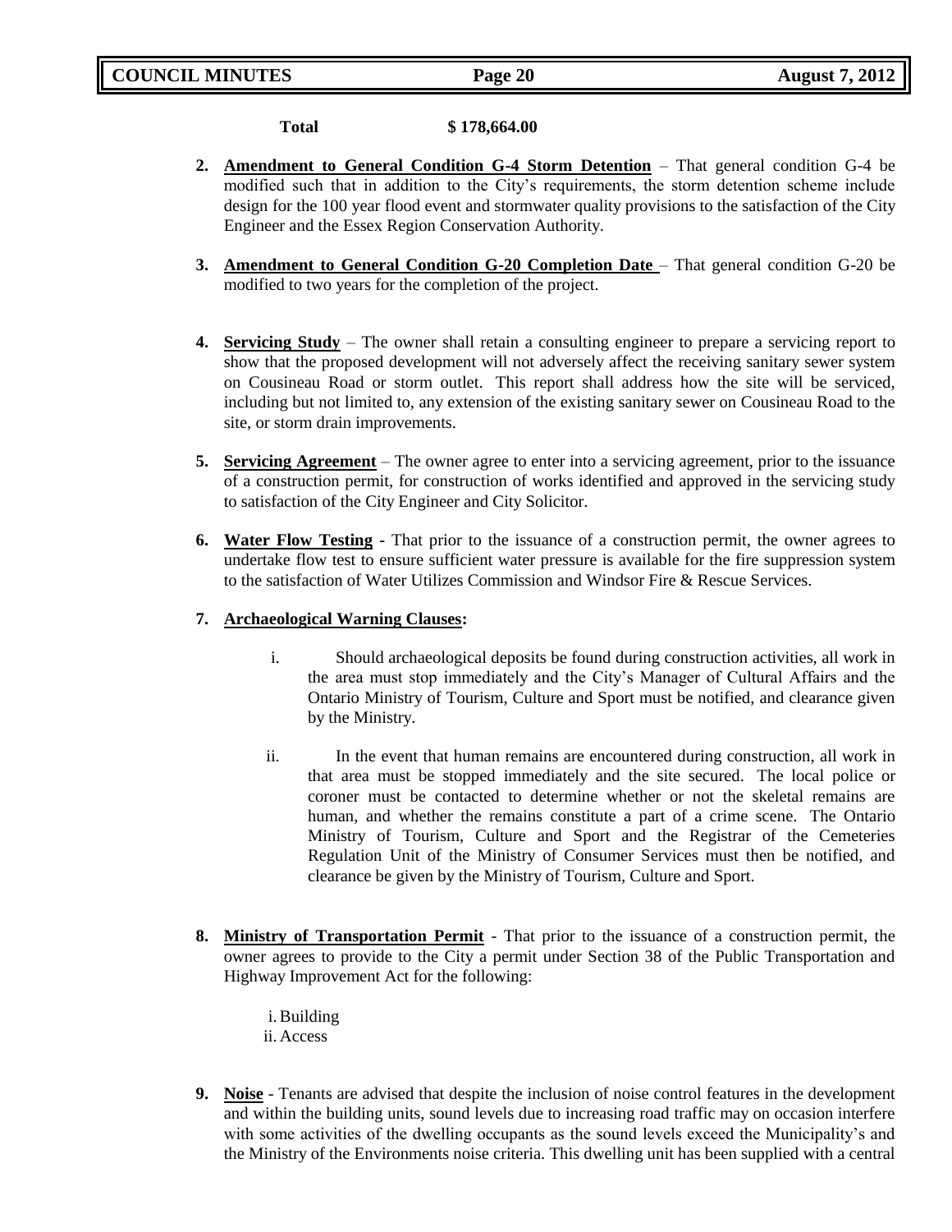**Total $ 178,664.00**

2. **Amendment to General Condition G-4 Storm Detention** – That general condition G-4 be modified such that in addition to the City's requirements, the storm detention scheme include design for the 100 year flood event and stormwater quality provisions to the satisfaction of the City Engineer and the Essex Region Conservation Authority.

3. **Amendment to General Condition G-20 Completion Date** – That general condition G-20 be modified to two years for the completion of the project.

4. **Servicing Study** – The owner shall retain a consulting engineer to prepare a servicing report to show that the proposed development will not adversely affect the receiving sanitary sewer system on Cousineau Road or storm outlet. This report shall address how the site will be serviced, including but not limited to, any extension of the existing sanitary sewer on Cousineau Road to the site, or storm drain improvements.

5. **Servicing Agreement** – The owner agree to enter into a servicing agreement, prior to the issuance of a construction permit, for construction of works identified and approved in the servicing study to satisfaction of the City Engineer and City Solicitor.

6. **Water Flow Testing** - That prior to the issuance of a construction permit, the owner agrees to undertake flow test to ensure sufficient water pressure is available for the fire suppression system to the satisfaction of Water Utilizes Commission and Windsor Fire & Rescue Services.

7. **Archaeological Warning Clauses:**

   i. Should archaeological deposits be found during construction activities, all work in the area must stop immediately and the City's Manager of Cultural Affairs and the Ontario Ministry of Tourism, Culture and Sport must be notified, and clearance given by the Ministry.

   ii. In the event that human remains are encountered during construction, all work in that area must be stopped immediately and the site secured. The local police or coroner must be contacted to determine whether or not the skeletal remains are human, and whether the remains constitute a part of a crime scene. The Ontario Ministry of Tourism, Culture and Sport and the Registrar of the Cemeteries Regulation Unit of the Ministry of Consumer Services must then be notified, and clearance be given by the Ministry of Tourism, Culture and Sport.

8. **Ministry of Transportation Permit** - That prior to the issuance of a construction permit, the owner agrees to provide to the City a permit under Section 38 of the Public Transportation and Highway Improvement Act for the following:

   i. Building
   ii. Access

9. **Noise** - Tenants are advised that despite the inclusion of noise control features in the development and within the building units, sound levels due to increasing road traffic may on occasion interfere with some activities of the dwelling occupants as the sound levels exceed the Municipality's and the Ministry of the Environments noise criteria. This dwelling unit has been supplied with a central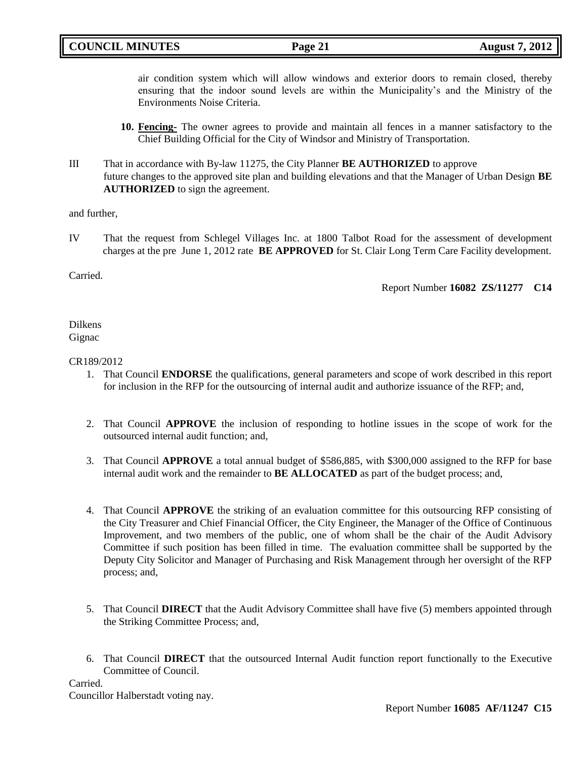air condition system which will allow windows and exterior doors to remain closed, thereby ensuring that the indoor sound levels are within the Municipality's and the Ministry of the Environments Noise Criteria.

**10. Fencing-** The owner agrees to provide and maintain all fences in a manner satisfactory to the Chief Building Official for the City of Windsor and Ministry of Transportation.

III That in accordance with By-law 11275, the City Planner **BE AUTHORIZED** to approve future changes to the approved site plan and building elevations and that the Manager of Urban Design **BE AUTHORIZED** to sign the agreement.

and further,

IV That the request from Schlegel Villages Inc. at 1800 Talbot Road for the assessment of development charges at the pre June 1, 2012 rate **BE APPROVED** for St. Clair Long Term Care Facility development.

Carried.

Report Number **16082 ZS/11277 C14**

Dilkens
Gignac

CR189/2012

1. That Council **ENDORSE** the qualifications, general parameters and scope of work described in this report for inclusion in the RFP for the outsourcing of internal audit and authorize issuance of the RFP; and,

2. That Council **APPROVE** the inclusion of responding to hotline issues in the scope of work for the outsourced internal audit function; and,

3. That Council **APPROVE** a total annual budget of $586,885, with $300,000 assigned to the RFP for base internal audit work and the remainder to **BE ALLOCATED** as part of the budget process; and,

4. That Council **APPROVE** the striking of an evaluation committee for this outsourcing RFP consisting of the City Treasurer and Chief Financial Officer, the City Engineer, the Manager of the Office of Continuous Improvement, and two members of the public, one of whom shall be the chair of the Audit Advisory Committee if such position has been filled in time. The evaluation committee shall be supported by the Deputy City Solicitor and Manager of Purchasing and Risk Management through her oversight of the RFP process; and,

5. That Council **DIRECT** that the Audit Advisory Committee shall have five (5) members appointed through the Striking Committee Process; and,

6. That Council **DIRECT** that the outsourced Internal Audit function report functionally to the Executive Committee of Council.

Carried.
Councillor Halberstadt voting nay.

Report Number **16085 AF/11247 C15**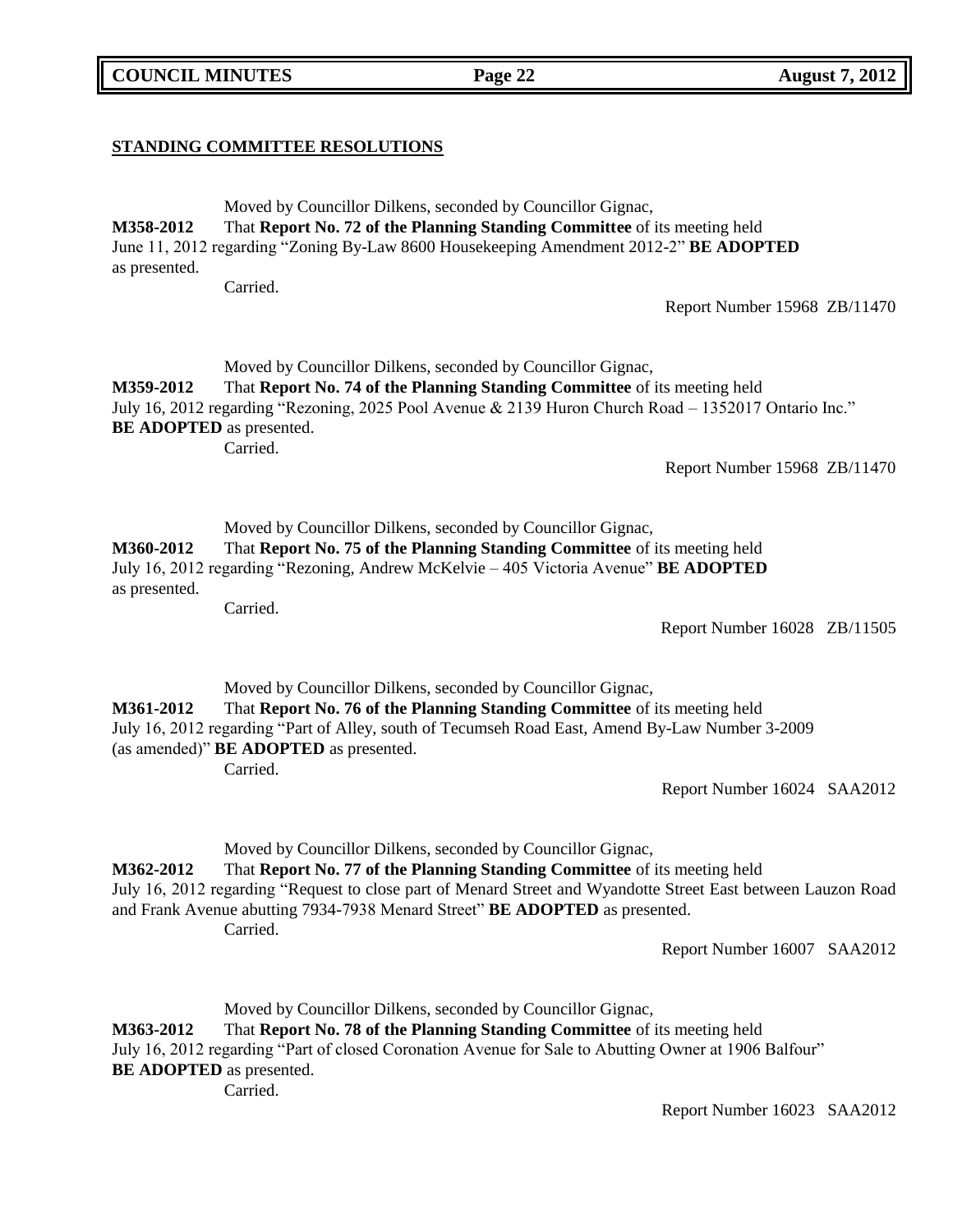**STANDING COMMITTEE RESOLUTIONS**

Moved by Councillor Dilkens, seconded by Councillor Gignac,

**M358-2012** That **Report No. 72 of the Planning Standing Committee** of its meeting held June 11, 2012 regarding "Zoning By-Law 8600 Housekeeping Amendment 2012-2" **BE ADOPTED** as presented.

Carried.

Report Number 15968 ZB/11470

Moved by Councillor Dilkens, seconded by Councillor Gignac,

**M359-2012** That **Report No. 74 of the Planning Standing Committee** of its meeting held July 16, 2012 regarding "Rezoning, 2025 Pool Avenue & 2139 Huron Church Road – 1352017 Ontario Inc." **BE ADOPTED** as presented.

Carried.

Report Number 15968 ZB/11470

Moved by Councillor Dilkens, seconded by Councillor Gignac,

**M360-2012** That **Report No. 75 of the Planning Standing Committee** of its meeting held July 16, 2012 regarding "Rezoning, Andrew McKelvie – 405 Victoria Avenue" **BE ADOPTED** as presented.

Carried.

Report Number 16028 ZB/11505

Moved by Councillor Dilkens, seconded by Councillor Gignac,

**M361-2012** That **Report No. 76 of the Planning Standing Committee** of its meeting held July 16, 2012 regarding "Part of Alley, south of Tecumseh Road East, Amend By-Law Number 3-2009 (as amended)" **BE ADOPTED** as presented.

Carried.

Report Number 16024 SAA2012

Moved by Councillor Dilkens, seconded by Councillor Gignac,

**M362-2012** That **Report No. 77 of the Planning Standing Committee** of its meeting held July 16, 2012 regarding "Request to close part of Menard Street and Wyandotte Street East between Lauzon Road and Frank Avenue abutting 7934-7938 Menard Street" **BE ADOPTED** as presented.

Carried.

Report Number 16007 SAA2012

Moved by Councillor Dilkens, seconded by Councillor Gignac,

**M363-2012** That **Report No. 78 of the Planning Standing Committee** of its meeting held July 16, 2012 regarding "Part of closed Coronation Avenue for Sale to Abutting Owner at 1906 Balfour" **BE ADOPTED** as presented.

Carried.

Report Number 16023 SAA2012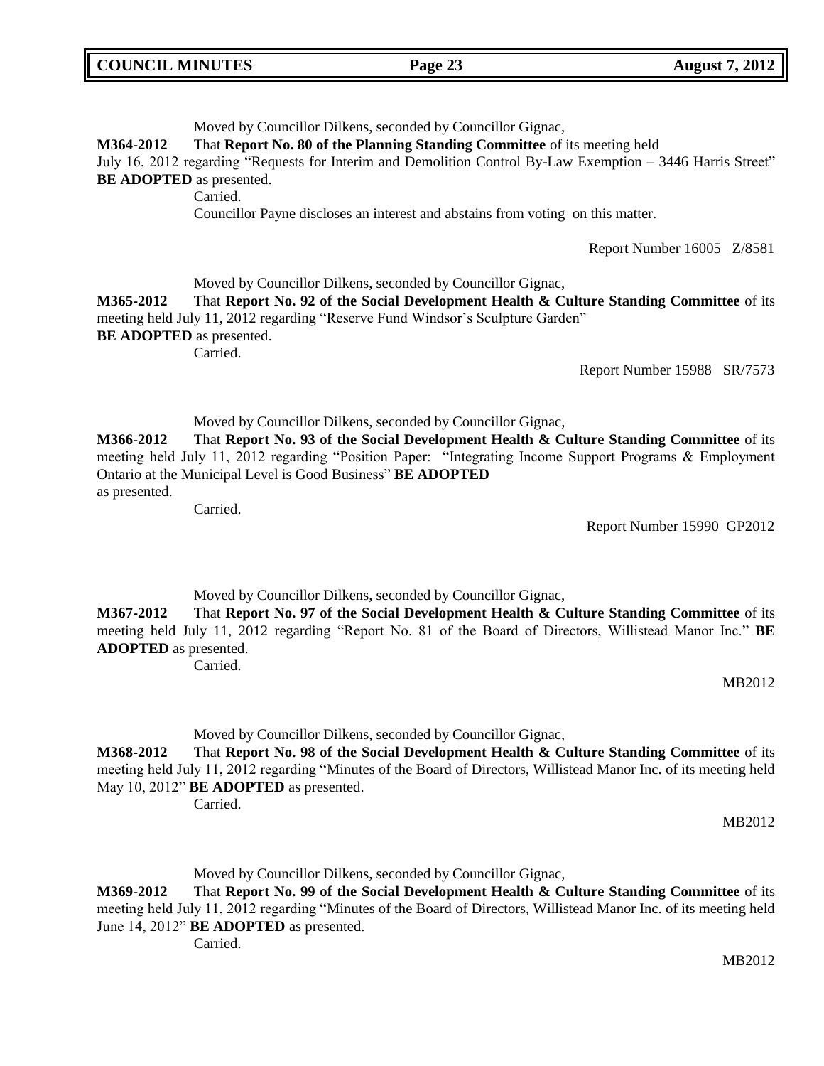Moved by Councillor Dilkens, seconded by Councillor Gignac,

**M364-2012** That **Report No. 80 of the Planning Standing Committee** of its meeting held July 16, 2012 regarding "Requests for Interim and Demolition Control By-Law Exemption – 3446 Harris Street" **BE ADOPTED** as presented.

Carried.

Councillor Payne discloses an interest and abstains from voting on this matter.

Report Number 16005 Z/8581

Moved by Councillor Dilkens, seconded by Councillor Gignac,

**M365-2012** That **Report No. 92 of the Social Development Health & Culture Standing Committee** of its meeting held July 11, 2012 regarding "Reserve Fund Windsor's Sculpture Garden" **BE ADOPTED** as presented.

Carried.

Report Number 15988 SR/7573

Moved by Councillor Dilkens, seconded by Councillor Gignac,

**M366-2012** That **Report No. 93 of the Social Development Health & Culture Standing Committee** of its meeting held July 11, 2012 regarding "Position Paper: "Integrating Income Support Programs & Employment Ontario at the Municipal Level is Good Business" **BE ADOPTED** as presented.

Carried.

Report Number 15990 GP2012

Moved by Councillor Dilkens, seconded by Councillor Gignac,

**M367-2012** That **Report No. 97 of the Social Development Health & Culture Standing Committee** of its meeting held July 11, 2012 regarding "Report No. 81 of the Board of Directors, Willistead Manor Inc." **BE ADOPTED** as presented.

Carried.

MB2012

Moved by Councillor Dilkens, seconded by Councillor Gignac,

**M368-2012** That **Report No. 98 of the Social Development Health & Culture Standing Committee** of its meeting held July 11, 2012 regarding "Minutes of the Board of Directors, Willistead Manor Inc. of its meeting held May 10, 2012" **BE ADOPTED** as presented.

Carried.

MB2012

Moved by Councillor Dilkens, seconded by Councillor Gignac,

**M369-2012** That **Report No. 99 of the Social Development Health & Culture Standing Committee** of its meeting held July 11, 2012 regarding "Minutes of the Board of Directors, Willistead Manor Inc. of its meeting held June 14, 2012" **BE ADOPTED** as presented.

Carried.

MB2012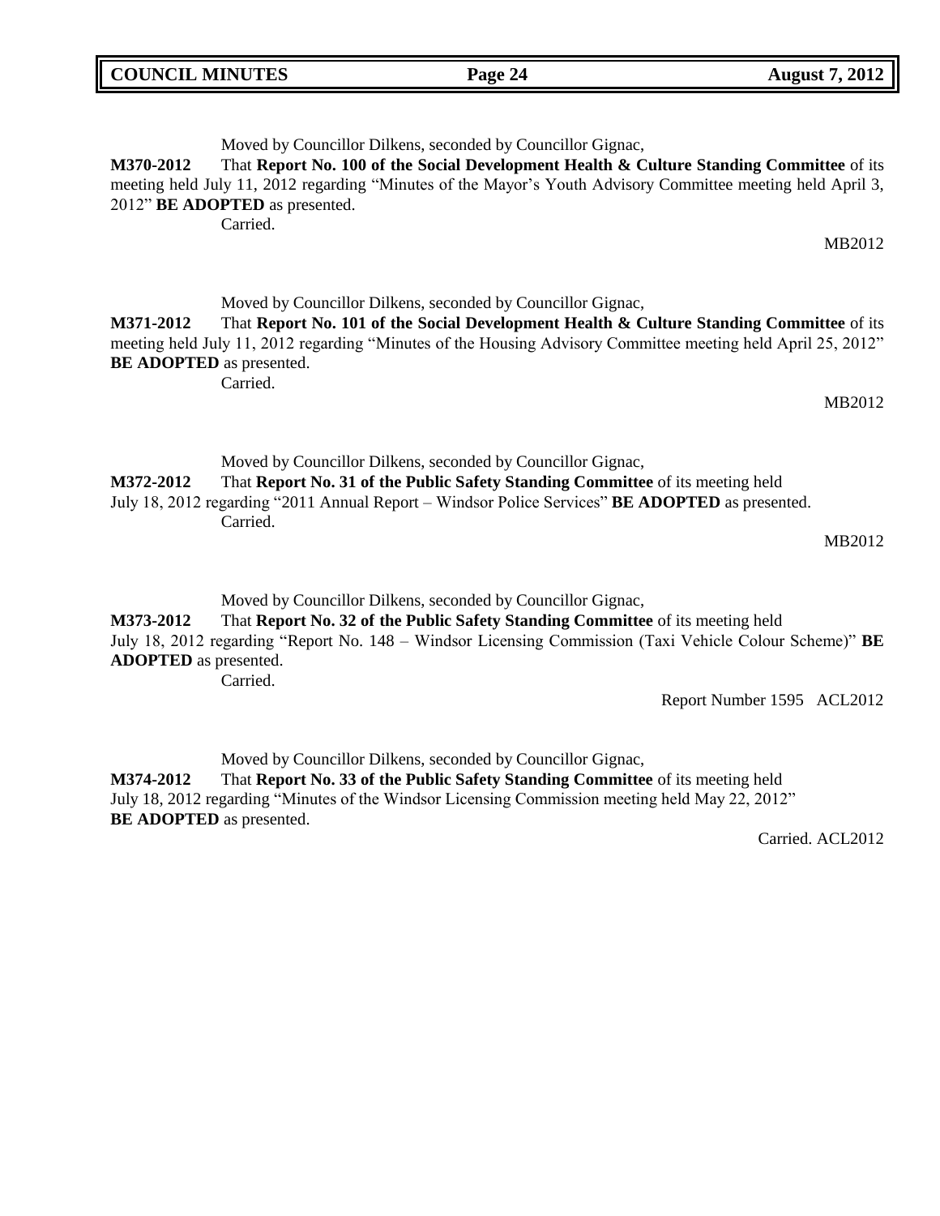Moved by Councillor Dilkens, seconded by Councillor Gignac,

**M370-2012** That **Report No. 100 of the Social Development Health & Culture Standing Committee** of its meeting held July 11, 2012 regarding "Minutes of the Mayor's Youth Advisory Committee meeting held April 3, 2012" **BE ADOPTED** as presented.

Carried.

MB2012

Moved by Councillor Dilkens, seconded by Councillor Gignac,

**M371-2012** That **Report No. 101 of the Social Development Health & Culture Standing Committee** of its meeting held July 11, 2012 regarding "Minutes of the Housing Advisory Committee meeting held April 25, 2012" **BE ADOPTED** as presented.

Carried.

MB2012

Moved by Councillor Dilkens, seconded by Councillor Gignac,

**M372-2012** That **Report No. 31 of the Public Safety Standing Committee** of its meeting held July 18, 2012 regarding "2011 Annual Report – Windsor Police Services" **BE ADOPTED** as presented.

Carried.

MB2012

Moved by Councillor Dilkens, seconded by Councillor Gignac,

**M373-2012** That **Report No. 32 of the Public Safety Standing Committee** of its meeting held July 18, 2012 regarding "Report No. 148 – Windsor Licensing Commission (Taxi Vehicle Colour Scheme)" **BE ADOPTED** as presented.

Carried.

Report Number 1595 ACL2012

Moved by Councillor Dilkens, seconded by Councillor Gignac,

**M374-2012** That **Report No. 33 of the Public Safety Standing Committee** of its meeting held July 18, 2012 regarding "Minutes of the Windsor Licensing Commission meeting held May 22, 2012" **BE ADOPTED** as presented.

Carried. ACL2012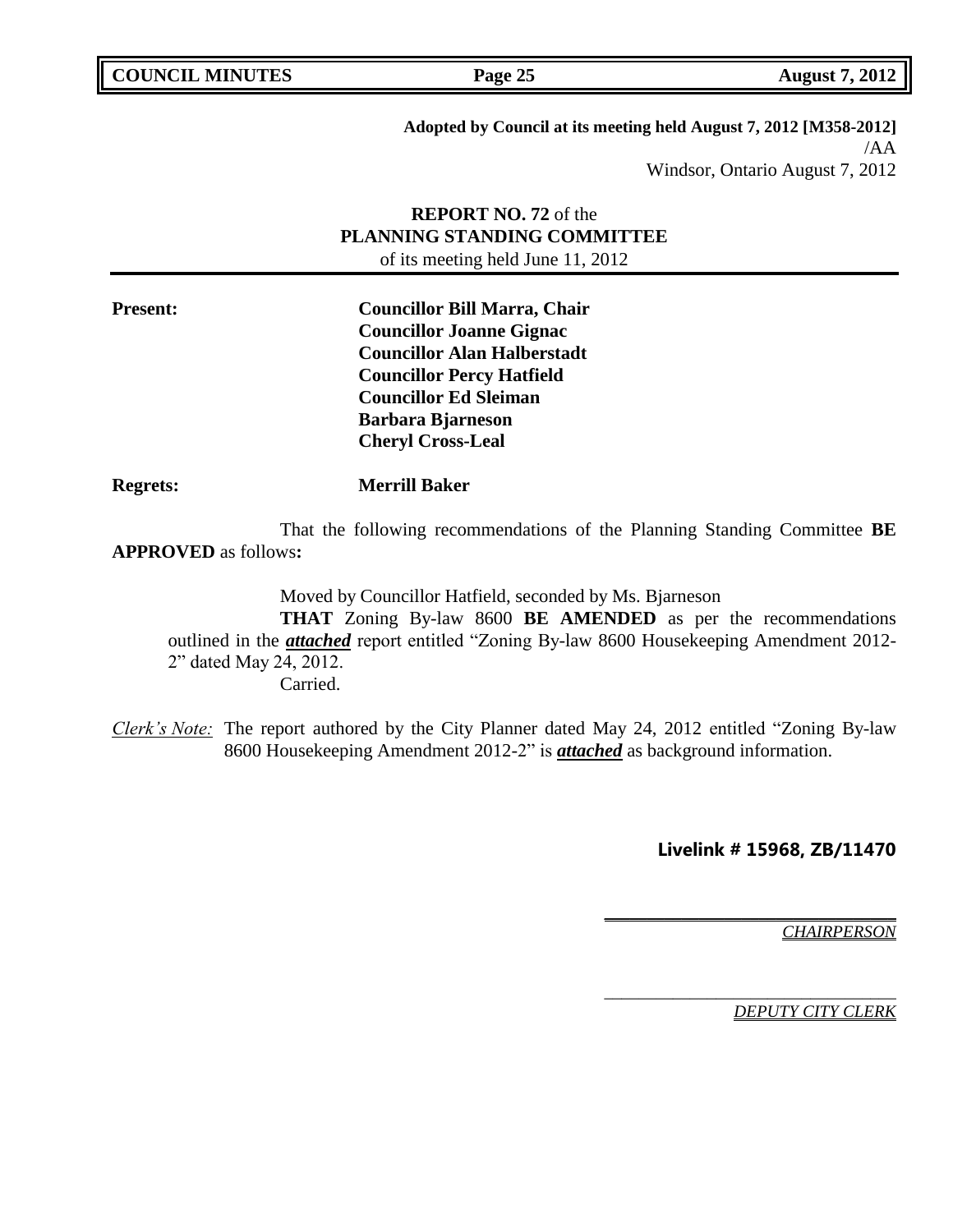**Adopted by Council at its meeting held August 7, 2012 [M358-2012]**
/AA
Windsor, Ontario August 7, 2012

**REPORT NO. 72** of the
**PLANNING STANDING COMMITTEE**
of its meeting held June 11, 2012

**Present:** **Councillor Bill Marra, Chair**
**Councillor Joanne Gignac**
**Councillor Alan Halberstadt**
**Councillor Percy Hatfield**
**Councillor Ed Sleiman**
**Barbara Bjarneson**
**Cheryl Cross-Leal**

**Regrets:** **Merrill Baker**

That the following recommendations of the Planning Standing Committee **BE APPROVED** as follows**:**

Moved by Councillor Hatfield, seconded by Ms. Bjarneson
**THAT** Zoning By-law 8600 **BE AMENDED** as per the recommendations outlined in the ***attached*** report entitled "Zoning By-law 8600 Housekeeping Amendment 2012-2" dated May 24, 2012.
Carried.

*Clerk's Note:* The report authored by the City Planner dated May 24, 2012 entitled "Zoning By-law 8600 Housekeeping Amendment 2012-2" is ***attached*** as background information.

**Livelink # 15968, ZB/11470**

_______________________________
*CHAIRPERSON*

_______________________________
*DEPUTY CITY CLERK*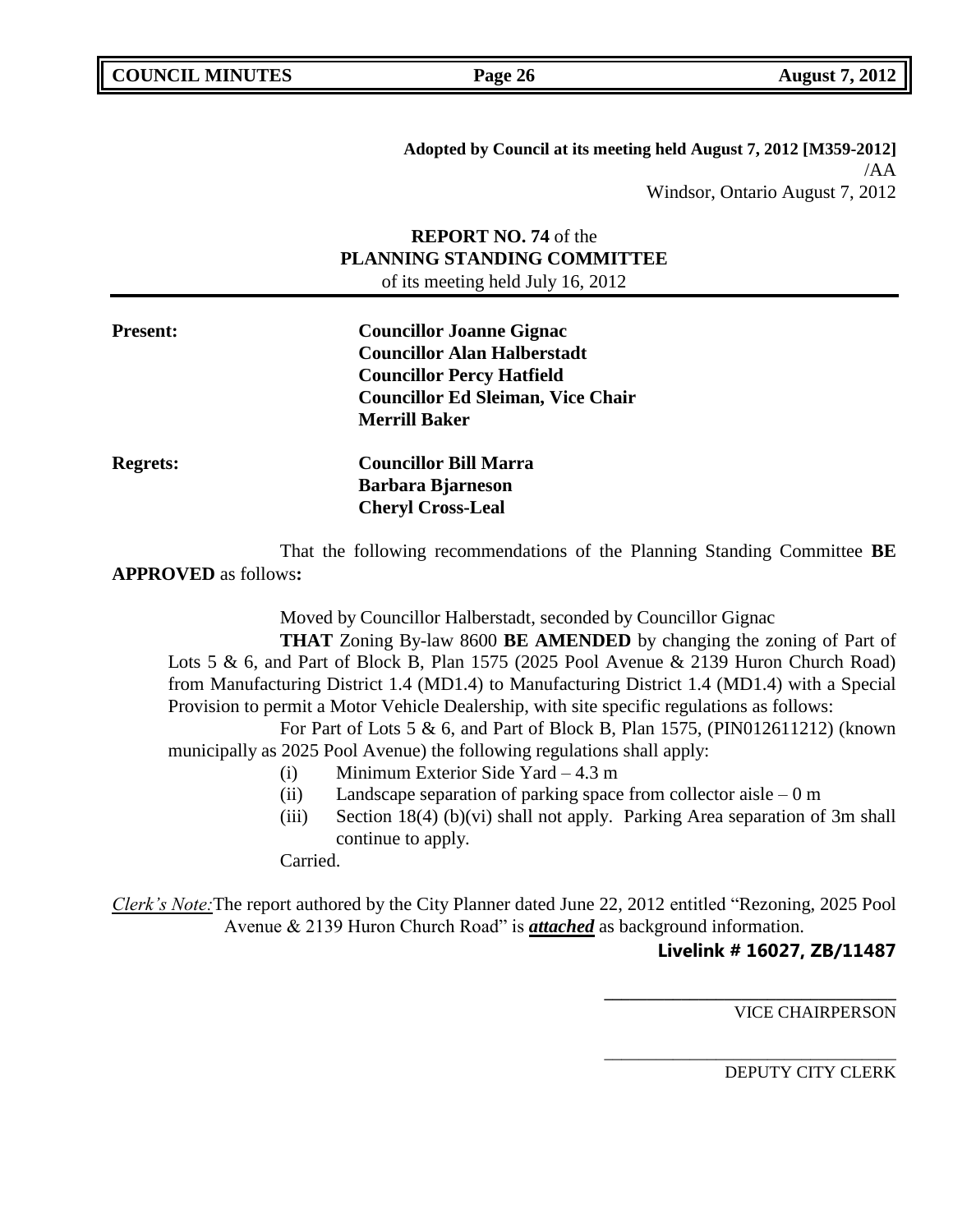**Adopted by Council at its meeting held August 7, 2012 [M359-2012]**
/AA
Windsor, Ontario August 7, 2012

**REPORT NO. 74** of the
**PLANNING STANDING COMMITTEE**
of its meeting held July 16, 2012

**Present:** **Councillor Joanne Gignac**
**Councillor Alan Halberstadt**
**Councillor Percy Hatfield**
**Councillor Ed Sleiman, Vice Chair**
**Merrill Baker**

**Regrets:** **Councillor Bill Marra**
**Barbara Bjarneson**
**Cheryl Cross-Leal**

That the following recommendations of the Planning Standing Committee **BE APPROVED** as follows**:**

Moved by Councillor Halberstadt, seconded by Councillor Gignac

**THAT** Zoning By-law 8600 **BE AMENDED** by changing the zoning of Part of Lots 5 & 6, and Part of Block B, Plan 1575 (2025 Pool Avenue & 2139 Huron Church Road) from Manufacturing District 1.4 (MD1.4) to Manufacturing District 1.4 (MD1.4) with a Special Provision to permit a Motor Vehicle Dealership, with site specific regulations as follows:

For Part of Lots 5 & 6, and Part of Block B, Plan 1575, (PIN012611212) (known municipally as 2025 Pool Avenue) the following regulations shall apply:

(i) Minimum Exterior Side Yard – 4.3 m
(ii) Landscape separation of parking space from collector aisle – 0 m
(iii) Section 18(4) (b)(vi) shall not apply. Parking Area separation of 3m shall continue to apply.

Carried.

*Clerk's Note:* The report authored by the City Planner dated June 22, 2012 entitled "Rezoning, 2025 Pool Avenue & 2139 Huron Church Road" is ***attached*** as background information.

**Livelink # 16027, ZB/11487**

\_\_\_\_\_\_\_\_\_\_\_\_\_\_\_\_\_\_\_\_\_\_\_\_\_\_\_\_\_\_
VICE CHAIRPERSON

\_\_\_\_\_\_\_\_\_\_\_\_\_\_\_\_\_\_\_\_\_\_\_\_\_\_\_\_\_\_
DEPUTY CITY CLERK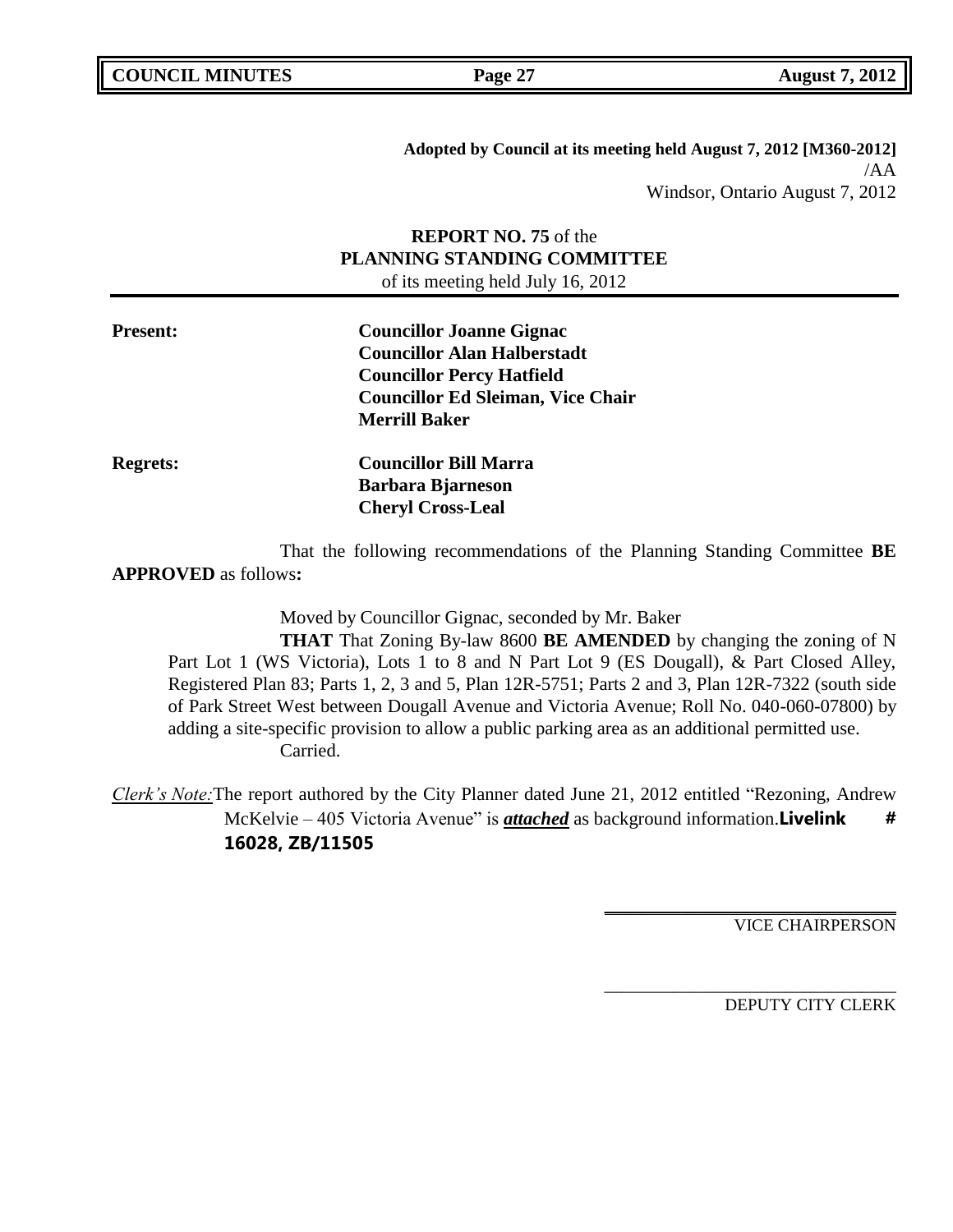**Adopted by Council at its meeting held August 7, 2012 [M360-2012]**
/AA
Windsor, Ontario August 7, 2012

**REPORT NO. 75** of the
**PLANNING STANDING COMMITTEE**
of its meeting held July 16, 2012

**Present:** **Councillor Joanne Gignac**
**Councillor Alan Halberstadt**
**Councillor Percy Hatfield**
**Councillor Ed Sleiman, Vice Chair**
**Merrill Baker**

**Regrets:** **Councillor Bill Marra**
**Barbara Bjarneson**
**Cheryl Cross-Leal**

That the following recommendations of the Planning Standing Committee **BE APPROVED** as follows**:**

Moved by Councillor Gignac, seconded by Mr. Baker

**THAT** That Zoning By-law 8600 **BE AMENDED** by changing the zoning of N Part Lot 1 (WS Victoria), Lots 1 to 8 and N Part Lot 9 (ES Dougall), & Part Closed Alley, Registered Plan 83; Parts 1, 2, 3 and 5, Plan 12R-5751; Parts 2 and 3, Plan 12R-7322 (south side of Park Street West between Dougall Avenue and Victoria Avenue; Roll No. 040-060-07800) by adding a site-specific provision to allow a public parking area as an additional permitted use.
Carried.

*Clerk's Note:* The report authored by the City Planner dated June 21, 2012 entitled "Rezoning, Andrew McKelvie – 405 Victoria Avenue" is ***attached*** as background information. **Livelink # 16028, ZB/11505**

VICE CHAIRPERSON

DEPUTY CITY CLERK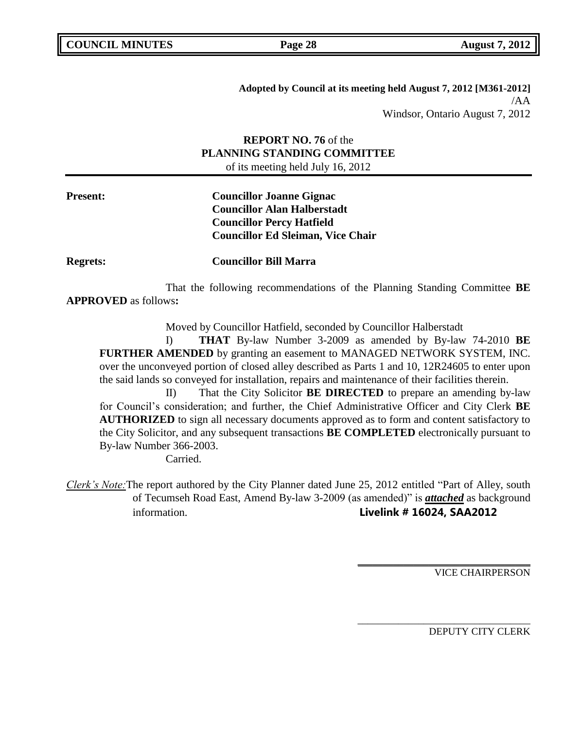**Adopted by Council at its meeting held August 7, 2012 [M361-2012]**
/AA
Windsor, Ontario August 7, 2012

**REPORT NO. 76** of the
**PLANNING STANDING COMMITTEE**
of its meeting held July 16, 2012

**Present:** **Councillor Joanne Gignac**
**Councillor Alan Halberstadt**
**Councillor Percy Hatfield**
**Councillor Ed Sleiman, Vice Chair**

**Regrets:** **Councillor Bill Marra**

That the following recommendations of the Planning Standing Committee **BE APPROVED** as follows**:**

Moved by Councillor Hatfield, seconded by Councillor Halberstadt

I) **THAT** By-law Number 3-2009 as amended by By-law 74-2010 **BE FURTHER AMENDED** by granting an easement to MANAGED NETWORK SYSTEM, INC. over the unconveyed portion of closed alley described as Parts 1 and 10, 12R24605 to enter upon the said lands so conveyed for installation, repairs and maintenance of their facilities therein.

II) That the City Solicitor **BE DIRECTED** to prepare an amending by-law for Council's consideration; and further, the Chief Administrative Officer and City Clerk **BE AUTHORIZED** to sign all necessary documents approved as to form and content satisfactory to the City Solicitor, and any subsequent transactions **BE COMPLETED** electronically pursuant to By-law Number 366-2003.

Carried.

*Clerk's Note:* The report authored by the City Planner dated June 25, 2012 entitled "Part of Alley, south of Tecumseh Road East, Amend By-law 3-2009 (as amended)" is ***attached*** as background information. **Livelink # 16024, SAA2012**

VICE CHAIRPERSON

DEPUTY CITY CLERK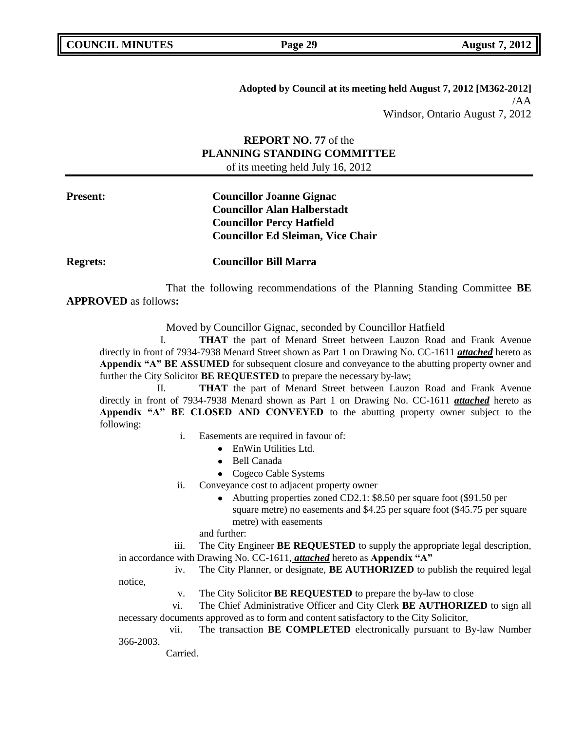**Adopted by Council at its meeting held August 7, 2012 [M362-2012]**
/AA
Windsor, Ontario August 7, 2012

**REPORT NO. 77** of the
**PLANNING STANDING COMMITTEE**
of its meeting held July 16, 2012

**Present:** **Councillor Joanne Gignac**
**Councillor Alan Halberstadt**
**Councillor Percy Hatfield**
**Councillor Ed Sleiman, Vice Chair**

**Regrets:** **Councillor Bill Marra**

That the following recommendations of the Planning Standing Committee **BE APPROVED** as follows**:**

Moved by Councillor Gignac, seconded by Councillor Hatfield

I. **THAT** the part of Menard Street between Lauzon Road and Frank Avenue directly in front of 7934-7938 Menard Street shown as Part 1 on Drawing No. CC-1611 ***attached*** hereto as **Appendix "A" BE ASSUMED** for subsequent closure and conveyance to the abutting property owner and further the City Solicitor **BE REQUESTED** to prepare the necessary by-law;

II. **THAT** the part of Menard Street between Lauzon Road and Frank Avenue directly in front of 7934-7938 Menard shown as Part 1 on Drawing No. CC-1611 ***attached*** hereto as **Appendix "A" BE CLOSED AND CONVEYED** to the abutting property owner subject to the following:

i. Easements are required in favour of:
- EnWin Utilities Ltd.
- Bell Canada
- Cogeco Cable Systems

ii. Conveyance cost to adjacent property owner
- Abutting properties zoned CD2.1: $8.50 per square foot ($91.50 per square metre) no easements and $4.25 per square foot ($45.75 per square metre) with easements

and further:

iii. The City Engineer **BE REQUESTED** to supply the appropriate legal description, in accordance with Drawing No. CC-1611, ***attached*** hereto as **Appendix "A"**

iv. The City Planner, or designate, **BE AUTHORIZED** to publish the required legal notice,

v. The City Solicitor **BE REQUESTED** to prepare the by-law to close

vi. The Chief Administrative Officer and City Clerk **BE AUTHORIZED** to sign all necessary documents approved as to form and content satisfactory to the City Solicitor,

vii. The transaction **BE COMPLETED** electronically pursuant to By-law Number 366-2003.

Carried.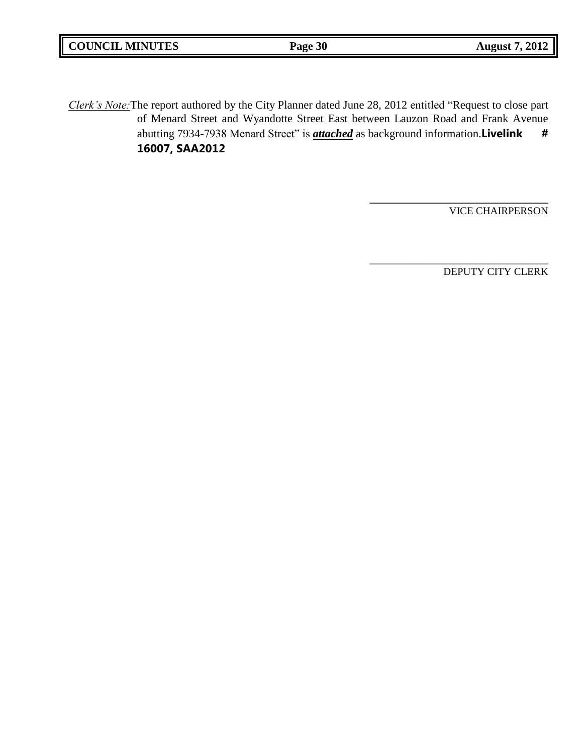*<u>Clerk's Note:</u>* The report authored by the City Planner dated June 28, 2012 entitled "Request to close part of Menard Street and Wyandotte Street East between Lauzon Road and Frank Avenue abutting 7934-7938 Menard Street" is ***<u>attached</u>*** as background information. **Livelink # 16007, SAA2012**

\_\_\_\_\_\_\_\_\_\_\_\_\_\_\_\_\_\_\_\_\_\_\_\_\_\_\_\_\_\_\_\_\_\_

VICE CHAIRPERSON

\_\_\_\_\_\_\_\_\_\_\_\_\_\_\_\_\_\_\_\_\_\_\_\_\_\_\_\_\_\_\_\_\_\_

DEPUTY CITY CLERK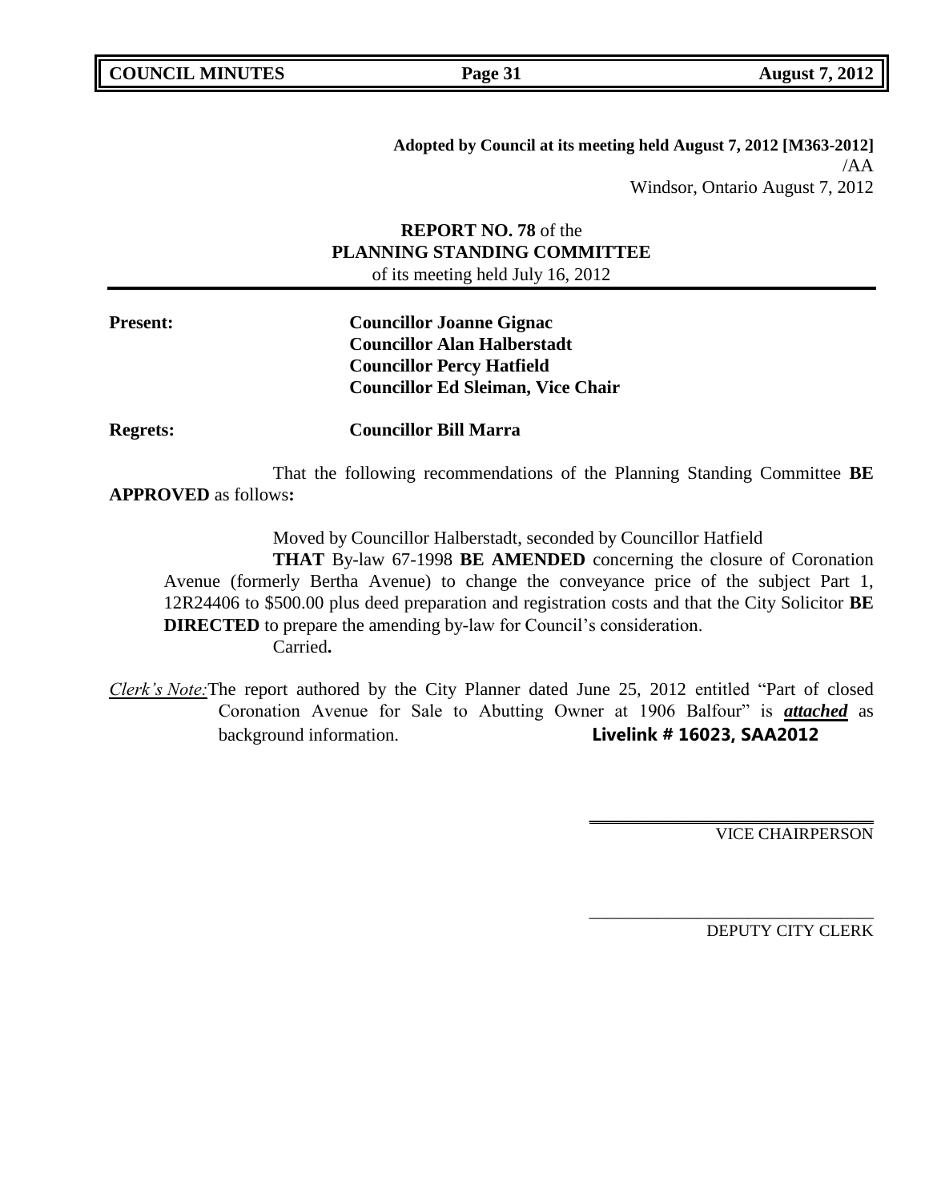**Adopted by Council at its meeting held August 7, 2012 [M363-2012]**
/AA
Windsor, Ontario August 7, 2012

**REPORT NO. 78** of the
**PLANNING STANDING COMMITTEE**
of its meeting held July 16, 2012

**Present:** **Councillor Joanne Gignac**
**Councillor Alan Halberstadt**
**Councillor Percy Hatfield**
**Councillor Ed Sleiman, Vice Chair**

**Regrets:** **Councillor Bill Marra**

That the following recommendations of the Planning Standing Committee **BE APPROVED** as follows**:**

Moved by Councillor Halberstadt, seconded by Councillor Hatfield

**THAT** By-law 67-1998 **BE AMENDED** concerning the closure of Coronation Avenue (formerly Bertha Avenue) to change the conveyance price of the subject Part 1, 12R24406 to $500.00 plus deed preparation and registration costs and that the City Solicitor **BE DIRECTED** to prepare the amending by-law for Council's consideration.

Carried**.**

*Clerk's Note:* The report authored by the City Planner dated June 25, 2012 entitled "Part of closed Coronation Avenue for Sale to Abutting Owner at 1906 Balfour" is ***attached*** as background information. **Livelink # 16023, SAA2012**

VICE CHAIRPERSON

DEPUTY CITY CLERK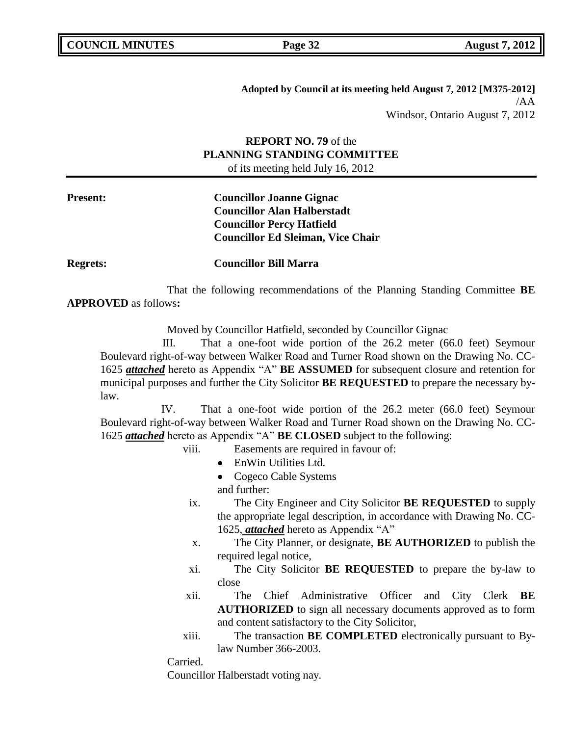**Adopted by Council at its meeting held August 7, 2012 [M375-2012]**
/AA
Windsor, Ontario August 7, 2012

**REPORT NO. 79** of the
**PLANNING STANDING COMMITTEE**
of its meeting held July 16, 2012

---

**Present:** **Councillor Joanne Gignac**
**Councillor Alan Halberstadt**
**Councillor Percy Hatfield**
**Councillor Ed Sleiman, Vice Chair**

**Regrets:** **Councillor Bill Marra**

That the following recommendations of the Planning Standing Committee **BE APPROVED** as follows**:**

Moved by Councillor Hatfield, seconded by Councillor Gignac

III. That a one-foot wide portion of the 26.2 meter (66.0 feet) Seymour Boulevard right-of-way between Walker Road and Turner Road shown on the Drawing No. CC-1625 ***attached*** hereto as Appendix "A" **BE ASSUMED** for subsequent closure and retention for municipal purposes and further the City Solicitor **BE REQUESTED** to prepare the necessary by-law.

IV. That a one-foot wide portion of the 26.2 meter (66.0 feet) Seymour Boulevard right-of-way between Walker Road and Turner Road shown on the Drawing No. CC-1625 ***attached*** hereto as Appendix "A" **BE CLOSED** subject to the following:

viii. Easements are required in favour of:
- EnWin Utilities Ltd.
- Cogeco Cable Systems

and further:

ix. The City Engineer and City Solicitor **BE REQUESTED** to supply the appropriate legal description, in accordance with Drawing No. CC-1625, ***attached*** hereto as Appendix "A"

x. The City Planner, or designate, **BE AUTHORIZED** to publish the required legal notice,

xi. The City Solicitor **BE REQUESTED** to prepare the by-law to close

xii. The Chief Administrative Officer and City Clerk **BE AUTHORIZED** to sign all necessary documents approved as to form and content satisfactory to the City Solicitor,

xiii. The transaction **BE COMPLETED** electronically pursuant to By-law Number 366-2003.

Carried.

Councillor Halberstadt voting nay.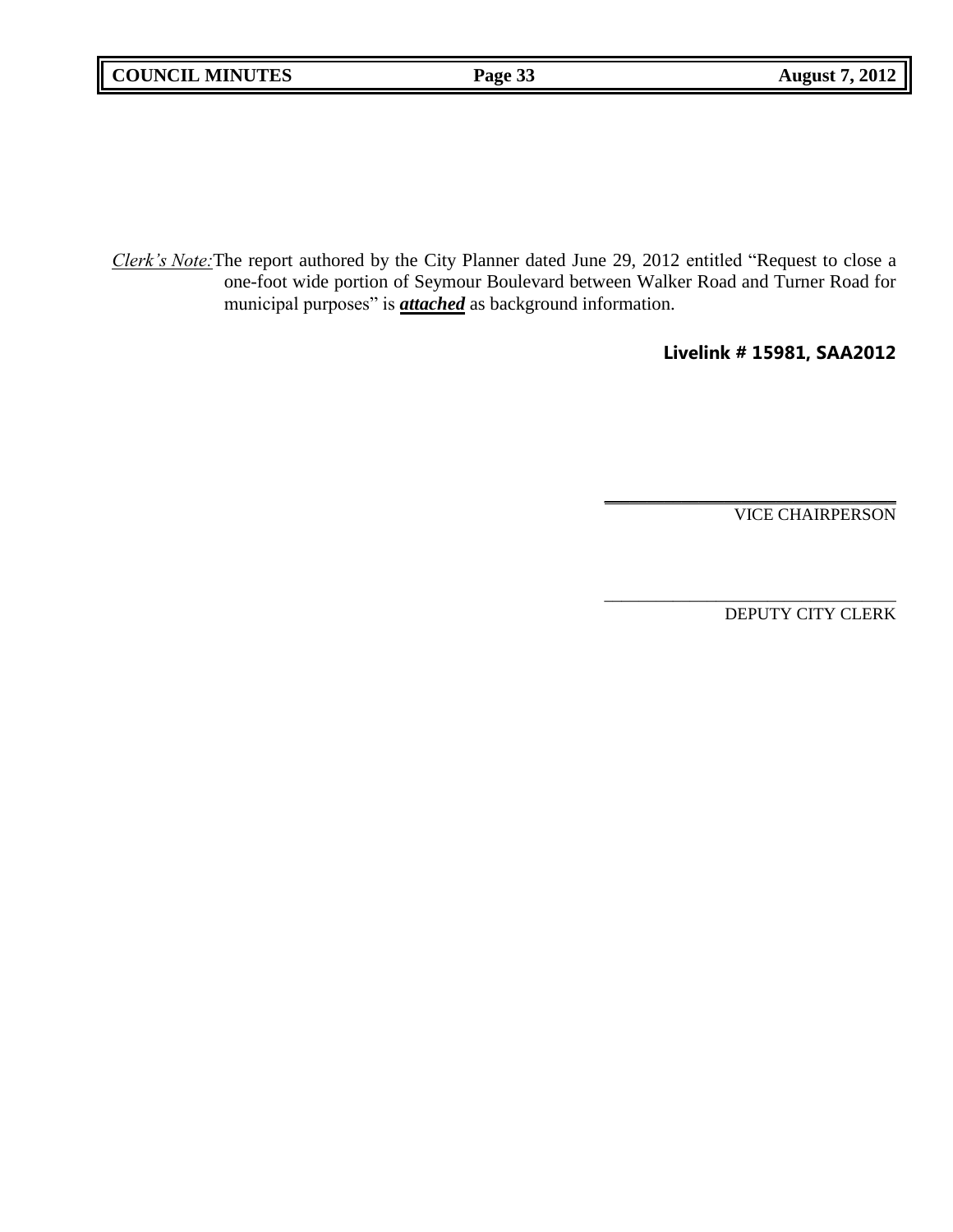*Clerk's Note:* The report authored by the City Planner dated June 29, 2012 entitled "Request to close a one-foot wide portion of Seymour Boulevard between Walker Road and Turner Road for municipal purposes" is ***attached*** as background information.

**Livelink # 15981, SAA2012**

\_\_\_\_\_\_\_\_\_\_\_\_\_\_\_\_\_\_\_\_\_\_\_\_\_\_\_\_\_\_\_\_\_\_

VICE CHAIRPERSON

\_\_\_\_\_\_\_\_\_\_\_\_\_\_\_\_\_\_\_\_\_\_\_\_\_\_\_\_\_\_\_\_\_\_

DEPUTY CITY CLERK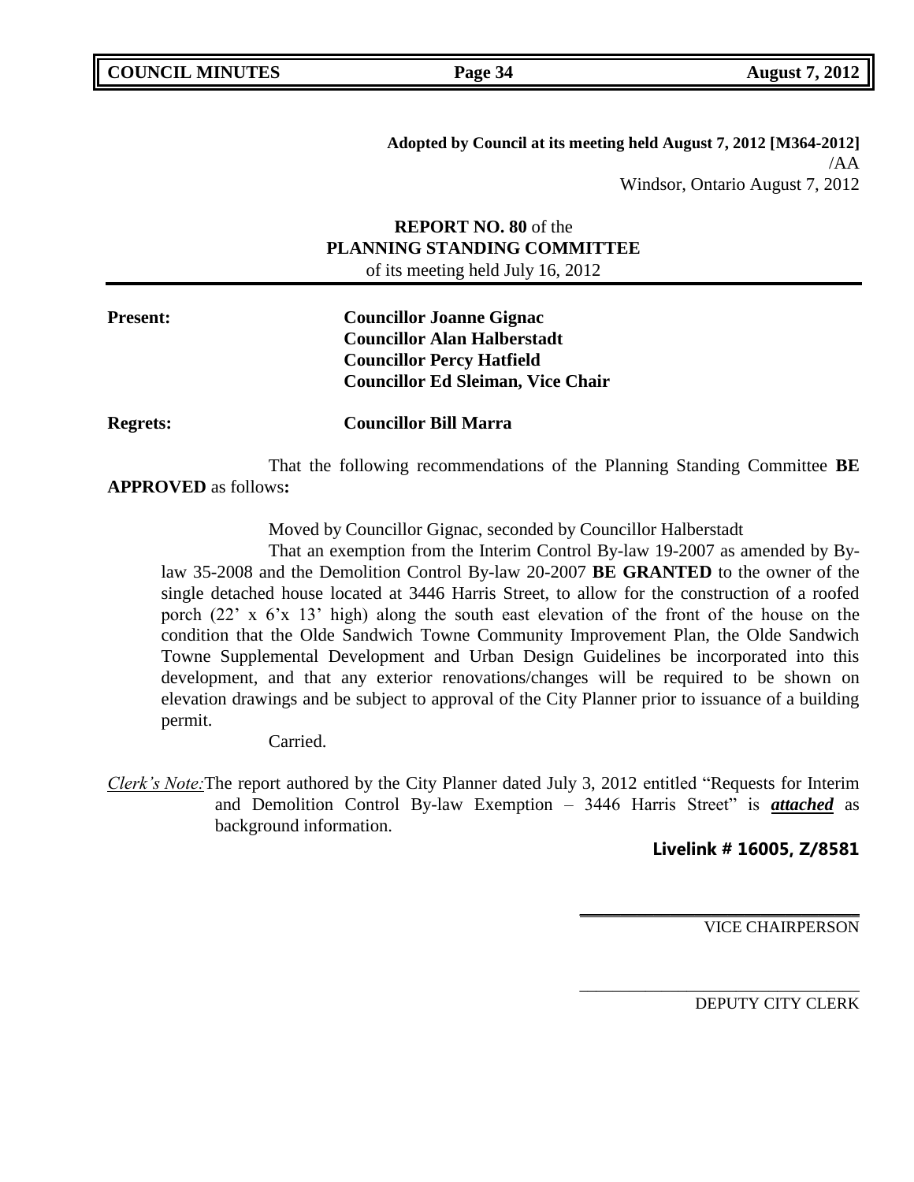**Adopted by Council at its meeting held August 7, 2012 [M364-2012]**
/AA
Windsor, Ontario August 7, 2012

**REPORT NO. 80** of the
**PLANNING STANDING COMMITTEE**
of its meeting held July 16, 2012

**Present:** **Councillor Joanne Gignac**
**Councillor Alan Halberstadt**
**Councillor Percy Hatfield**
**Councillor Ed Sleiman, Vice Chair**

**Regrets:** **Councillor Bill Marra**

That the following recommendations of the Planning Standing Committee **BE APPROVED** as follows**:**

Moved by Councillor Gignac, seconded by Councillor Halberstadt

That an exemption from the Interim Control By-law 19-2007 as amended by By-law 35-2008 and the Demolition Control By-law 20-2007 **BE GRANTED** to the owner of the single detached house located at 3446 Harris Street, to allow for the construction of a roofed porch (22' x 6'x 13' high) along the south east elevation of the front of the house on the condition that the Olde Sandwich Towne Community Improvement Plan, the Olde Sandwich Towne Supplemental Development and Urban Design Guidelines be incorporated into this development, and that any exterior renovations/changes will be required to be shown on elevation drawings and be subject to approval of the City Planner prior to issuance of a building permit.

Carried.

*Clerk's Note:* The report authored by the City Planner dated July 3, 2012 entitled "Requests for Interim and Demolition Control By-law Exemption – 3446 Harris Street" is ***attached*** as background information.

**Livelink # 16005, Z/8581**

VICE CHAIRPERSON

DEPUTY CITY CLERK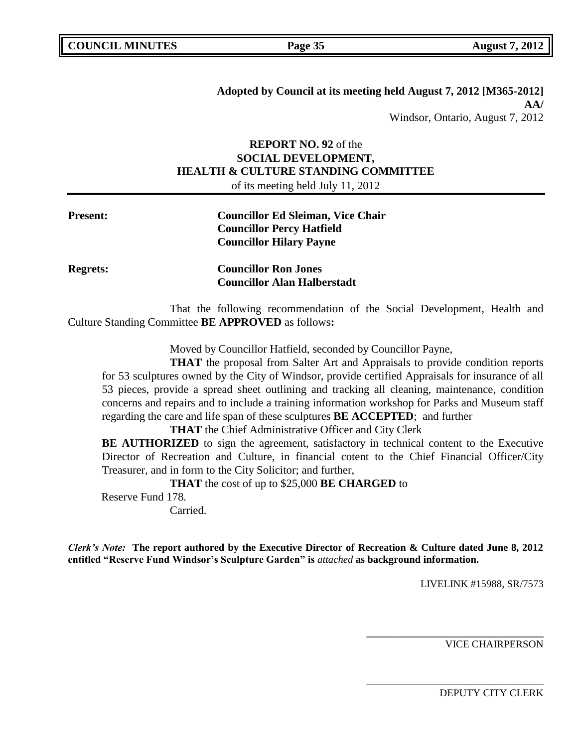**Adopted by Council at its meeting held August 7, 2012 [M365-2012]**
**AA/**
Windsor, Ontario, August 7, 2012

**REPORT NO. 92** of the
**SOCIAL DEVELOPMENT,**
**HEALTH & CULTURE STANDING COMMITTEE**
of its meeting held July 11, 2012

**Present:** **Councillor Ed Sleiman, Vice Chair**
**Councillor Percy Hatfield**
**Councillor Hilary Payne**

**Regrets:** **Councillor Ron Jones**
**Councillor Alan Halberstadt**

That the following recommendation of the Social Development, Health and Culture Standing Committee **BE APPROVED** as follows**:**

Moved by Councillor Hatfield, seconded by Councillor Payne,

**THAT** the proposal from Salter Art and Appraisals to provide condition reports for 53 sculptures owned by the City of Windsor, provide certified Appraisals for insurance of all 53 pieces, provide a spread sheet outlining and tracking all cleaning, maintenance, condition concerns and repairs and to include a training information workshop for Parks and Museum staff regarding the care and life span of these sculptures **BE ACCEPTED**; and further

**THAT** the Chief Administrative Officer and City Clerk **BE AUTHORIZED** to sign the agreement, satisfactory in technical content to the Executive Director of Recreation and Culture, in financial cotent to the Chief Financial Officer/City Treasurer, and in form to the City Solicitor; and further,

**THAT** the cost of up to $25,000 **BE CHARGED** to Reserve Fund 178.

Carried.

***Clerk's Note:*** **The report authored by the Executive Director of Recreation & Culture dated June 8, 2012 entitled "Reserve Fund Windsor's Sculpture Garden" is** ***attached*** **as background information.**

LIVELINK #15988, SR/7573

\_\_\_\_\_\_\_\_\_\_\_\_\_\_\_\_\_\_\_\_\_\_\_\_\_\_\_\_\_\_\_\_\_\_
VICE CHAIRPERSON

\_\_\_\_\_\_\_\_\_\_\_\_\_\_\_\_\_\_\_\_\_\_\_\_\_\_\_\_\_\_\_\_\_\_
DEPUTY CITY CLERK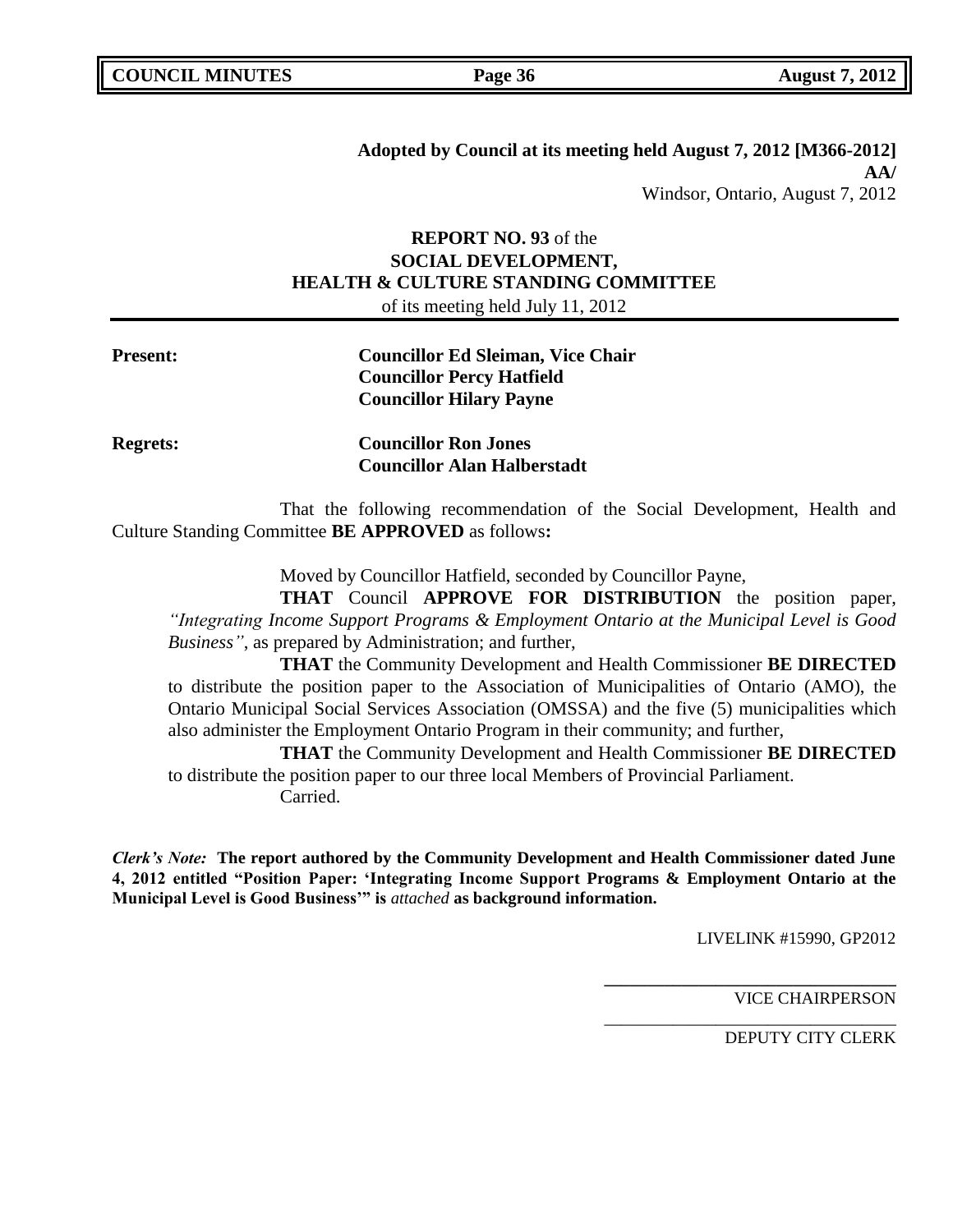**Adopted by Council at its meeting held August 7, 2012 [M366-2012]**
**AA/**
Windsor, Ontario, August 7, 2012

**REPORT NO. 93** of the
**SOCIAL DEVELOPMENT,**
**HEALTH & CULTURE STANDING COMMITTEE**
of its meeting held July 11, 2012

**Present:** **Councillor Ed Sleiman, Vice Chair**
**Councillor Percy Hatfield**
**Councillor Hilary Payne**

**Regrets:** **Councillor Ron Jones**
**Councillor Alan Halberstadt**

That the following recommendation of the Social Development, Health and Culture Standing Committee **BE APPROVED** as follows**:**

Moved by Councillor Hatfield, seconded by Councillor Payne,

**THAT** Council **APPROVE FOR DISTRIBUTION** the position paper, *"Integrating Income Support Programs & Employment Ontario at the Municipal Level is Good Business"*, as prepared by Administration; and further,

**THAT** the Community Development and Health Commissioner **BE DIRECTED** to distribute the position paper to the Association of Municipalities of Ontario (AMO), the Ontario Municipal Social Services Association (OMSSA) and the five (5) municipalities which also administer the Employment Ontario Program in their community; and further,

**THAT** the Community Development and Health Commissioner **BE DIRECTED** to distribute the position paper to our three local Members of Provincial Parliament.

Carried.

***Clerk's Note:*** **The report authored by the Community Development and Health Commissioner dated June 4, 2012 entitled "Position Paper: 'Integrating Income Support Programs & Employment Ontario at the Municipal Level is Good Business'" is** ***attached*** **as background information.**

LIVELINK #15990, GP2012

VICE CHAIRPERSON

DEPUTY CITY CLERK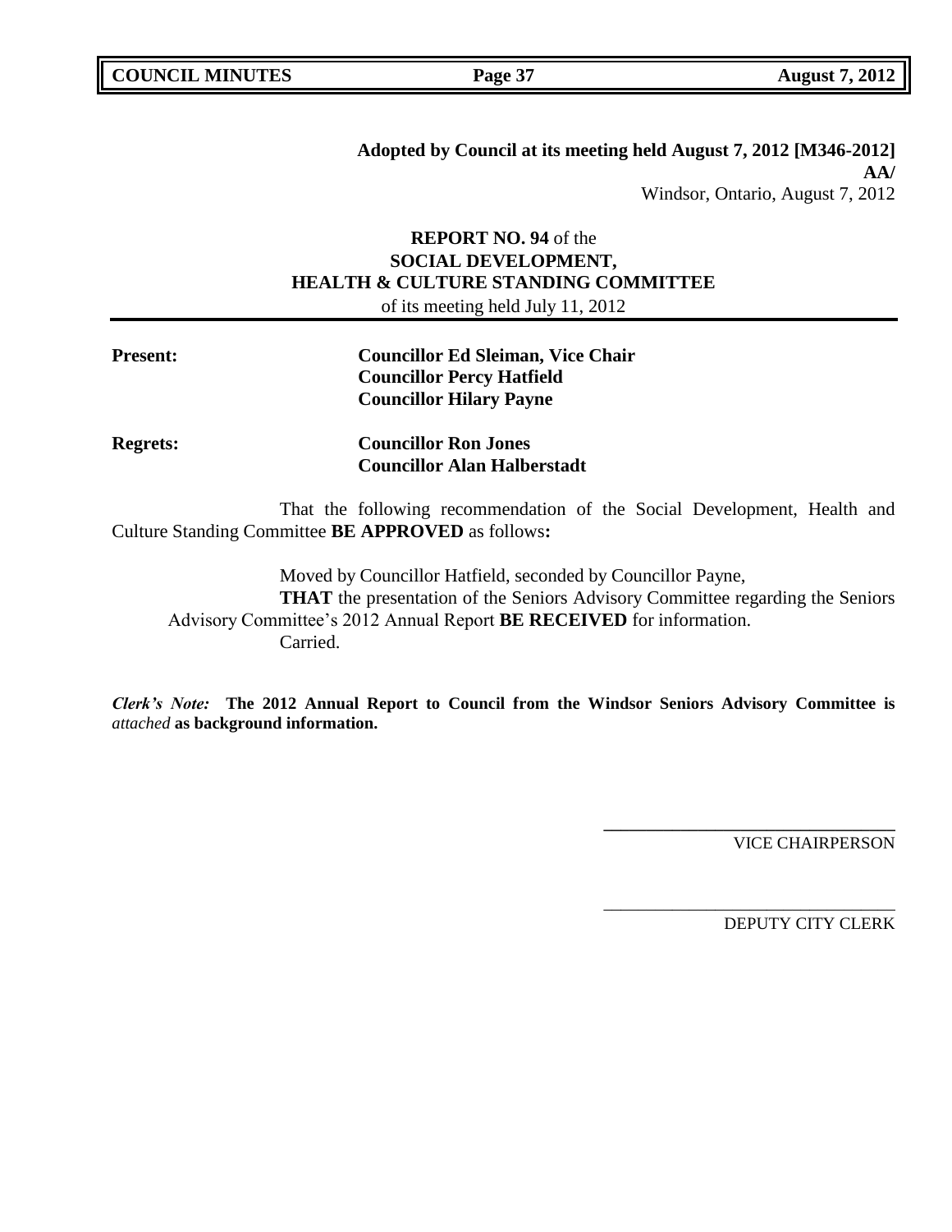**Adopted by Council at its meeting held August 7, 2012 [M346-2012]**
**AA/**
Windsor, Ontario, August 7, 2012

**REPORT NO. 94** of the
**SOCIAL DEVELOPMENT,**
**HEALTH & CULTURE STANDING COMMITTEE**
of its meeting held July 11, 2012

---

**Present:** **Councillor Ed Sleiman, Vice Chair**
**Councillor Percy Hatfield**
**Councillor Hilary Payne**

**Regrets:** **Councillor Ron Jones**
**Councillor Alan Halberstadt**

That the following recommendation of the Social Development, Health and Culture Standing Committee **BE APPROVED** as follows**:**

Moved by Councillor Hatfield, seconded by Councillor Payne,
**THAT** the presentation of the Seniors Advisory Committee regarding the Seniors Advisory Committee's 2012 Annual Report **BE RECEIVED** for information.
Carried.

***Clerk's Note:*** **The 2012 Annual Report to Council from the Windsor Seniors Advisory Committee is** *attached* **as background information.**

\_\_\_\_\_\_\_\_\_\_\_\_\_\_\_\_\_\_\_\_\_\_\_\_\_\_\_\_\_\_\_\_\_\_
VICE CHAIRPERSON

\_\_\_\_\_\_\_\_\_\_\_\_\_\_\_\_\_\_\_\_\_\_\_\_\_\_\_\_\_\_\_\_\_\_
DEPUTY CITY CLERK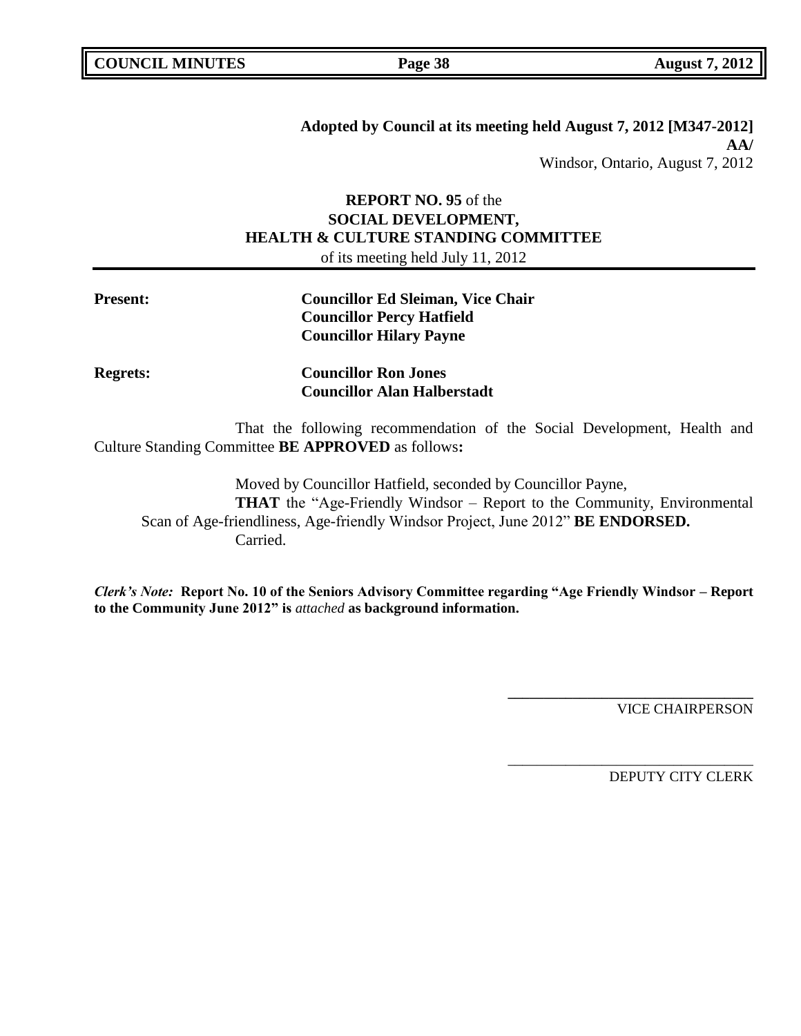**Adopted by Council at its meeting held August 7, 2012 [M347-2012]**
**AA/**
Windsor, Ontario, August 7, 2012

**REPORT NO. 95** of the
**SOCIAL DEVELOPMENT,**
**HEALTH & CULTURE STANDING COMMITTEE**
of its meeting held July 11, 2012

**Present:** **Councillor Ed Sleiman, Vice Chair**
**Councillor Percy Hatfield**
**Councillor Hilary Payne**

**Regrets:** **Councillor Ron Jones**
**Councillor Alan Halberstadt**

That the following recommendation of the Social Development, Health and Culture Standing Committee **BE APPROVED** as follows**:**

Moved by Councillor Hatfield, seconded by Councillor Payne,
**THAT** the "Age-Friendly Windsor – Report to the Community, Environmental Scan of Age-friendliness, Age-friendly Windsor Project, June 2012" **BE ENDORSED.**
Carried.

***Clerk's Note:*** **Report No. 10 of the Seniors Advisory Committee regarding "Age Friendly Windsor – Report to the Community June 2012" is** *attached* **as background information.**

VICE CHAIRPERSON

DEPUTY CITY CLERK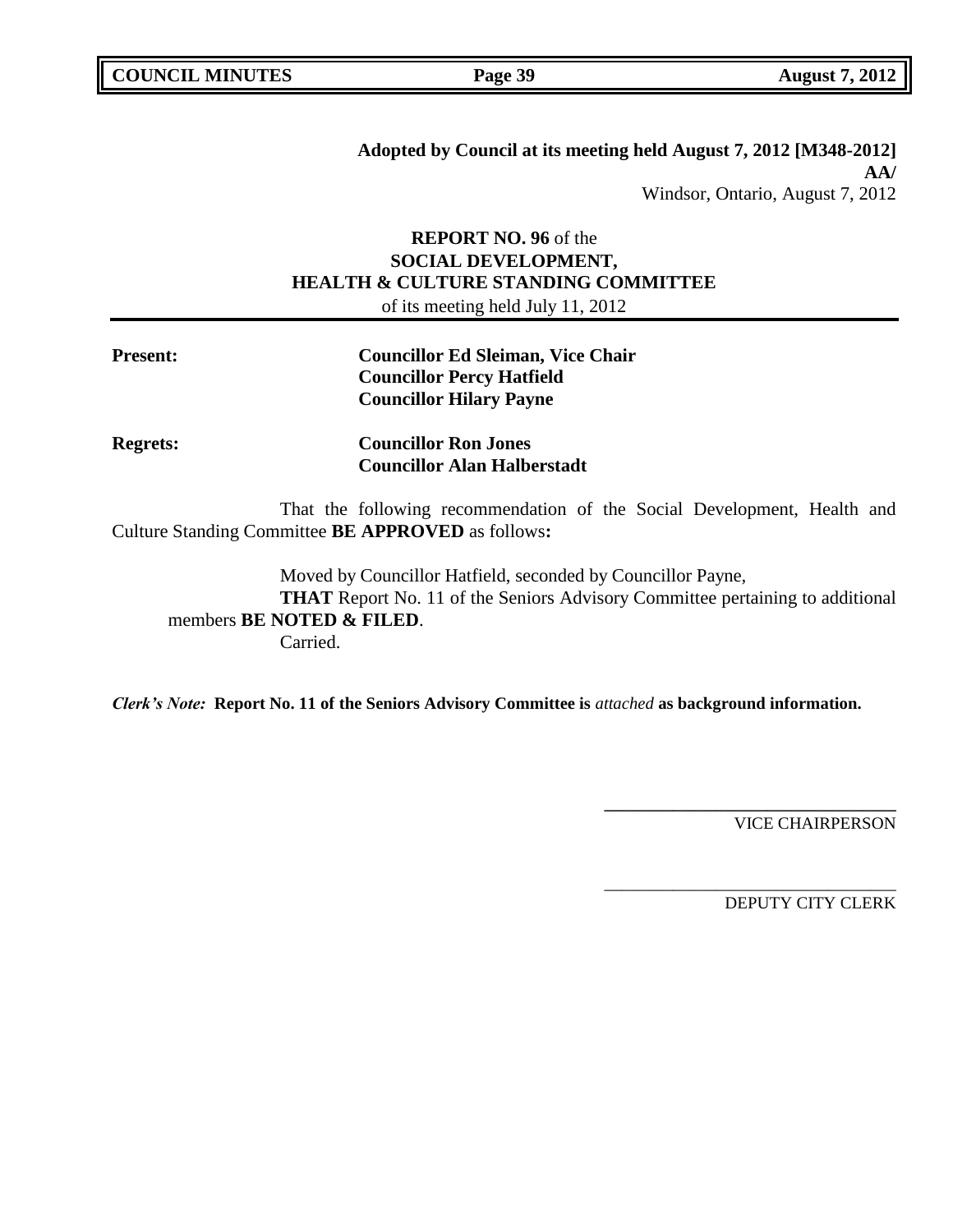**Adopted by Council at its meeting held August 7, 2012 [M348-2012]**
**AA/**
Windsor, Ontario, August 7, 2012

**REPORT NO. 96** of the
**SOCIAL DEVELOPMENT,**
**HEALTH & CULTURE STANDING COMMITTEE**
of its meeting held July 11, 2012

**Present:** **Councillor Ed Sleiman, Vice Chair**
**Councillor Percy Hatfield**
**Councillor Hilary Payne**

**Regrets:** **Councillor Ron Jones**
**Councillor Alan Halberstadt**

That the following recommendation of the Social Development, Health and Culture Standing Committee **BE APPROVED** as follows**:**

Moved by Councillor Hatfield, seconded by Councillor Payne,
**THAT** Report No. 11 of the Seniors Advisory Committee pertaining to additional members **BE NOTED & FILED**.
Carried.

***Clerk's Note:*** **Report No. 11 of the Seniors Advisory Committee is** *attached* **as background information.**

VICE CHAIRPERSON

DEPUTY CITY CLERK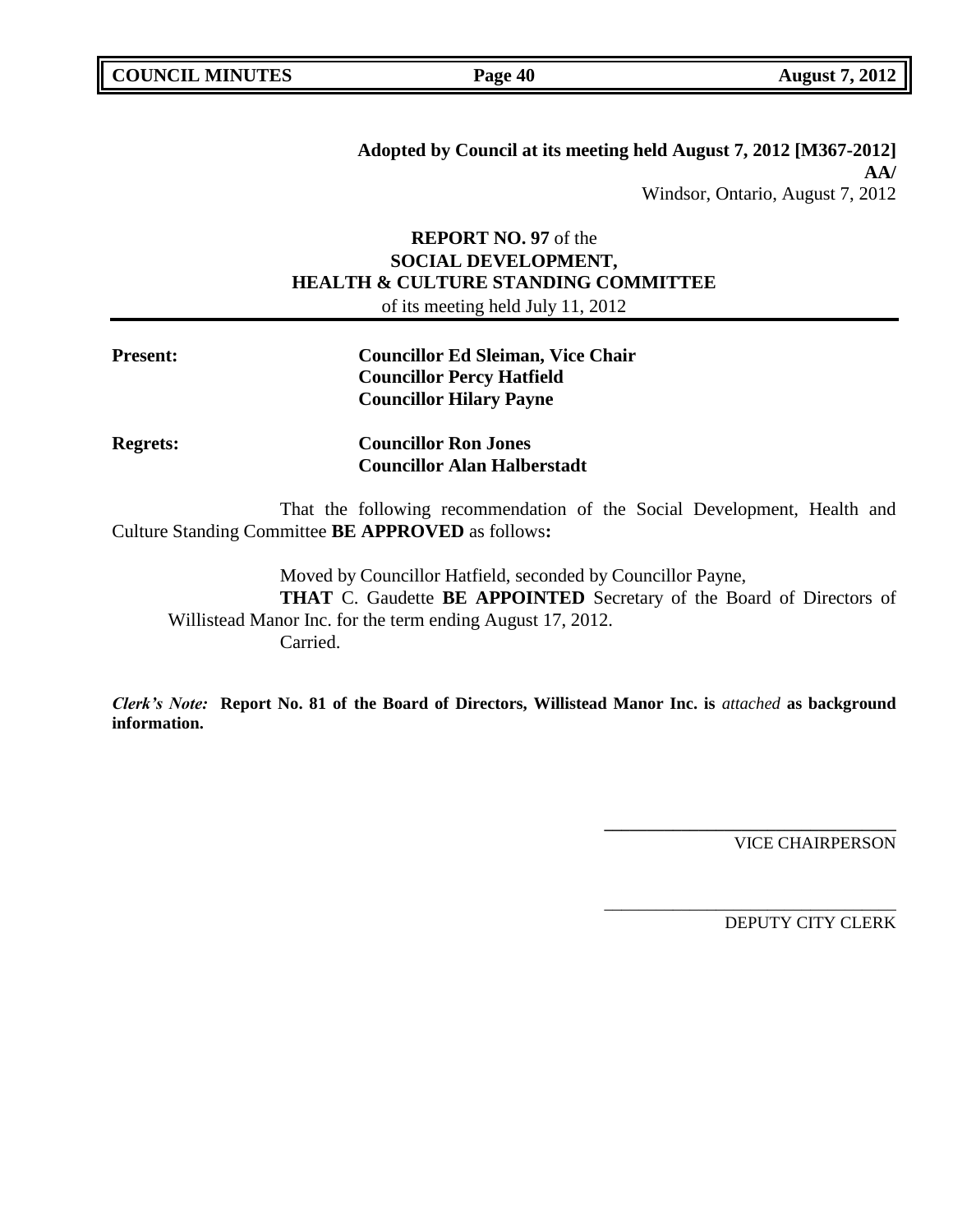**Adopted by Council at its meeting held August 7, 2012 [M367-2012]**
**AA/**
Windsor, Ontario, August 7, 2012

**REPORT NO. 97** of the
**SOCIAL DEVELOPMENT,**
**HEALTH & CULTURE STANDING COMMITTEE**
of its meeting held July 11, 2012

**Present:** **Councillor Ed Sleiman, Vice Chair**
**Councillor Percy Hatfield**
**Councillor Hilary Payne**

**Regrets:** **Councillor Ron Jones**
**Councillor Alan Halberstadt**

That the following recommendation of the Social Development, Health and Culture Standing Committee **BE APPROVED** as follows**:**

Moved by Councillor Hatfield, seconded by Councillor Payne,
**THAT** C. Gaudette **BE APPOINTED** Secretary of the Board of Directors of Willistead Manor Inc. for the term ending August 17, 2012.
Carried.

***Clerk's Note:*** **Report No. 81 of the Board of Directors, Willistead Manor Inc. is** *attached* **as background information.**

VICE CHAIRPERSON

DEPUTY CITY CLERK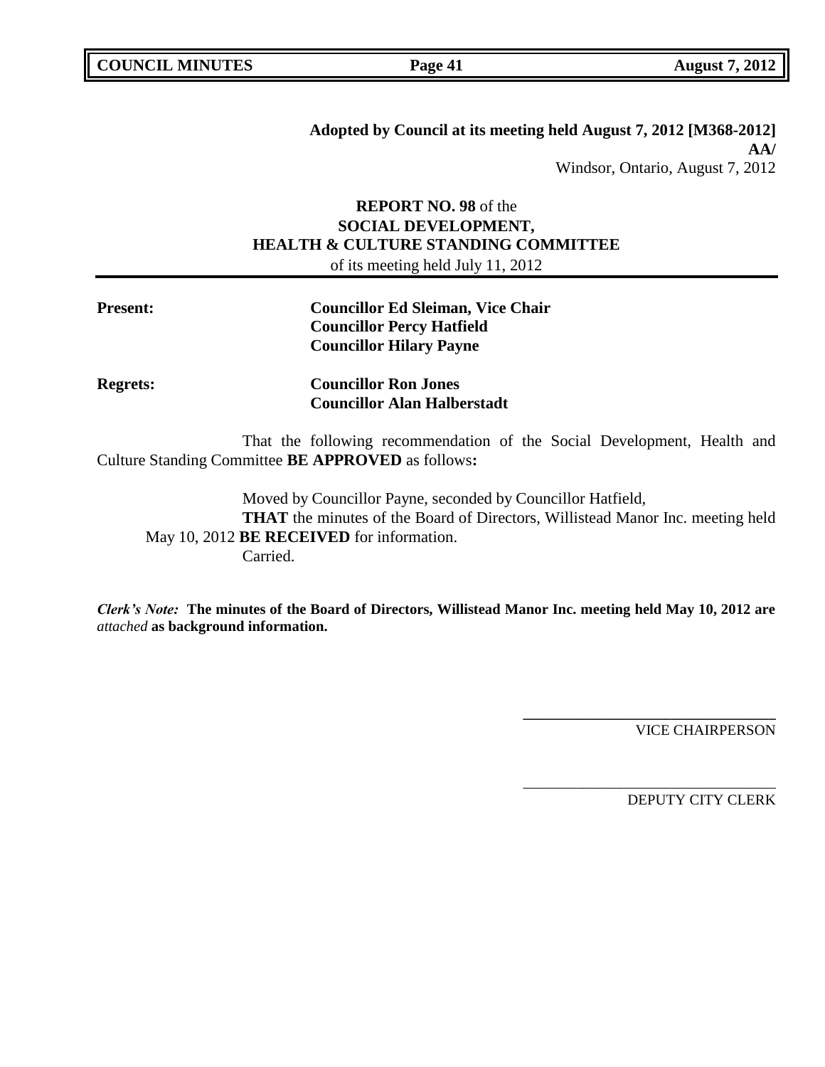**Adopted by Council at its meeting held August 7, 2012 [M368-2012]**
**AA/**
Windsor, Ontario, August 7, 2012

**REPORT NO. 98** of the
**SOCIAL DEVELOPMENT,**
**HEALTH & CULTURE STANDING COMMITTEE**
of its meeting held July 11, 2012

**Present:** **Councillor Ed Sleiman, Vice Chair**
**Councillor Percy Hatfield**
**Councillor Hilary Payne**

**Regrets:** **Councillor Ron Jones**
**Councillor Alan Halberstadt**

That the following recommendation of the Social Development, Health and Culture Standing Committee **BE APPROVED** as follows**:**

Moved by Councillor Payne, seconded by Councillor Hatfield,
**THAT** the minutes of the Board of Directors, Willistead Manor Inc. meeting held May 10, 2012 **BE RECEIVED** for information.
Carried.

***Clerk's Note:*** **The minutes of the Board of Directors, Willistead Manor Inc. meeting held May 10, 2012 are** *attached* **as background information.**

VICE CHAIRPERSON

DEPUTY CITY CLERK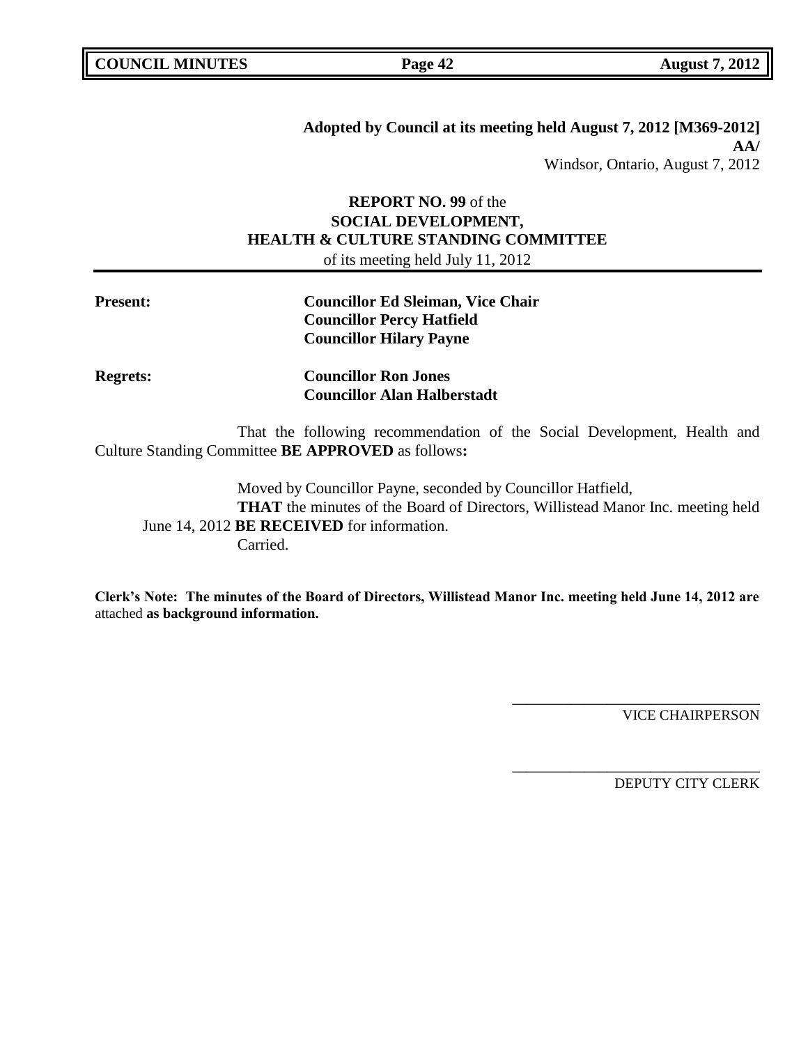**Adopted by Council at its meeting held August 7, 2012 [M369-2012]**
**AA/**
Windsor, Ontario, August 7, 2012

**REPORT NO. 99** of the
**SOCIAL DEVELOPMENT,**
**HEALTH & CULTURE STANDING COMMITTEE**
of its meeting held July 11, 2012

**Present:** **Councillor Ed Sleiman, Vice Chair**
**Councillor Percy Hatfield**
**Councillor Hilary Payne**

**Regrets:** **Councillor Ron Jones**
**Councillor Alan Halberstadt**

That the following recommendation of the Social Development, Health and Culture Standing Committee **BE APPROVED** as follows**:**

Moved by Councillor Payne, seconded by Councillor Hatfield,
**THAT** the minutes of the Board of Directors, Willistead Manor Inc. meeting held June 14, 2012 **BE RECEIVED** for information.
Carried.

**Clerk's Note: The minutes of the Board of Directors, Willistead Manor Inc. meeting held June 14, 2012 are** attached **as background information.**

VICE CHAIRPERSON

DEPUTY CITY CLERK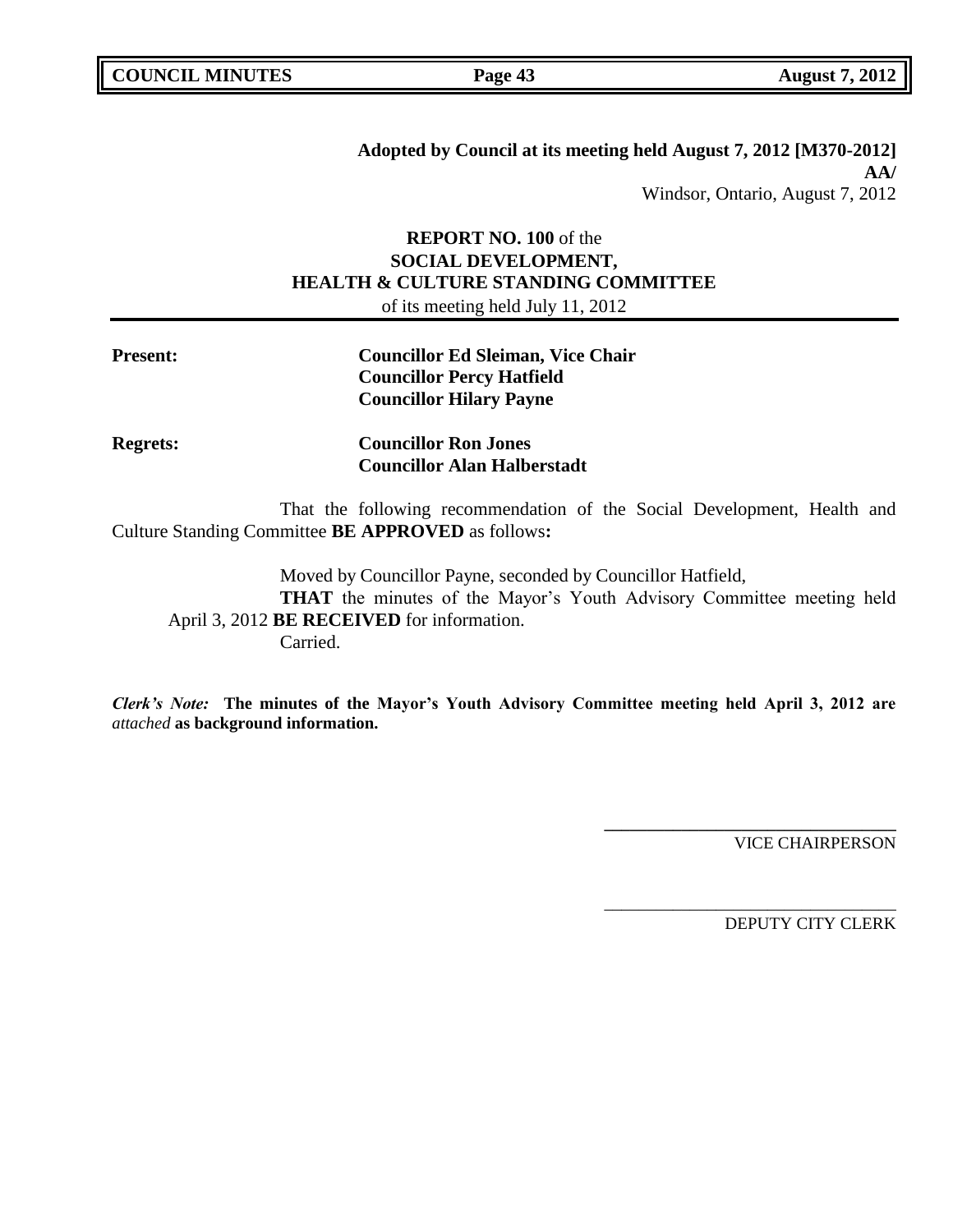**Adopted by Council at its meeting held August 7, 2012 [M370-2012]**
**AA/**
Windsor, Ontario, August 7, 2012

**REPORT NO. 100** of the
**SOCIAL DEVELOPMENT,**
**HEALTH & CULTURE STANDING COMMITTEE**
of its meeting held July 11, 2012

**Present:** **Councillor Ed Sleiman, Vice Chair**
**Councillor Percy Hatfield**
**Councillor Hilary Payne**

**Regrets:** **Councillor Ron Jones**
**Councillor Alan Halberstadt**

That the following recommendation of the Social Development, Health and Culture Standing Committee **BE APPROVED** as follows**:**

Moved by Councillor Payne, seconded by Councillor Hatfield,
**THAT** the minutes of the Mayor's Youth Advisory Committee meeting held April 3, 2012 **BE RECEIVED** for information.
Carried.

***Clerk's Note:*** **The minutes of the Mayor's Youth Advisory Committee meeting held April 3, 2012 are** *attached* **as background information.**

VICE CHAIRPERSON

DEPUTY CITY CLERK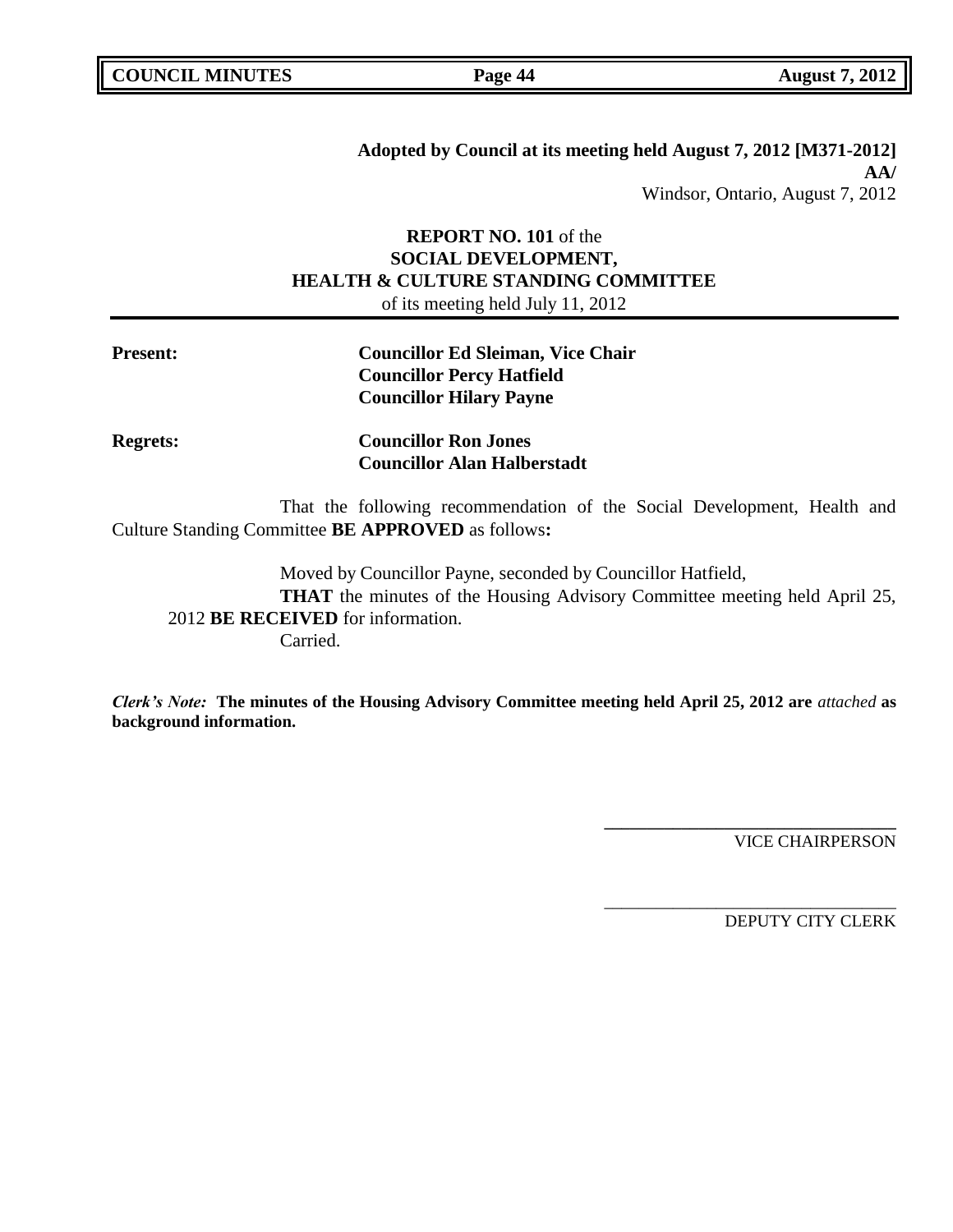**Adopted by Council at its meeting held August 7, 2012 [M371-2012]**
**AA/**
Windsor, Ontario, August 7, 2012

**REPORT NO. 101** of the
**SOCIAL DEVELOPMENT,**
**HEALTH & CULTURE STANDING COMMITTEE**
of its meeting held July 11, 2012

**Present:** **Councillor Ed Sleiman, Vice Chair**
**Councillor Percy Hatfield**
**Councillor Hilary Payne**

**Regrets:** **Councillor Ron Jones**
**Councillor Alan Halberstadt**

That the following recommendation of the Social Development, Health and Culture Standing Committee **BE APPROVED** as follows**:**

Moved by Councillor Payne, seconded by Councillor Hatfield,
**THAT** the minutes of the Housing Advisory Committee meeting held April 25, 2012 **BE RECEIVED** for information.
Carried.

***Clerk's Note:*** **The minutes of the Housing Advisory Committee meeting held April 25, 2012 are** *attached* **as background information.**

\_\_\_\_\_\_\_\_\_\_\_\_\_\_\_\_\_\_\_\_\_\_\_\_\_\_\_\_\_\_\_\_\_\_
VICE CHAIRPERSON

\_\_\_\_\_\_\_\_\_\_\_\_\_\_\_\_\_\_\_\_\_\_\_\_\_\_\_\_\_\_\_\_\_\_
DEPUTY CITY CLERK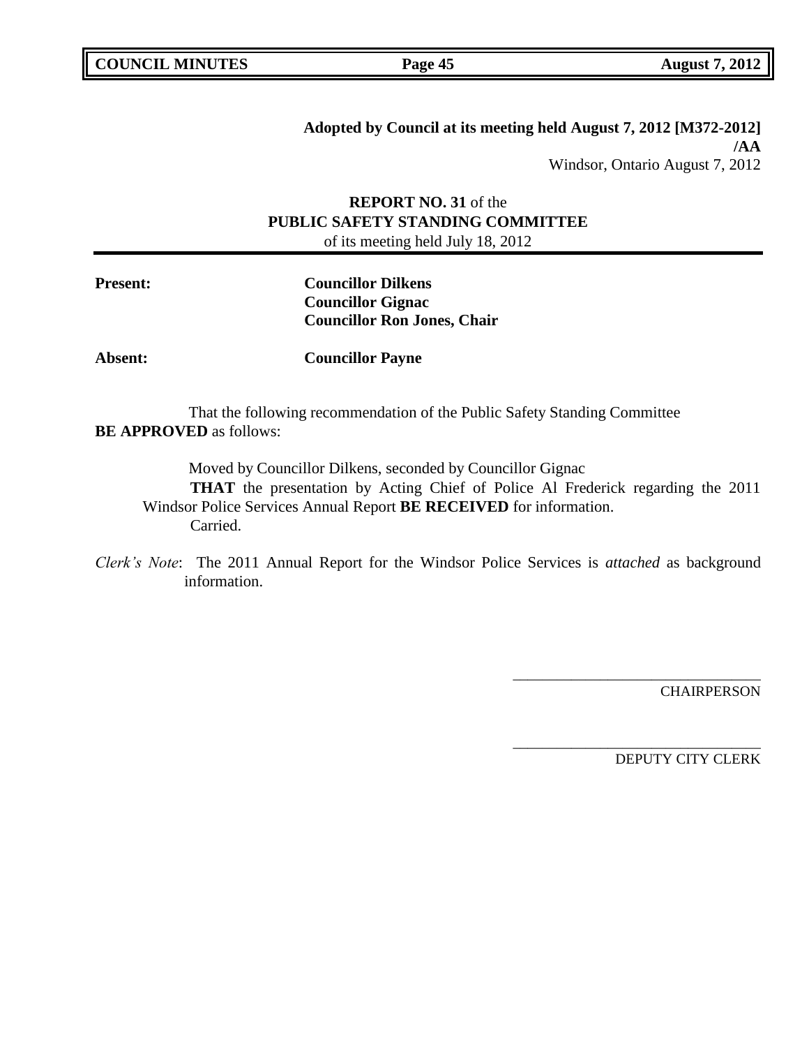**Adopted by Council at its meeting held August 7, 2012 [M372-2012] /AA**

Windsor, Ontario August 7, 2012

**REPORT NO. 31** of the
**PUBLIC SAFETY STANDING COMMITTEE**
of its meeting held July 18, 2012

**Present:** **Councillor Dilkens**
**Councillor Gignac**
**Councillor Ron Jones, Chair**

**Absent:** **Councillor Payne**

That the following recommendation of the Public Safety Standing Committee **BE APPROVED** as follows:

Moved by Councillor Dilkens, seconded by Councillor Gignac

**THAT** the presentation by Acting Chief of Police Al Frederick regarding the 2011 Windsor Police Services Annual Report **BE RECEIVED** for information.

Carried.

*Clerk's Note*: The 2011 Annual Report for the Windsor Police Services is *attached* as background information.

\_\_\_\_\_\_\_\_\_\_\_\_\_\_\_\_\_\_\_\_\_\_\_\_\_\_\_\_\_\_\_\_\_\_
CHAIRPERSON

\_\_\_\_\_\_\_\_\_\_\_\_\_\_\_\_\_\_\_\_\_\_\_\_\_\_\_\_\_\_\_\_\_\_
DEPUTY CITY CLERK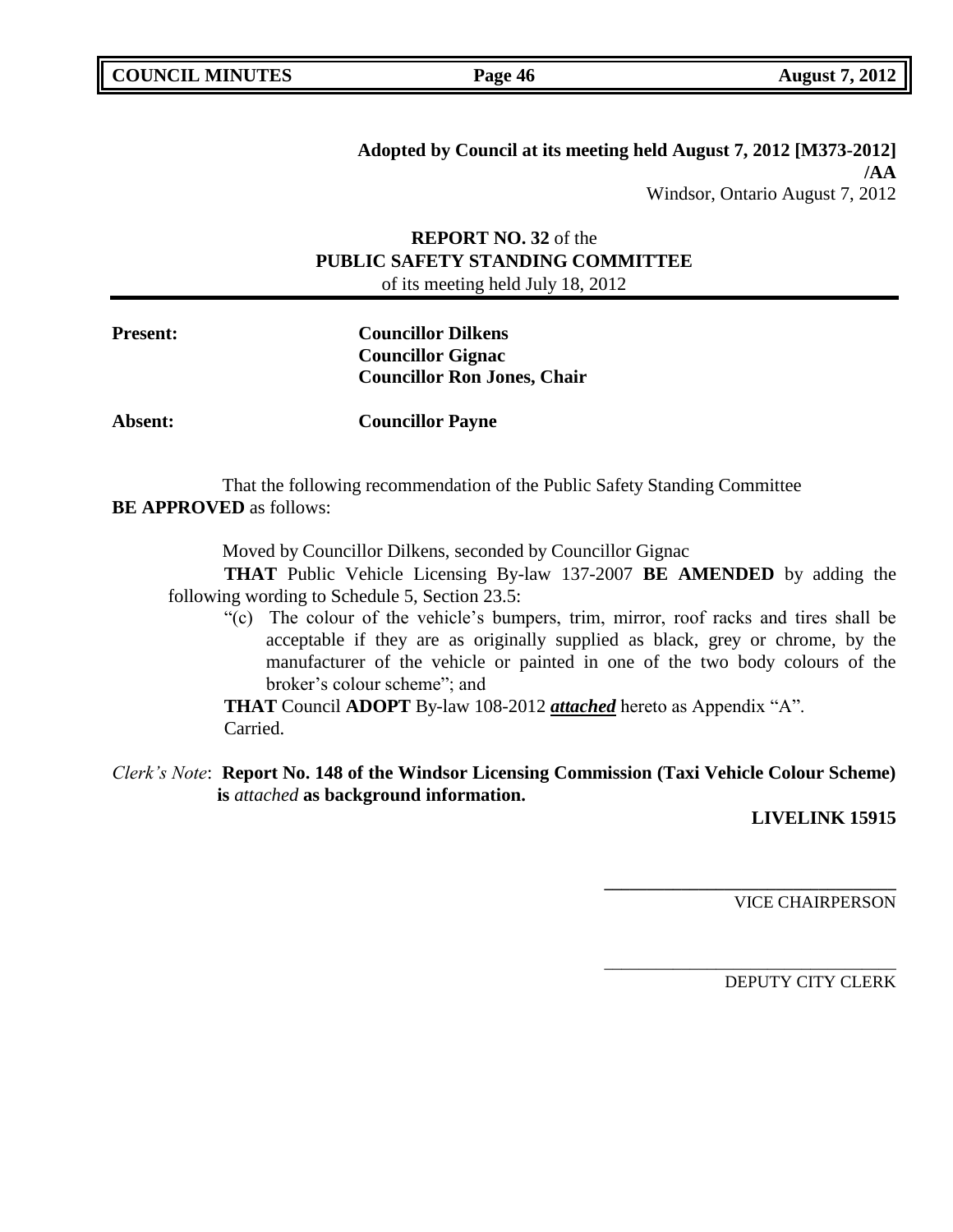**Adopted by Council at its meeting held August 7, 2012 [M373-2012] /AA**
Windsor, Ontario August 7, 2012

**REPORT NO. 32** of the
**PUBLIC SAFETY STANDING COMMITTEE**
of its meeting held July 18, 2012

**Present:** **Councillor Dilkens**
**Councillor Gignac**
**Councillor Ron Jones, Chair**

**Absent:** **Councillor Payne**

That the following recommendation of the Public Safety Standing Committee **BE APPROVED** as follows:

Moved by Councillor Dilkens, seconded by Councillor Gignac

**THAT** Public Vehicle Licensing By-law 137-2007 **BE AMENDED** by adding the following wording to Schedule 5, Section 23.5:

"(c) The colour of the vehicle's bumpers, trim, mirror, roof racks and tires shall be acceptable if they are as originally supplied as black, grey or chrome, by the manufacturer of the vehicle or painted in one of the two body colours of the broker's colour scheme"; and

**THAT** Council **ADOPT** By-law 108-2012 ***attached*** hereto as Appendix "A".
Carried.

*Clerk's Note*: **Report No. 148 of the Windsor Licensing Commission (Taxi Vehicle Colour Scheme) is** *attached* **as background information.**

**LIVELINK 15915**

\_\_\_\_\_\_\_\_\_\_\_\_\_\_\_\_\_\_\_\_\_\_\_\_\_\_\_\_\_\_\_\_
VICE CHAIRPERSON

\_\_\_\_\_\_\_\_\_\_\_\_\_\_\_\_\_\_\_\_\_\_\_\_\_\_\_\_\_\_\_\_
DEPUTY CITY CLERK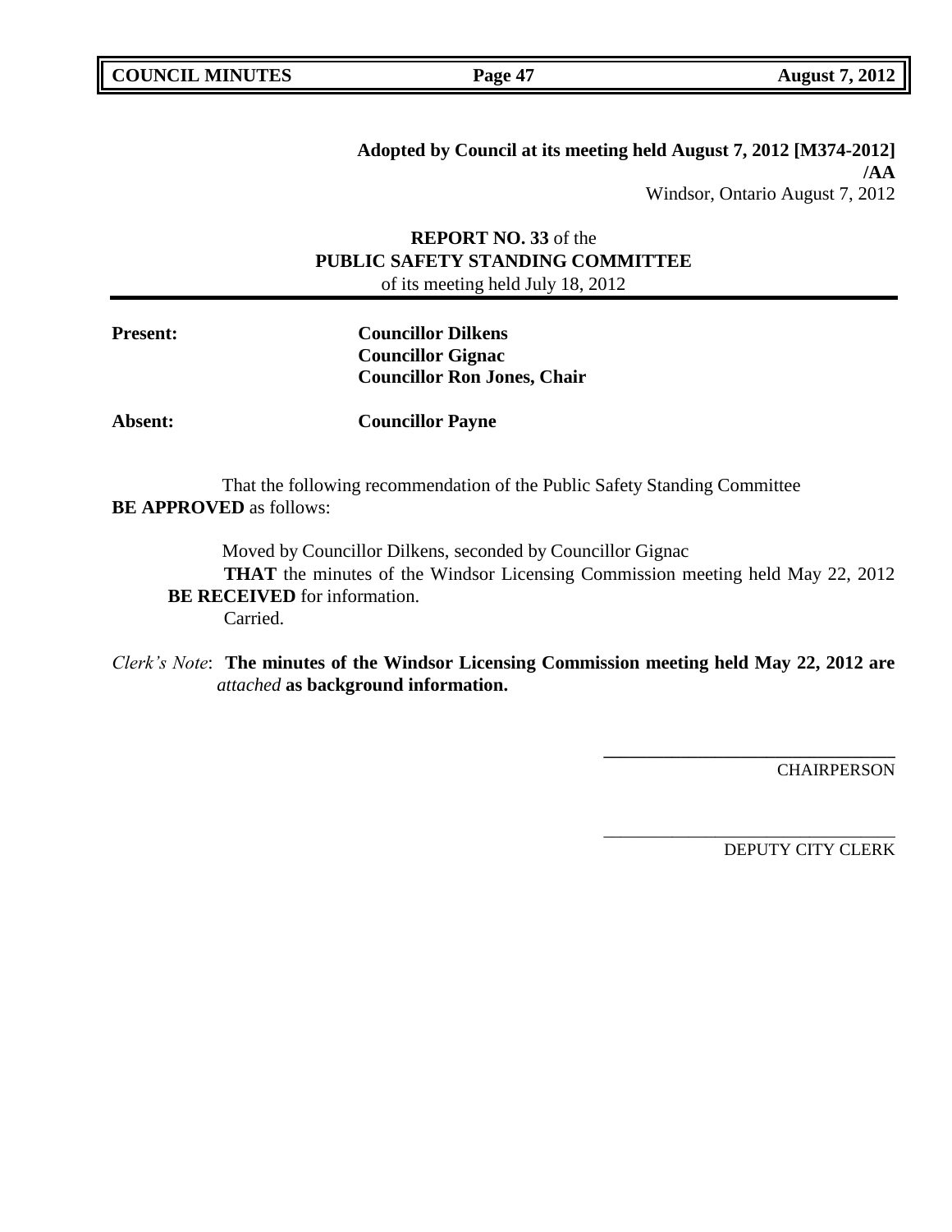**Adopted by Council at its meeting held August 7, 2012 [M374-2012]**
**/AA**
Windsor, Ontario August 7, 2012

**REPORT NO. 33** of the
**PUBLIC SAFETY STANDING COMMITTEE**
of its meeting held July 18, 2012

**Present:** **Councillor Dilkens**
**Councillor Gignac**
**Councillor Ron Jones, Chair**

**Absent:** **Councillor Payne**

That the following recommendation of the Public Safety Standing Committee **BE APPROVED** as follows:

Moved by Councillor Dilkens, seconded by Councillor Gignac
**THAT** the minutes of the Windsor Licensing Commission meeting held May 22, 2012 **BE RECEIVED** for information.
Carried.

*Clerk's Note*: **The minutes of the Windsor Licensing Commission meeting held May 22, 2012 are** *attached* **as background information.**

\_\_\_\_\_\_\_\_\_\_\_\_\_\_\_\_\_\_\_\_\_\_\_\_\_\_\_\_\_\_\_\_
CHAIRPERSON

\_\_\_\_\_\_\_\_\_\_\_\_\_\_\_\_\_\_\_\_\_\_\_\_\_\_\_\_\_\_\_\_
DEPUTY CITY CLERK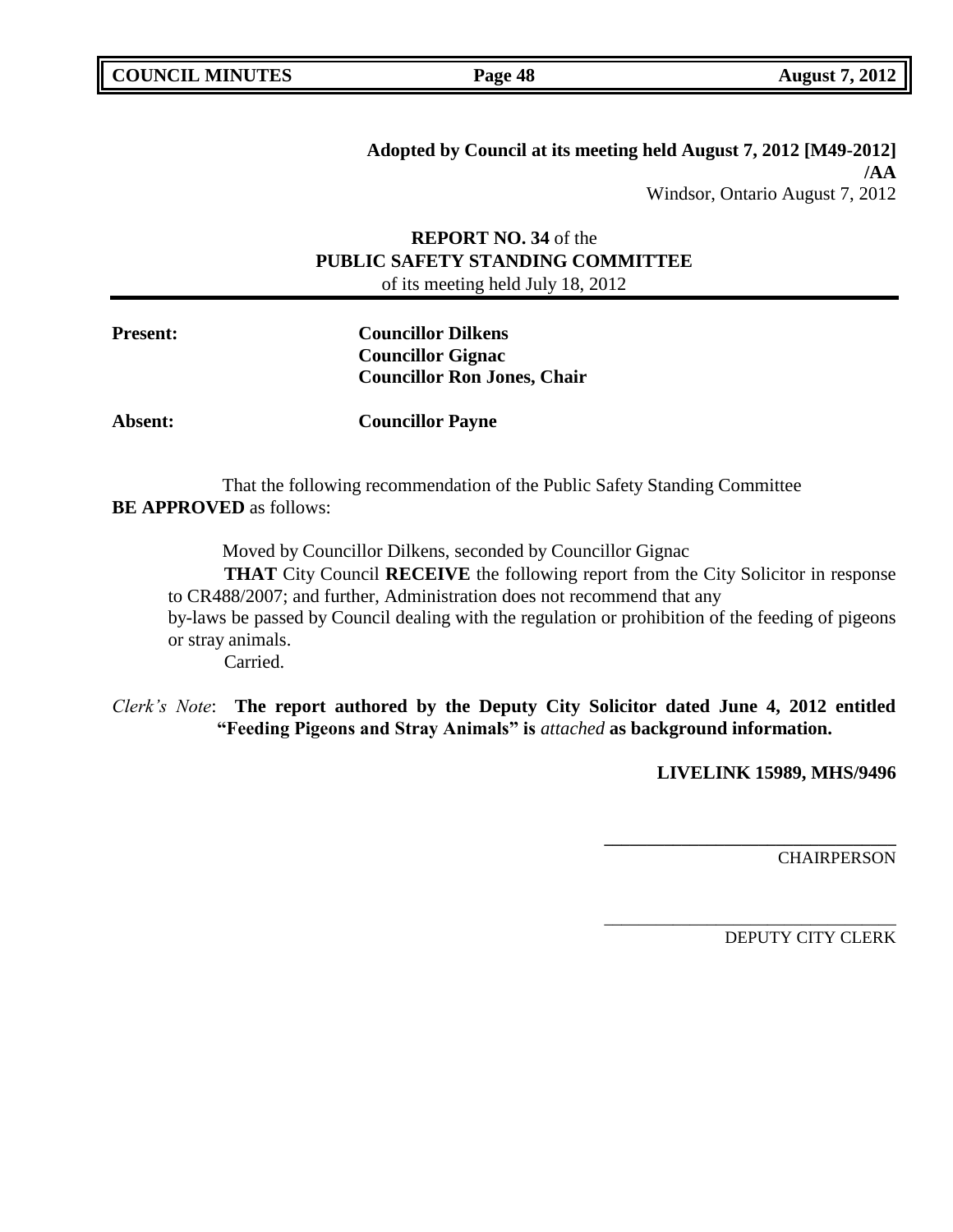**Adopted by Council at its meeting held August 7, 2012 [M49-2012] /AA**

Windsor, Ontario August 7, 2012

**REPORT NO. 34** of the
**PUBLIC SAFETY STANDING COMMITTEE**
of its meeting held July 18, 2012

**Present:** **Councillor Dilkens**
**Councillor Gignac**
**Councillor Ron Jones, Chair**

**Absent:** **Councillor Payne**

That the following recommendation of the Public Safety Standing Committee **BE APPROVED** as follows:

Moved by Councillor Dilkens, seconded by Councillor Gignac

**THAT** City Council **RECEIVE** the following report from the City Solicitor in response to CR488/2007; and further, Administration does not recommend that any by-laws be passed by Council dealing with the regulation or prohibition of the feeding of pigeons or stray animals.

Carried.

*Clerk's Note*: **The report authored by the Deputy City Solicitor dated June 4, 2012 entitled "Feeding Pigeons and Stray Animals" is** *attached* **as background information.**

**LIVELINK 15989, MHS/9496**

\_\_\_\_\_\_\_\_\_\_\_\_\_\_\_\_\_\_\_\_\_\_\_\_\_\_\_\_\_\_\_\_
CHAIRPERSON

\_\_\_\_\_\_\_\_\_\_\_\_\_\_\_\_\_\_\_\_\_\_\_\_\_\_\_\_\_\_\_\_
DEPUTY CITY CLERK